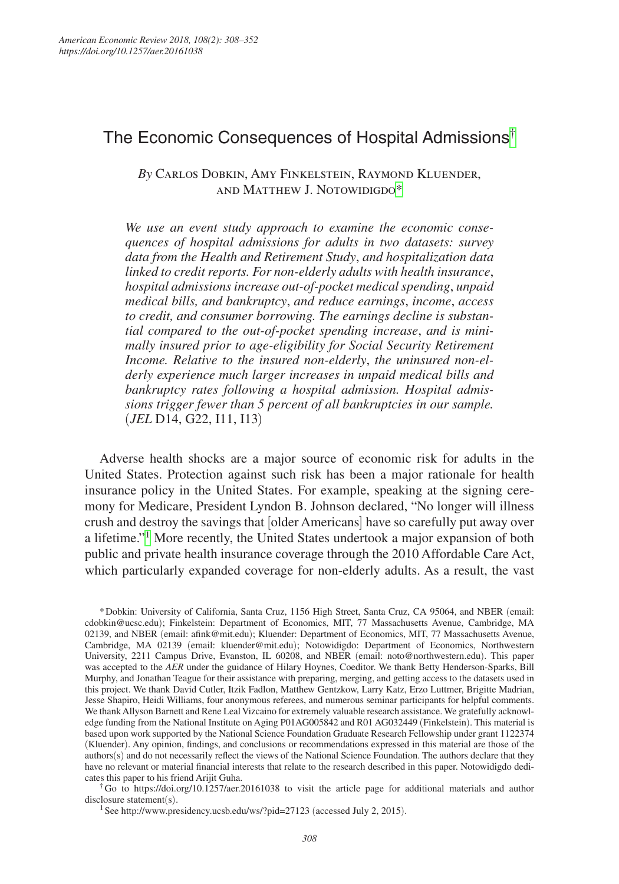# The Economic Consequences of Hospital Admissions[†]

*By* Carlos Dobkin, Amy Finkelstein, Raymond Kluender, and Matthew J. Notowidigdo[*]

*We use an event study approach to examine the economic consequences of hospital admissions for adults in two datasets: survey data from the Health and Retirement Study, and hospitalization data linked to credit reports. For non-elderly adults with health insurance, hospital admissions increase out-of-pocket medical spending, unpaid medical bills, and bankruptcy, and reduce earnings, income, access to credit, and consumer borrowing. The earnings decline is substantial compared to the out-of-pocket spending increase, and is minimally insured prior to age-eligibility for Social Security Retirement Income. Relative to the insured non-elderly, the uninsured non-elderly experience much larger increases in unpaid medical bills and bankruptcy rates following a hospital admission. Hospital admissions trigger fewer than 5 percent of all bankruptcies in our sample.* (*JEL* D14, G22, I11, I13)

Adverse health shocks are a major source of economic risk for adults in the United States. Protection against such risk has been a major rationale for health insurance policy in the United States. For example, speaking at the signing ceremony for Medicare, President Lyndon B. Johnson declared, "No longer will illness crush and destroy the savings that [older Americans] have so carefully put away over a lifetime."[1] More recently, the United States undertook a major expansion of both public and private health insurance coverage through the 2010 Affordable Care Act, which particularly expanded coverage for non-elderly adults. As a result, the vast

*Dobkin: University of California, Santa Cruz, 1156 High Street, Santa Cruz, CA 95064, and NBER (email: cdobkin@ucsc.edu); Finkelstein: Department of Economics, MIT, 77 Massachusetts Avenue, Cambridge, MA 02139, and NBER (email: afink@mit.edu); Kluender: Department of Economics, MIT, 77 Massachusetts Avenue, Cambridge, MA 02139 (email: kluender@mit.edu); Notowidigdo: Department of Economics, Northwestern University, 2211 Campus Drive, Evanston, IL 60208, and NBER (email: noto@northwestern.edu). This paper was accepted to the *AER* under the guidance of Hilary Hoynes, Coeditor. We thank Betty Henderson-Sparks, Bill Murphy, and Jonathan Teague for their assistance with preparing, merging, and getting access to the datasets used in this project. We thank David Cutler, Itzik Fadlon, Matthew Gentzkow, Larry Katz, Erzo Luttmer, Brigitte Madrian, Jesse Shapiro, Heidi Williams, four anonymous referees, and numerous seminar participants for helpful comments. We thank Allyson Barnett and Rene Leal Vizcaino for extremely valuable research assistance. We gratefully acknowledge funding from the National Institute on Aging P01AG005842 and R01 AG032449 (Finkelstein). This material is based upon work supported by the National Science Foundation Graduate Research Fellowship under grant 1122374 (Kluender). Any opinion, findings, and conclusions or recommendations expressed in this material are those of the authors(s) and do not necessarily reflect the views of the National Science Foundation. The authors declare that they have no relevant or material financial interests that relate to the research described in this paper. Notowidigdo dedicates this paper to his friend Arijit Guha.

[†]Go to https://doi.org/10.1257/aer.20161038 to visit the article page for additional materials and author disclosure statement(s).

[1]See http://www.presidency.ucsb.edu/ws/?pid=27123 (accessed July 2, 2015).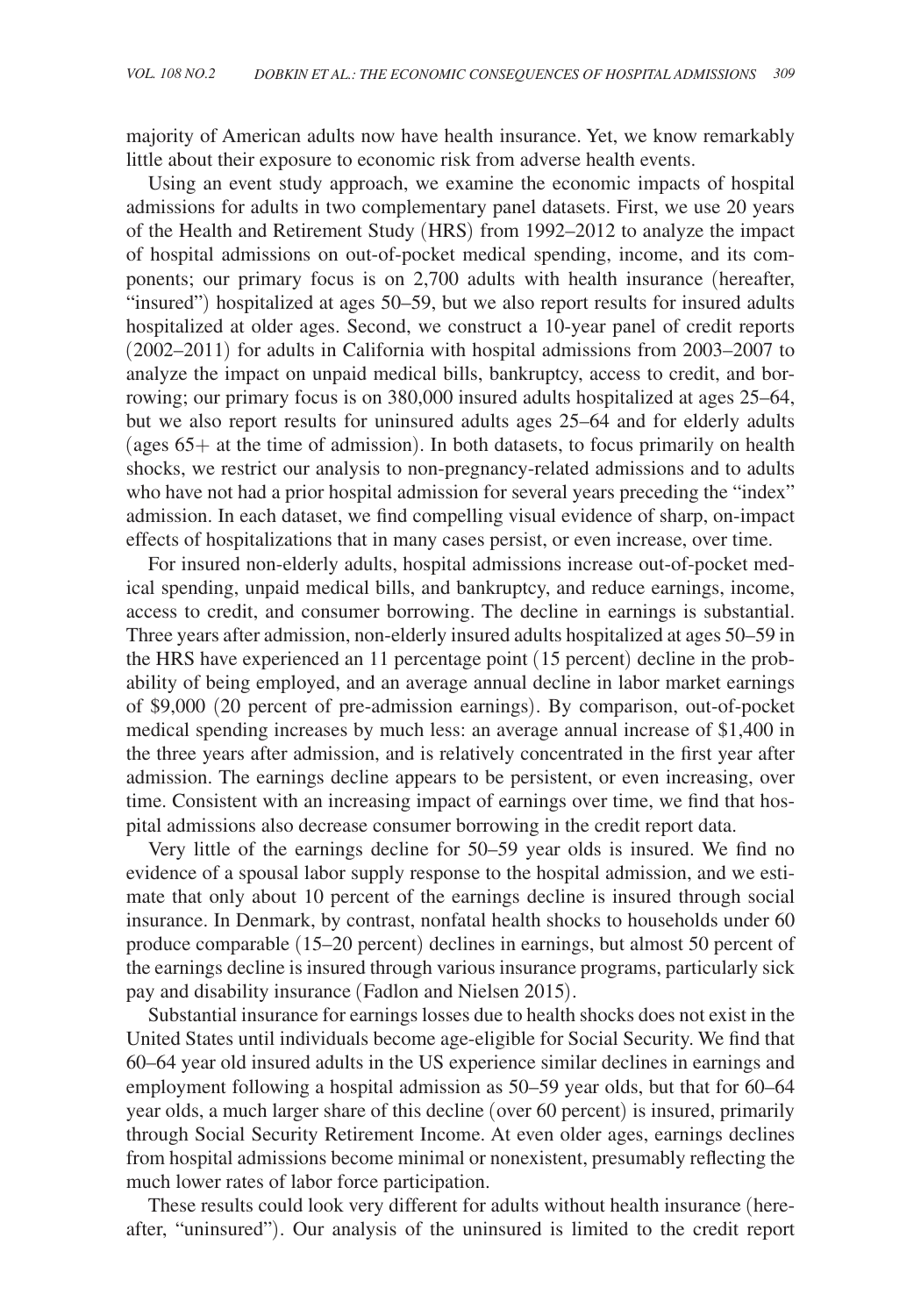majority of American adults now have health insurance. Yet, we know remarkably little about their exposure to economic risk from adverse health events.

Using an event study approach, we examine the economic impacts of hospital admissions for adults in two complementary panel datasets. First, we use 20 years of the Health and Retirement Study (HRS) from 1992–2012 to analyze the impact of hospital admissions on out-of-pocket medical spending, income, and its components; our primary focus is on 2,700 adults with health insurance (hereafter, "insured") hospitalized at ages 50–59, but we also report results for insured adults hospitalized at older ages. Second, we construct a 10-year panel of credit reports (2002–2011) for adults in California with hospital admissions from 2003–2007 to analyze the impact on unpaid medical bills, bankruptcy, access to credit, and borrowing; our primary focus is on 380,000 insured adults hospitalized at ages 25–64, but we also report results for uninsured adults ages 25–64 and for elderly adults (ages 65+ at the time of admission). In both datasets, to focus primarily on health shocks, we restrict our analysis to non-pregnancy-related admissions and to adults who have not had a prior hospital admission for several years preceding the "index" admission. In each dataset, we find compelling visual evidence of sharp, on-impact effects of hospitalizations that in many cases persist, or even increase, over time.

For insured non-elderly adults, hospital admissions increase out-of-pocket medical spending, unpaid medical bills, and bankruptcy, and reduce earnings, income, access to credit, and consumer borrowing. The decline in earnings is substantial. Three years after admission, non-elderly insured adults hospitalized at ages 50–59 in the HRS have experienced an 11 percentage point (15 percent) decline in the probability of being employed, and an average annual decline in labor market earnings of \$9,000 (20 percent of pre-admission earnings). By comparison, out-of-pocket medical spending increases by much less: an average annual increase of \$1,400 in the three years after admission, and is relatively concentrated in the first year after admission. The earnings decline appears to be persistent, or even increasing, over time. Consistent with an increasing impact of earnings over time, we find that hospital admissions also decrease consumer borrowing in the credit report data.

Very little of the earnings decline for 50–59 year olds is insured. We find no evidence of a spousal labor supply response to the hospital admission, and we estimate that only about 10 percent of the earnings decline is insured through social insurance. In Denmark, by contrast, nonfatal health shocks to households under 60 produce comparable (15–20 percent) declines in earnings, but almost 50 percent of the earnings decline is insured through various insurance programs, particularly sick pay and disability insurance (Fadlon and Nielsen 2015).

Substantial insurance for earnings losses due to health shocks does not exist in the United States until individuals become age-eligible for Social Security. We find that 60–64 year old insured adults in the US experience similar declines in earnings and employment following a hospital admission as 50–59 year olds, but that for 60–64 year olds, a much larger share of this decline (over 60 percent) is insured, primarily through Social Security Retirement Income. At even older ages, earnings declines from hospital admissions become minimal or nonexistent, presumably reflecting the much lower rates of labor force participation.

These results could look very different for adults without health insurance (hereafter, "uninsured"). Our analysis of the uninsured is limited to the credit report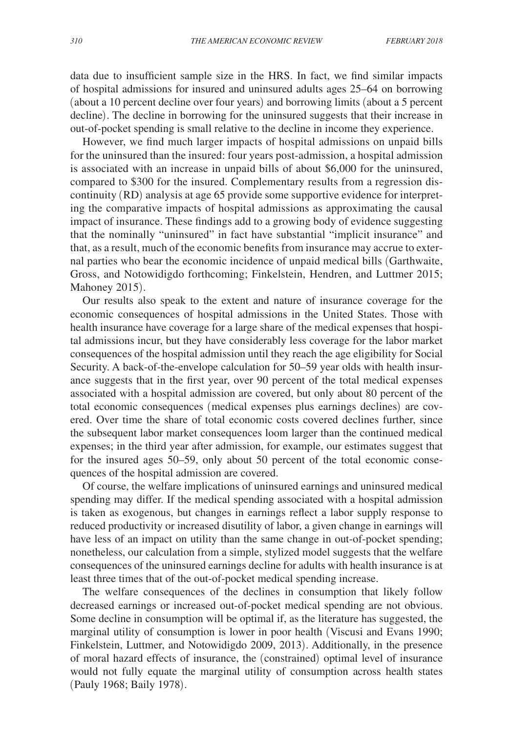data due to insufficient sample size in the HRS. In fact, we find similar impacts of hospital admissions for insured and uninsured adults ages 25–64 on borrowing (about a 10 percent decline over four years) and borrowing limits (about a 5 percent decline). The decline in borrowing for the uninsured suggests that their increase in out-of-pocket spending is small relative to the decline in income they experience.

However, we find much larger impacts of hospital admissions on unpaid bills for the uninsured than the insured: four years post-admission, a hospital admission is associated with an increase in unpaid bills of about \$6,000 for the uninsured, compared to \$300 for the insured. Complementary results from a regression discontinuity (RD) analysis at age 65 provide some supportive evidence for interpreting the comparative impacts of hospital admissions as approximating the causal impact of insurance. These findings add to a growing body of evidence suggesting that the nominally "uninsured" in fact have substantial "implicit insurance" and that, as a result, much of the economic benefits from insurance may accrue to external parties who bear the economic incidence of unpaid medical bills (Garthwaite, Gross, and Notowidigdo forthcoming; Finkelstein, Hendren, and Luttmer 2015; Mahoney 2015).

Our results also speak to the extent and nature of insurance coverage for the economic consequences of hospital admissions in the United States. Those with health insurance have coverage for a large share of the medical expenses that hospital admissions incur, but they have considerably less coverage for the labor market consequences of the hospital admission until they reach the age eligibility for Social Security. A back-of-the-envelope calculation for 50–59 year olds with health insurance suggests that in the first year, over 90 percent of the total medical expenses associated with a hospital admission are covered, but only about 80 percent of the total economic consequences (medical expenses plus earnings declines) are covered. Over time the share of total economic costs covered declines further, since the subsequent labor market consequences loom larger than the continued medical expenses; in the third year after admission, for example, our estimates suggest that for the insured ages 50–59, only about 50 percent of the total economic consequences of the hospital admission are covered.

Of course, the welfare implications of uninsured earnings and uninsured medical spending may differ. If the medical spending associated with a hospital admission is taken as exogenous, but changes in earnings reflect a labor supply response to reduced productivity or increased disutility of labor, a given change in earnings will have less of an impact on utility than the same change in out-of-pocket spending; nonetheless, our calculation from a simple, stylized model suggests that the welfare consequences of the uninsured earnings decline for adults with health insurance is at least three times that of the out-of-pocket medical spending increase.

The welfare consequences of the declines in consumption that likely follow decreased earnings or increased out-of-pocket medical spending are not obvious. Some decline in consumption will be optimal if, as the literature has suggested, the marginal utility of consumption is lower in poor health (Viscusi and Evans 1990; Finkelstein, Luttmer, and Notowidigdo 2009, 2013). Additionally, in the presence of moral hazard effects of insurance, the (constrained) optimal level of insurance would not fully equate the marginal utility of consumption across health states (Pauly 1968; Baily 1978).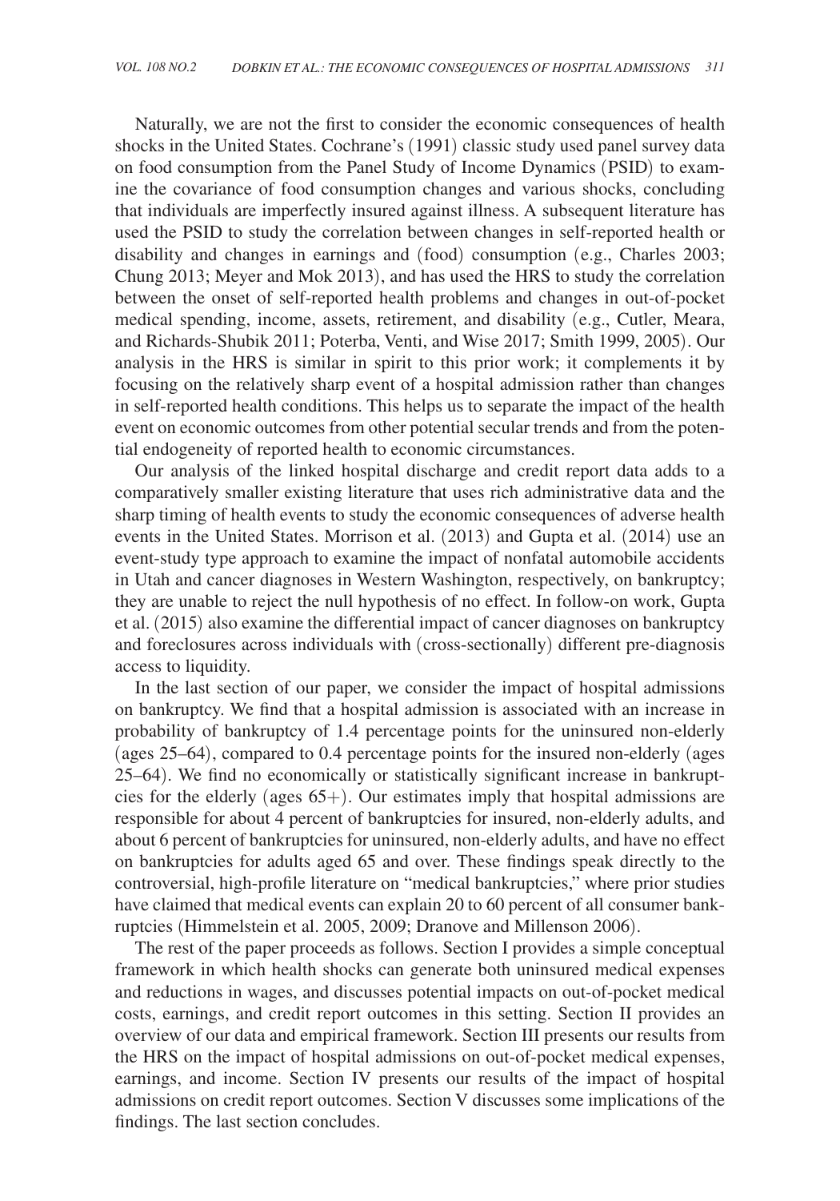Naturally, we are not the first to consider the economic consequences of health shocks in the United States. Cochrane's (1991) classic study used panel survey data on food consumption from the Panel Study of Income Dynamics (PSID) to examine the covariance of food consumption changes and various shocks, concluding that individuals are imperfectly insured against illness. A subsequent literature has used the PSID to study the correlation between changes in self-reported health or disability and changes in earnings and (food) consumption (e.g., Charles 2003; Chung 2013; Meyer and Mok 2013), and has used the HRS to study the correlation between the onset of self-reported health problems and changes in out-of-pocket medical spending, income, assets, retirement, and disability (e.g., Cutler, Meara, and Richards-Shubik 2011; Poterba, Venti, and Wise 2017; Smith 1999, 2005). Our analysis in the HRS is similar in spirit to this prior work; it complements it by focusing on the relatively sharp event of a hospital admission rather than changes in self-reported health conditions. This helps us to separate the impact of the health event on economic outcomes from other potential secular trends and from the potential endogeneity of reported health to economic circumstances.

Our analysis of the linked hospital discharge and credit report data adds to a comparatively smaller existing literature that uses rich administrative data and the sharp timing of health events to study the economic consequences of adverse health events in the United States. Morrison et al. (2013) and Gupta et al. (2014) use an event-study type approach to examine the impact of nonfatal automobile accidents in Utah and cancer diagnoses in Western Washington, respectively, on bankruptcy; they are unable to reject the null hypothesis of no effect. In follow-on work, Gupta et al. (2015) also examine the differential impact of cancer diagnoses on bankruptcy and foreclosures across individuals with (cross-sectionally) different pre-diagnosis access to liquidity.

In the last section of our paper, we consider the impact of hospital admissions on bankruptcy. We find that a hospital admission is associated with an increase in probability of bankruptcy of 1.4 percentage points for the uninsured non-elderly (ages 25–64), compared to 0.4 percentage points for the insured non-elderly (ages 25–64). We find no economically or statistically significant increase in bankruptcies for the elderly (ages 65+). Our estimates imply that hospital admissions are responsible for about 4 percent of bankruptcies for insured, non-elderly adults, and about 6 percent of bankruptcies for uninsured, non-elderly adults, and have no effect on bankruptcies for adults aged 65 and over. These findings speak directly to the controversial, high-profile literature on "medical bankruptcies," where prior studies have claimed that medical events can explain 20 to 60 percent of all consumer bankruptcies (Himmelstein et al. 2005, 2009; Dranove and Millenson 2006).

The rest of the paper proceeds as follows. Section I provides a simple conceptual framework in which health shocks can generate both uninsured medical expenses and reductions in wages, and discusses potential impacts on out-of-pocket medical costs, earnings, and credit report outcomes in this setting. Section II provides an overview of our data and empirical framework. Section III presents our results from the HRS on the impact of hospital admissions on out-of-pocket medical expenses, earnings, and income. Section IV presents our results of the impact of hospital admissions on credit report outcomes. Section V discusses some implications of the findings. The last section concludes.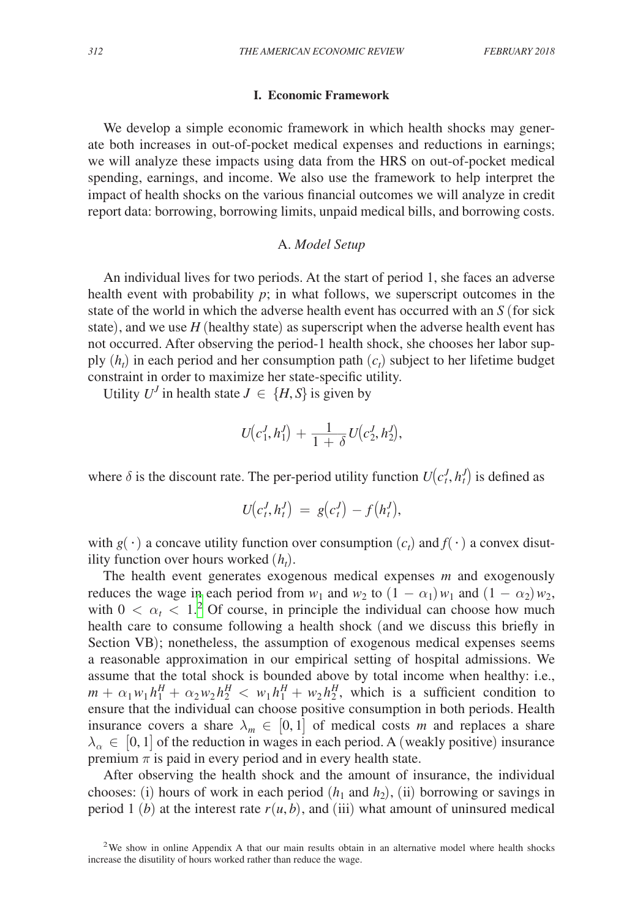## I. Economic Framework

We develop a simple economic framework in which health shocks may generate both increases in out-of-pocket medical expenses and reductions in earnings; we will analyze these impacts using data from the HRS on out-of-pocket medical spending, earnings, and income. We also use the framework to help interpret the impact of health shocks on the various financial outcomes we will analyze in credit report data: borrowing, borrowing limits, unpaid medical bills, and borrowing costs.

### A. *Model Setup*

An individual lives for two periods. At the start of period 1, she faces an adverse health event with probability $p$; in what follows, we superscript outcomes in the state of the world in which the adverse health event has occurred with an $S$ (for sick state), and we use $H$ (healthy state) as superscript when the adverse health event has not occurred. After observing the period-1 health shock, she chooses her labor supply $(h_t)$ in each period and her consumption path $(c_t)$ subject to her lifetime budget constraint in order to maximize her state-specific utility.

Utility $U^J$ in health state $J \in \{H, S\}$ is given by

$$U\left(c_1^J, h_1^J\right) + \frac{1}{1+\delta} U\left(c_2^J, h_2^J\right),$$

where $\delta$ is the discount rate. The per-period utility function $U\left(c_t^J, h_t^J\right)$ is defined as

$$U\left(c_t^J, h_t^J\right) = g\left(c_t^J\right) - f\left(h_t^J\right),$$

with $g(\cdot)$ a concave utility function over consumption $(c_t)$ and $f(\cdot)$ a convex disutility function over hours worked $(h_t)$.

The health event generates exogenous medical expenses $m$ and exogenously reduces the wage in each period from $w_1$ and $w_2$ to $(1-\alpha_1)w_1$ and $(1-\alpha_2)w_2$, with $0 < \alpha_t < 1$.[2] Of course, in principle the individual can choose how much health care to consume following a health shock (and we discuss this briefly in Section VB); nonetheless, the assumption of exogenous medical expenses seems a reasonable approximation in our empirical setting of hospital admissions. We assume that the total shock is bounded above by total income when healthy: i.e., $m + \alpha_1 w_1 h_1^H + \alpha_2 w_2 h_2^H < w_1 h_1^H + w_2 h_2^H$, which is a sufficient condition to ensure that the individual can choose positive consumption in both periods. Health insurance covers a share $\lambda_m \in [0,1]$ of medical costs $m$ and replaces a share $\lambda_\alpha \in [0,1]$ of the reduction in wages in each period. A (weakly positive) insurance premium $\pi$ is paid in every period and in every health state.

After observing the health shock and the amount of insurance, the individual chooses: (i) hours of work in each period ($h_1$ and $h_2$), (ii) borrowing or savings in period 1 ($b$) at the interest rate $r(u,b)$, and (iii) what amount of uninsured medical

[2] We show in online Appendix A that our main results obtain in an alternative model where health shocks increase the disutility of hours worked rather than reduce the wage.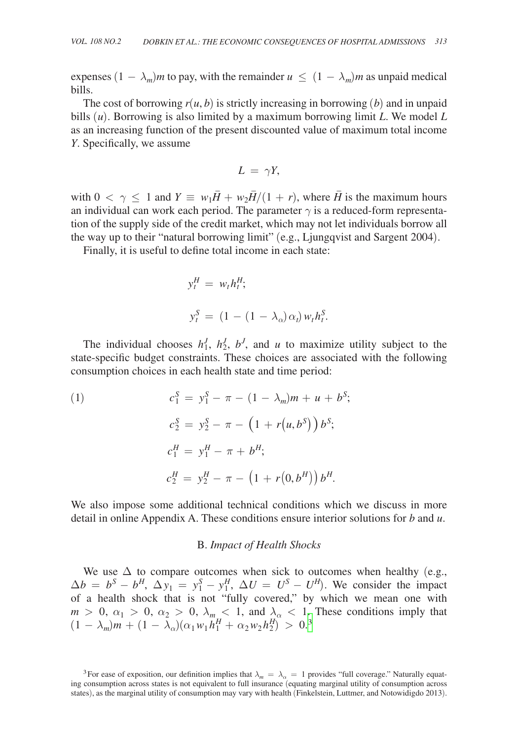expenses $(1 - \lambda_m)m$ to pay, with the remainder $u \leq (1 - \lambda_m)m$ as unpaid medical bills.

The cost of borrowing $r(u, b)$ is strictly increasing in borrowing $(b)$ and in unpaid bills $(u)$. Borrowing is also limited by a maximum borrowing limit $L$. We model $L$ as an increasing function of the present discounted value of maximum total income $Y$. Specifically, we assume

$$L = \gamma Y,$$

with $0 < \gamma \leq 1$ and $Y \equiv w_1 \bar{H} + w_2 \bar{H}/(1 + r)$, where $\bar{H}$ is the maximum hours an individual can work each period. The parameter $\gamma$ is a reduced-form representation of the supply side of the credit market, which may not let individuals borrow all the way up to their "natural borrowing limit" (e.g., Ljungqvist and Sargent 2004).

Finally, it is useful to define total income in each state:

$$y_t^H = w_t h_t^H;$$

$$y_t^S = (1 - (1 - \lambda_\alpha)\alpha_t) w_t h_t^S.$$

The individual chooses $h_1^J$, $h_2^J$, $b^J$, and $u$ to maximize utility subject to the state-specific budget constraints. These choices are associated with the following consumption choices in each health state and time period:

$$
\begin{aligned}
(1) \qquad c_1^S &= y_1^S - \pi - (1 - \lambda_m)m + u + b^S; \\
c_2^S &= y_2^S - \pi - \left(1 + r\left(u, b^S\right)\right) b^S; \\
c_1^H &= y_1^H - \pi + b^H; \\
c_2^H &= y_2^H - \pi - \left(1 + r\left(0, b^H\right)\right) b^H.
\end{aligned}
$$

We also impose some additional technical conditions which we discuss in more detail in online Appendix A. These conditions ensure interior solutions for $b$ and $u$.

### B. *Impact of Health Shocks*

We use $\Delta$ to compare outcomes when sick to outcomes when healthy (e.g., $\Delta b = b^S - b^H$, $\Delta y_1 = y_1^S - y_1^H$, $\Delta U = U^S - U^H$). We consider the impact of a health shock that is not "fully covered," by which we mean one with $m > 0$, $\alpha_1 > 0$, $\alpha_2 > 0$, $\lambda_m < 1$, and $\lambda_\alpha < 1$. These conditions imply that $(1 - \lambda_m)m + (1 - \lambda_\alpha)(\alpha_1 w_1 h_1^H + \alpha_2 w_2 h_2^H) > 0$.[3]

[3] For ease of exposition, our definition implies that $\lambda_m = \lambda_\alpha = 1$ provides "full coverage." Naturally equating consumption across states is not equivalent to full insurance (equating marginal utility of consumption across states), as the marginal utility of consumption may vary with health (Finkelstein, Luttmer, and Notowidigdo 2013).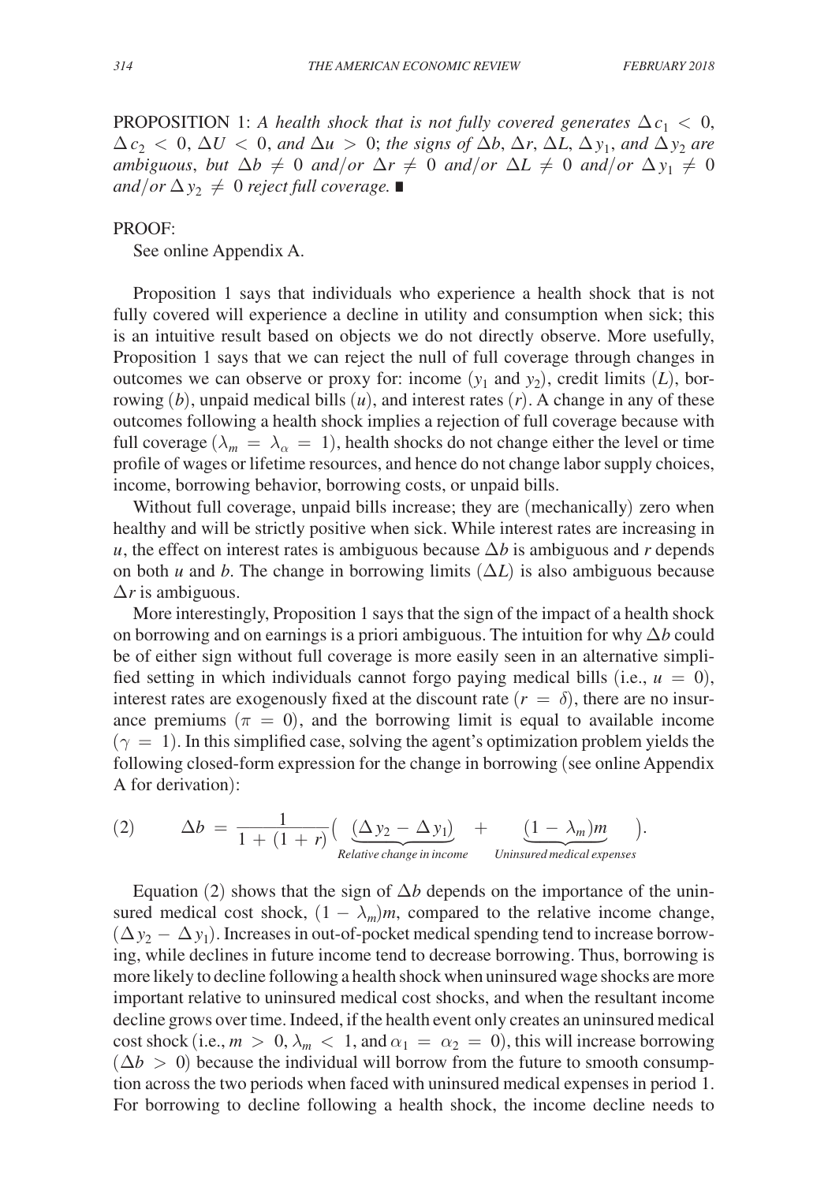PROPOSITION 1: *A health shock that is not fully covered generates* $\Delta c_1 < 0$, $\Delta c_2 < 0$, $\Delta U < 0$, *and* $\Delta u > 0$; *the signs of* $\Delta b$, $\Delta r$, $\Delta L$, $\Delta y_1$, *and* $\Delta y_2$ *are ambiguous, but* $\Delta b \neq 0$ *and/or* $\Delta r \neq 0$ *and/or* $\Delta L \neq 0$ *and/or* $\Delta y_1 \neq 0$ *and/or* $\Delta y_2 \neq 0$ *reject full coverage.* ∎

PROOF:

See online Appendix A.

Proposition 1 says that individuals who experience a health shock that is not fully covered will experience a decline in utility and consumption when sick; this is an intuitive result based on objects we do not directly observe. More usefully, Proposition 1 says that we can reject the null of full coverage through changes in outcomes we can observe or proxy for: income ($y_1$ and $y_2$), credit limits ($L$), borrowing ($b$), unpaid medical bills ($u$), and interest rates ($r$). A change in any of these outcomes following a health shock implies a rejection of full coverage because with full coverage ($\lambda_m = \lambda_\alpha = 1$), health shocks do not change either the level or time profile of wages or lifetime resources, and hence do not change labor supply choices, income, borrowing behavior, borrowing costs, or unpaid bills.

Without full coverage, unpaid bills increase; they are (mechanically) zero when healthy and will be strictly positive when sick. While interest rates are increasing in $u$, the effect on interest rates is ambiguous because $\Delta b$ is ambiguous and $r$ depends on both $u$ and $b$. The change in borrowing limits ($\Delta L$) is also ambiguous because $\Delta r$ is ambiguous.

More interestingly, Proposition 1 says that the sign of the impact of a health shock on borrowing and on earnings is a priori ambiguous. The intuition for why $\Delta b$ could be of either sign without full coverage is more easily seen in an alternative simplified setting in which individuals cannot forgo paying medical bills (i.e., $u = 0$), interest rates are exogenously fixed at the discount rate ($r = \delta$), there are no insurance premiums ($\pi = 0$), and the borrowing limit is equal to available income ($\gamma = 1$). In this simplified case, solving the agent's optimization problem yields the following closed-form expression for the change in borrowing (see online Appendix A for derivation):

$$\Delta b = \frac{1}{1 + (1+r)} \Big( \underbrace{(\Delta y_2 - \Delta y_1)}_{\textit{Relative change in income}} + \underbrace{(1 - \lambda_m) m}_{\textit{Uninsured medical expenses}} \Big). \tag{2}$$

Equation (2) shows that the sign of $\Delta b$ depends on the importance of the uninsured medical cost shock, $(1 - \lambda_m)m$, compared to the relative income change, $(\Delta y_2 - \Delta y_1)$. Increases in out-of-pocket medical spending tend to increase borrowing, while declines in future income tend to decrease borrowing. Thus, borrowing is more likely to decline following a health shock when uninsured wage shocks are more important relative to uninsured medical cost shocks, and when the resultant income decline grows over time. Indeed, if the health event only creates an uninsured medical cost shock (i.e., $m > 0$, $\lambda_m < 1$, and $\alpha_1 = \alpha_2 = 0$), this will increase borrowing ($\Delta b > 0$) because the individual will borrow from the future to smooth consumption across the two periods when faced with uninsured medical expenses in period 1. For borrowing to decline following a health shock, the income decline needs to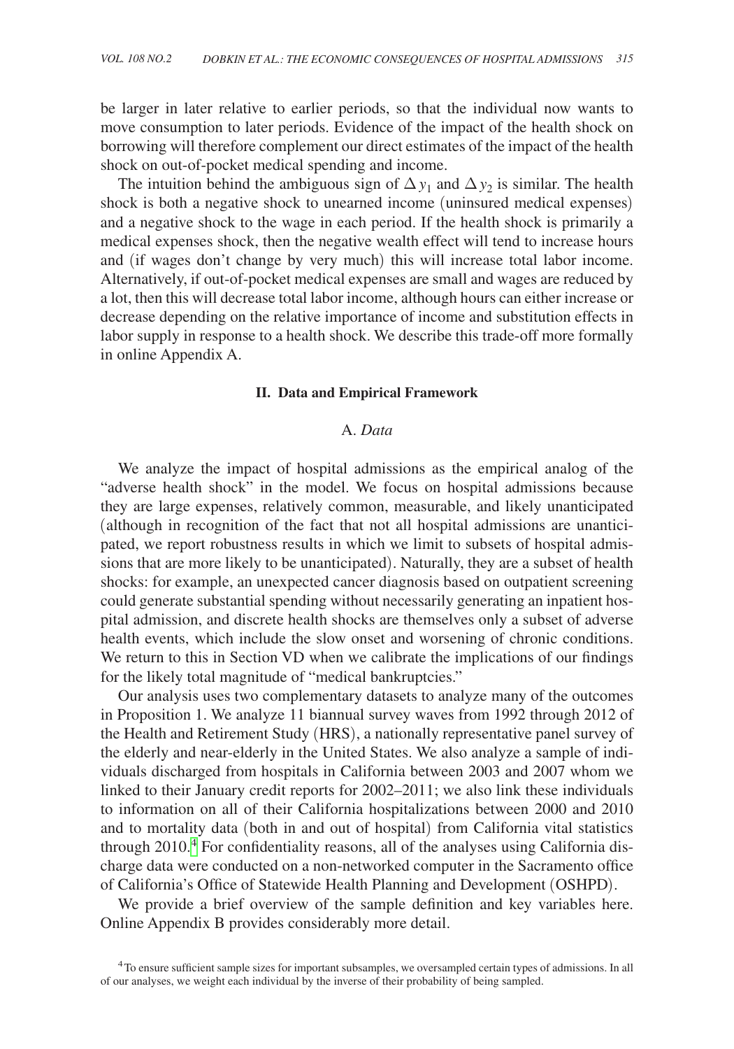be larger in later relative to earlier periods, so that the individual now wants to move consumption to later periods. Evidence of the impact of the health shock on borrowing will therefore complement our direct estimates of the impact of the health shock on out-of-pocket medical spending and income.

The intuition behind the ambiguous sign of $\Delta y_1$ and $\Delta y_2$ is similar. The health shock is both a negative shock to unearned income (uninsured medical expenses) and a negative shock to the wage in each period. If the health shock is primarily a medical expenses shock, then the negative wealth effect will tend to increase hours and (if wages don't change by very much) this will increase total labor income. Alternatively, if out-of-pocket medical expenses are small and wages are reduced by a lot, then this will decrease total labor income, although hours can either increase or decrease depending on the relative importance of income and substitution effects in labor supply in response to a health shock. We describe this trade-off more formally in online Appendix A.

## II. Data and Empirical Framework

### A. *Data*

We analyze the impact of hospital admissions as the empirical analog of the "adverse health shock" in the model. We focus on hospital admissions because they are large expenses, relatively common, measurable, and likely unanticipated (although in recognition of the fact that not all hospital admissions are unanticipated, we report robustness results in which we limit to subsets of hospital admissions that are more likely to be unanticipated). Naturally, they are a subset of health shocks: for example, an unexpected cancer diagnosis based on outpatient screening could generate substantial spending without necessarily generating an inpatient hospital admission, and discrete health shocks are themselves only a subset of adverse health events, which include the slow onset and worsening of chronic conditions. We return to this in Section VD when we calibrate the implications of our findings for the likely total magnitude of "medical bankruptcies."

Our analysis uses two complementary datasets to analyze many of the outcomes in Proposition 1. We analyze 11 biannual survey waves from 1992 through 2012 of the Health and Retirement Study (HRS), a nationally representative panel survey of the elderly and near-elderly in the United States. We also analyze a sample of individuals discharged from hospitals in California between 2003 and 2007 whom we linked to their January credit reports for 2002–2011; we also link these individuals to information on all of their California hospitalizations between 2000 and 2010 and to mortality data (both in and out of hospital) from California vital statistics through 2010.[4] For confidentiality reasons, all of the analyses using California discharge data were conducted on a non-networked computer in the Sacramento office of California's Office of Statewide Health Planning and Development (OSHPD).

We provide a brief overview of the sample definition and key variables here. Online Appendix B provides considerably more detail.

[4] To ensure sufficient sample sizes for important subsamples, we oversampled certain types of admissions. In all of our analyses, we weight each individual by the inverse of their probability of being sampled.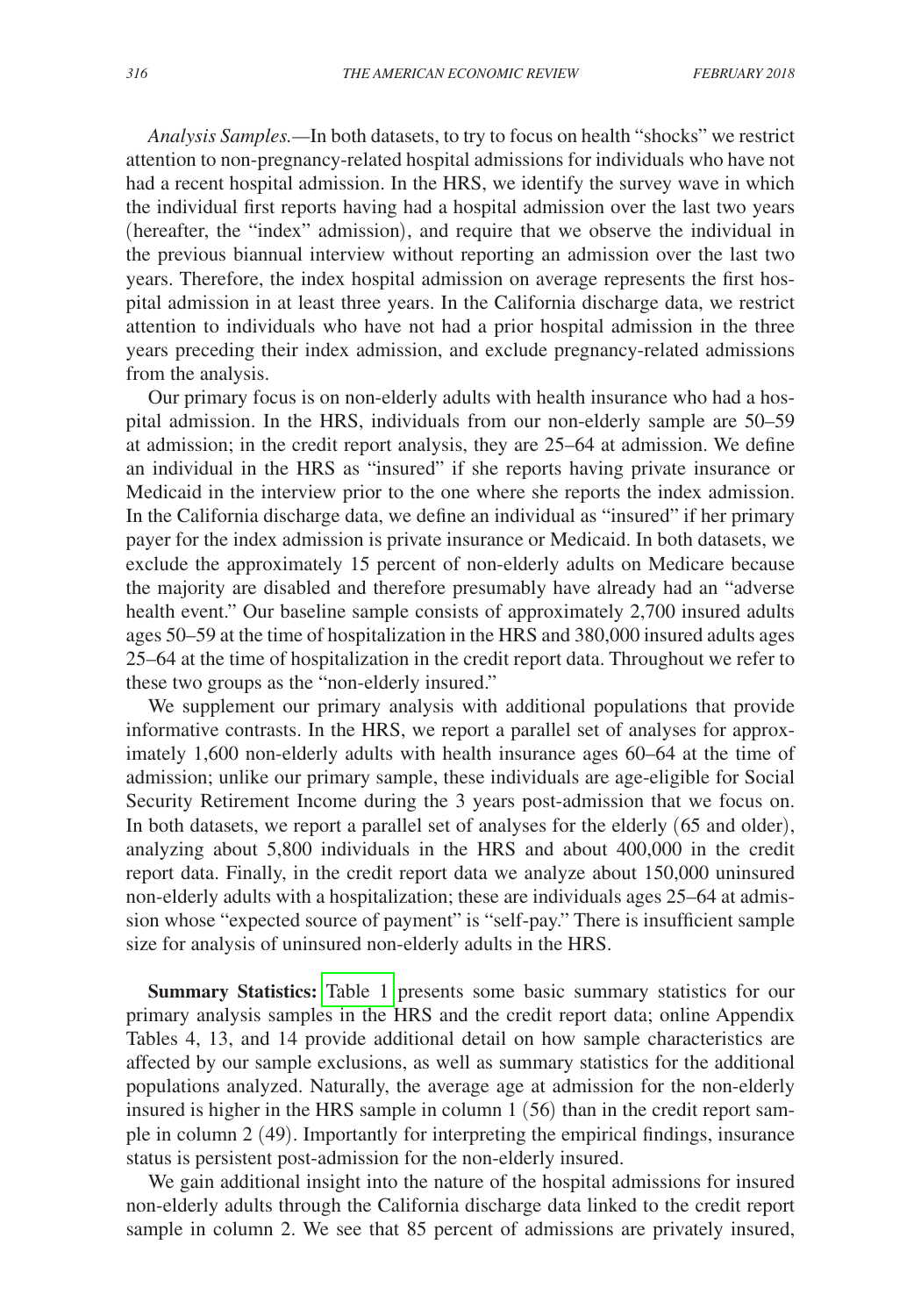*Analysis Samples.*—In both datasets, to try to focus on health "shocks" we restrict attention to non-pregnancy-related hospital admissions for individuals who have not had a recent hospital admission. In the HRS, we identify the survey wave in which the individual first reports having had a hospital admission over the last two years (hereafter, the "index" admission), and require that we observe the individual in the previous biannual interview without reporting an admission over the last two years. Therefore, the index hospital admission on average represents the first hospital admission in at least three years. In the California discharge data, we restrict attention to individuals who have not had a prior hospital admission in the three years preceding their index admission, and exclude pregnancy-related admissions from the analysis.

Our primary focus is on non-elderly adults with health insurance who had a hospital admission. In the HRS, individuals from our non-elderly sample are 50–59 at admission; in the credit report analysis, they are 25–64 at admission. We define an individual in the HRS as "insured" if she reports having private insurance or Medicaid in the interview prior to the one where she reports the index admission. In the California discharge data, we define an individual as "insured" if her primary payer for the index admission is private insurance or Medicaid. In both datasets, we exclude the approximately 15 percent of non-elderly adults on Medicare because the majority are disabled and therefore presumably have already had an "adverse health event." Our baseline sample consists of approximately 2,700 insured adults ages 50–59 at the time of hospitalization in the HRS and 380,000 insured adults ages 25–64 at the time of hospitalization in the credit report data. Throughout we refer to these two groups as the "non-elderly insured."

We supplement our primary analysis with additional populations that provide informative contrasts. In the HRS, we report a parallel set of analyses for approximately 1,600 non-elderly adults with health insurance ages 60–64 at the time of admission; unlike our primary sample, these individuals are age-eligible for Social Security Retirement Income during the 3 years post-admission that we focus on. In both datasets, we report a parallel set of analyses for the elderly (65 and older), analyzing about 5,800 individuals in the HRS and about 400,000 in the credit report data. Finally, in the credit report data we analyze about 150,000 uninsured non-elderly adults with a hospitalization; these are individuals ages 25–64 at admission whose "expected source of payment" is "self-pay." There is insufficient sample size for analysis of uninsured non-elderly adults in the HRS.

**Summary Statistics:** Table 1 presents some basic summary statistics for our primary analysis samples in the HRS and the credit report data; online Appendix Tables 4, 13, and 14 provide additional detail on how sample characteristics are affected by our sample exclusions, as well as summary statistics for the additional populations analyzed. Naturally, the average age at admission for the non-elderly insured is higher in the HRS sample in column 1 (56) than in the credit report sample in column 2 (49). Importantly for interpreting the empirical findings, insurance status is persistent post-admission for the non-elderly insured.

We gain additional insight into the nature of the hospital admissions for insured non-elderly adults through the California discharge data linked to the credit report sample in column 2. We see that 85 percent of admissions are privately insured,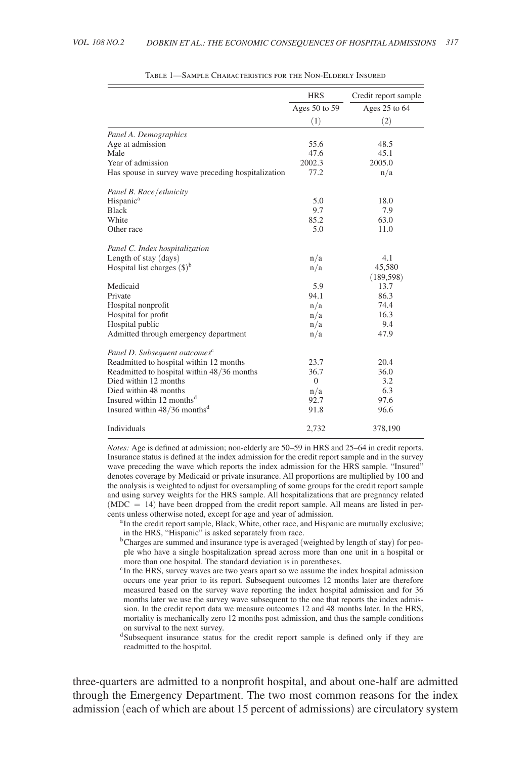Table 1—Sample Characteristics for the Non-Elderly Insured

| | HRS | Credit report sample |
|---|---|---|
| | Ages 50 to 59 | Ages 25 to 64 |
| | (1) | (2) |
| *Panel A. Demographics* | | |
| Age at admission | 55.6 | 48.5 |
| Male | 47.6 | 45.1 |
| Year of admission | 2002.3 | 2005.0 |
| Has spouse in survey wave preceding hospitalization | 77.2 | n/a |
| *Panel B. Race/ethnicity* | | |
| Hispanic[a] | 5.0 | 18.0 |
| Black | 9.7 | 7.9 |
| White | 85.2 | 63.0 |
| Other race | 5.0 | 11.0 |
| *Panel C. Index hospitalization* | | |
| Length of stay (days) | n/a | 4.1 |
| Hospital list charges ($)[b] | n/a | 45,580 |
| | | (189,598) |
| Medicaid | 5.9 | 13.7 |
| Private | 94.1 | 86.3 |
| Hospital nonprofit | n/a | 74.4 |
| Hospital for profit | n/a | 16.3 |
| Hospital public | n/a | 9.4 |
| Admitted through emergency department | n/a | 47.9 |
| *Panel D. Subsequent outcomes*[c] | | |
| Readmitted to hospital within 12 months | 23.7 | 20.4 |
| Readmitted to hospital within 48/36 months | 36.7 | 36.0 |
| Died within 12 months | 0 | 3.2 |
| Died within 48 months | n/a | 6.3 |
| Insured within 12 months[d] | 92.7 | 97.6 |
| Insured within 48/36 months[d] | 91.8 | 96.6 |
| Individuals | 2,732 | 378,190 |

*Notes:* Age is defined at admission; non-elderly are 50–59 in HRS and 25–64 in credit reports. Insurance status is defined at the index admission for the credit report sample and in the survey wave preceding the wave which reports the index admission for the HRS sample. "Insured" denotes coverage by Medicaid or private insurance. All proportions are multiplied by 100 and the analysis is weighted to adjust for oversampling of some groups for the credit report sample and using survey weights for the HRS sample. All hospitalizations that are pregnancy related (MDC = 14) have been dropped from the credit report sample. All means are listed in percents unless otherwise noted, except for age and year of admission.

[a]In the credit report sample, Black, White, other race, and Hispanic are mutually exclusive; in the HRS, "Hispanic" is asked separately from race.

[b]Charges are summed and insurance type is averaged (weighted by length of stay) for people who have a single hospitalization spread across more than one unit in a hospital or more than one hospital. The standard deviation is in parentheses.

[c]In the HRS, survey waves are two years apart so we assume the index hospital admission occurs one year prior to its report. Subsequent outcomes 12 months later are therefore measured based on the survey wave reporting the index hospital admission and for 36 months later we use the survey wave subsequent to the one that reports the index admission. In the credit report data we measure outcomes 12 and 48 months later. In the HRS, mortality is mechanically zero 12 months post admission, and thus the sample conditions on survival to the next survey.

[d]Subsequent insurance status for the credit report sample is defined only if they are readmitted to the hospital.

three-quarters are admitted to a nonprofit hospital, and about one-half are admitted through the Emergency Department. The two most common reasons for the index admission (each of which are about 15 percent of admissions) are circulatory system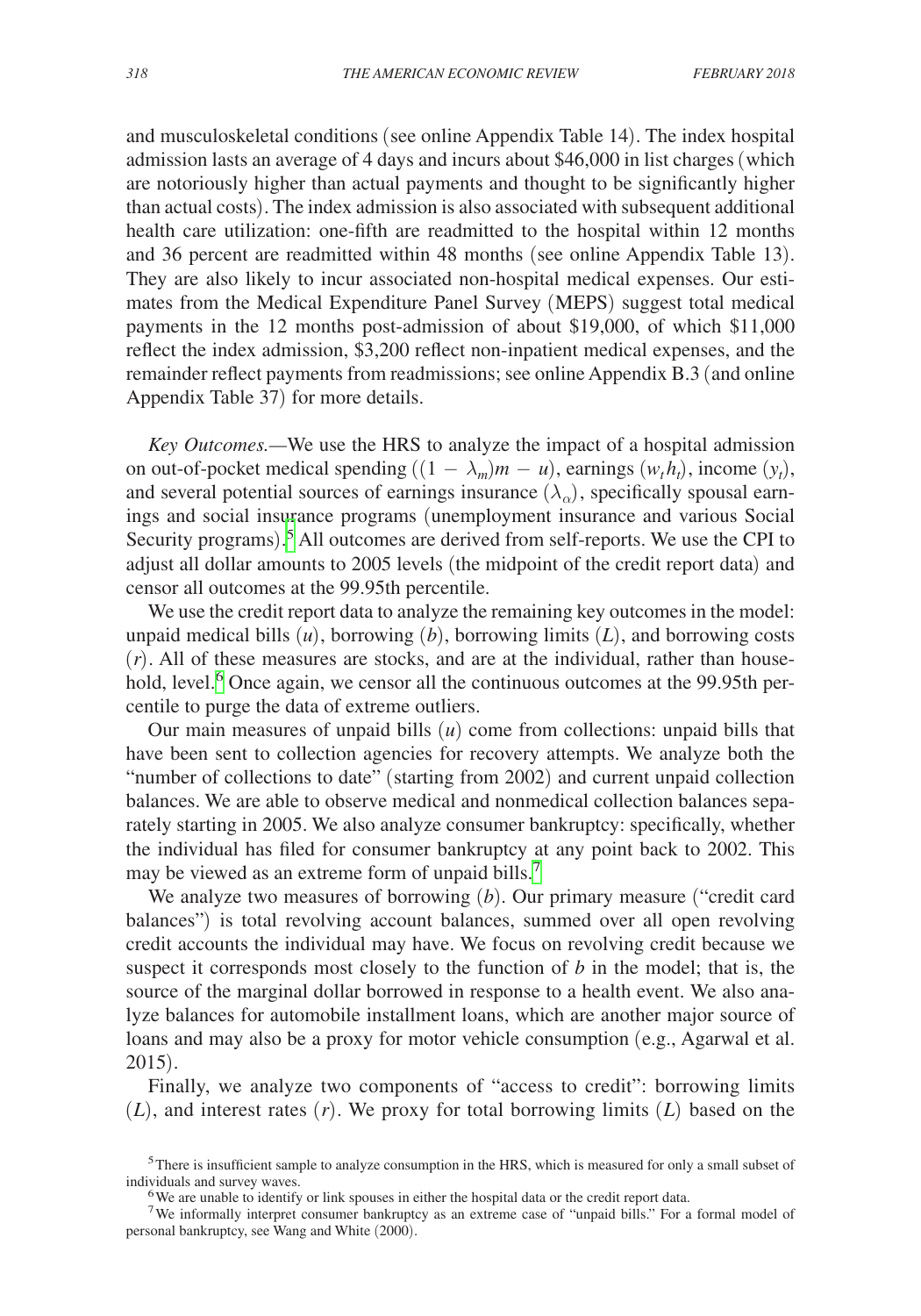and musculoskeletal conditions (see online Appendix Table 14). The index hospital admission lasts an average of 4 days and incurs about \$46,000 in list charges (which are notoriously higher than actual payments and thought to be significantly higher than actual costs). The index admission is also associated with subsequent additional health care utilization: one-fifth are readmitted to the hospital within 12 months and 36 percent are readmitted within 48 months (see online Appendix Table 13). They are also likely to incur associated non-hospital medical expenses. Our estimates from the Medical Expenditure Panel Survey (MEPS) suggest total medical payments in the 12 months post-admission of about \$19,000, of which \$11,000 reflect the index admission, \$3,200 reflect non-inpatient medical expenses, and the remainder reflect payments from readmissions; see online Appendix B.3 (and online Appendix Table 37) for more details.

*Key Outcomes.*—We use the HRS to analyze the impact of a hospital admission on out-of-pocket medical spending ($(1 - \lambda_m)m - u$), earnings ($w_t h_t$), income ($y_t$), and several potential sources of earnings insurance ($\lambda_\alpha$), specifically spousal earnings and social insurance programs (unemployment insurance and various Social Security programs).[5] All outcomes are derived from self-reports. We use the CPI to adjust all dollar amounts to 2005 levels (the midpoint of the credit report data) and censor all outcomes at the 99.95th percentile.

We use the credit report data to analyze the remaining key outcomes in the model: unpaid medical bills ($u$), borrowing ($b$), borrowing limits ($L$), and borrowing costs ($r$). All of these measures are stocks, and are at the individual, rather than household, level.[6] Once again, we censor all the continuous outcomes at the 99.95th percentile to purge the data of extreme outliers.

Our main measures of unpaid bills ($u$) come from collections: unpaid bills that have been sent to collection agencies for recovery attempts. We analyze both the "number of collections to date" (starting from 2002) and current unpaid collection balances. We are able to observe medical and nonmedical collection balances separately starting in 2005. We also analyze consumer bankruptcy: specifically, whether the individual has filed for consumer bankruptcy at any point back to 2002. This may be viewed as an extreme form of unpaid bills.[7]

We analyze two measures of borrowing ($b$). Our primary measure ("credit card balances") is total revolving account balances, summed over all open revolving credit accounts the individual may have. We focus on revolving credit because we suspect it corresponds most closely to the function of $b$ in the model; that is, the source of the marginal dollar borrowed in response to a health event. We also analyze balances for automobile installment loans, which are another major source of loans and may also be a proxy for motor vehicle consumption (e.g., Agarwal et al. 2015).

Finally, we analyze two components of "access to credit": borrowing limits ($L$), and interest rates ($r$). We proxy for total borrowing limits ($L$) based on the

[5] There is insufficient sample to analyze consumption in the HRS, which is measured for only a small subset of individuals and survey waves.

[6] We are unable to identify or link spouses in either the hospital data or the credit report data.

[7] We informally interpret consumer bankruptcy as an extreme case of "unpaid bills." For a formal model of personal bankruptcy, see Wang and White (2000).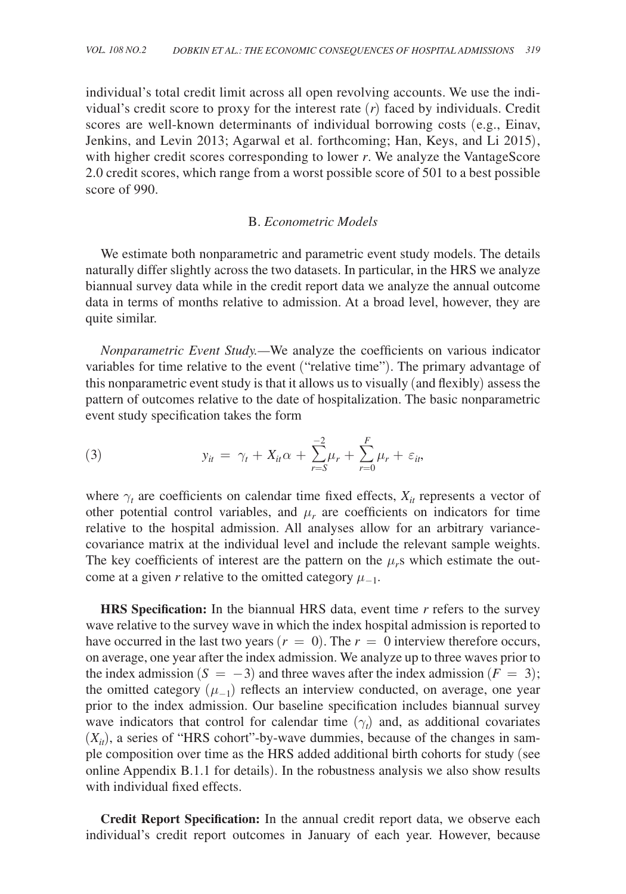individual's total credit limit across all open revolving accounts. We use the individual's credit score to proxy for the interest rate ($r$) faced by individuals. Credit scores are well-known determinants of individual borrowing costs (e.g., Einav, Jenkins, and Levin 2013; Agarwal et al. forthcoming; Han, Keys, and Li 2015), with higher credit scores corresponding to lower $r$. We analyze the VantageScore 2.0 credit scores, which range from a worst possible score of 501 to a best possible score of 990.

## B. *Econometric Models*

We estimate both nonparametric and parametric event study models. The details naturally differ slightly across the two datasets. In particular, in the HRS we analyze biannual survey data while in the credit report data we analyze the annual outcome data in terms of months relative to admission. At a broad level, however, they are quite similar.

*Nonparametric Event Study.*—We analyze the coefficients on various indicator variables for time relative to the event ("relative time"). The primary advantage of this nonparametric event study is that it allows us to visually (and flexibly) assess the pattern of outcomes relative to the date of hospitalization. The basic nonparametric event study specification takes the form

$$y_{it} = \gamma_t + X_{it}\alpha + \sum_{r=S}^{-2} \mu_r + \sum_{r=0}^{F} \mu_r + \varepsilon_{it}, \tag{3}$$

where $\gamma_t$ are coefficients on calendar time fixed effects, $X_{it}$ represents a vector of other potential control variables, and $\mu_r$ are coefficients on indicators for time relative to the hospital admission. All analyses allow for an arbitrary variance-covariance matrix at the individual level and include the relevant sample weights. The key coefficients of interest are the pattern on the $\mu_r$s which estimate the outcome at a given $r$ relative to the omitted category $\mu_{-1}$.

**HRS Specification:** In the biannual HRS data, event time $r$ refers to the survey wave relative to the survey wave in which the index hospital admission is reported to have occurred in the last two years ($r = 0$). The $r = 0$ interview therefore occurs, on average, one year after the index admission. We analyze up to three waves prior to the index admission ($S = -3$) and three waves after the index admission ($F = 3$); the omitted category ($\mu_{-1}$) reflects an interview conducted, on average, one year prior to the index admission. Our baseline specification includes biannual survey wave indicators that control for calendar time ($\gamma_t$) and, as additional covariates ($X_{it}$), a series of "HRS cohort"-by-wave dummies, because of the changes in sample composition over time as the HRS added additional birth cohorts for study (see online Appendix B.1.1 for details). In the robustness analysis we also show results with individual fixed effects.

**Credit Report Specification:** In the annual credit report data, we observe each individual's credit report outcomes in January of each year. However, because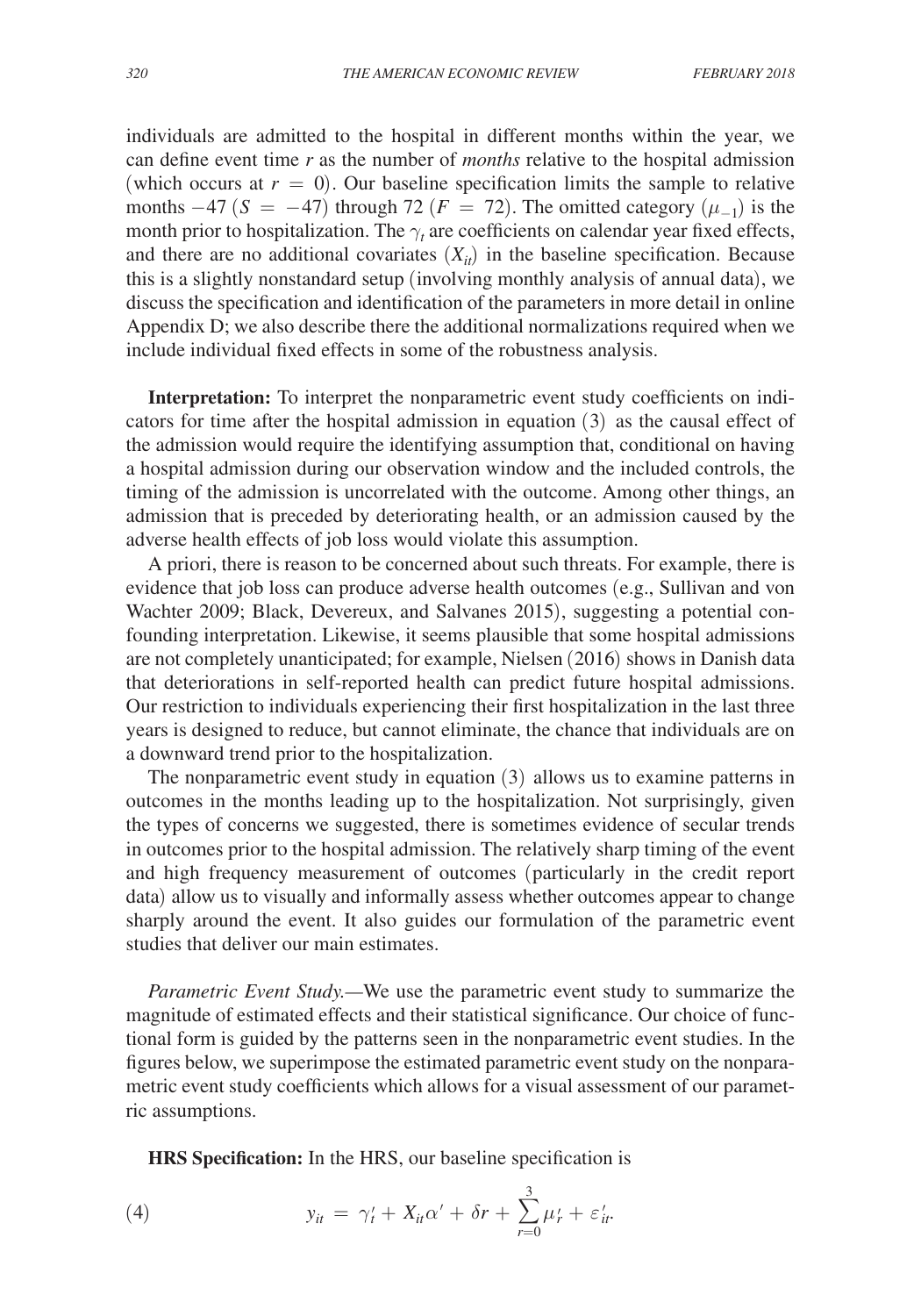individuals are admitted to the hospital in different months within the year, we can define event time $r$ as the number of *months* relative to the hospital admission (which occurs at $r = 0$). Our baseline specification limits the sample to relative months $-47$ ($S = -47$) through 72 ($F = 72$). The omitted category ($\mu_{-1}$) is the month prior to hospitalization. The $\gamma_t$ are coefficients on calendar year fixed effects, and there are no additional covariates ($X_{it}$) in the baseline specification. Because this is a slightly nonstandard setup (involving monthly analysis of annual data), we discuss the specification and identification of the parameters in more detail in online Appendix D; we also describe there the additional normalizations required when we include individual fixed effects in some of the robustness analysis.

**Interpretation:** To interpret the nonparametric event study coefficients on indicators for time after the hospital admission in equation (3) as the causal effect of the admission would require the identifying assumption that, conditional on having a hospital admission during our observation window and the included controls, the timing of the admission is uncorrelated with the outcome. Among other things, an admission that is preceded by deteriorating health, or an admission caused by the adverse health effects of job loss would violate this assumption.

A priori, there is reason to be concerned about such threats. For example, there is evidence that job loss can produce adverse health outcomes (e.g., Sullivan and von Wachter 2009; Black, Devereux, and Salvanes 2015), suggesting a potential confounding interpretation. Likewise, it seems plausible that some hospital admissions are not completely unanticipated; for example, Nielsen (2016) shows in Danish data that deteriorations in self-reported health can predict future hospital admissions. Our restriction to individuals experiencing their first hospitalization in the last three years is designed to reduce, but cannot eliminate, the chance that individuals are on a downward trend prior to the hospitalization.

The nonparametric event study in equation (3) allows us to examine patterns in outcomes in the months leading up to the hospitalization. Not surprisingly, given the types of concerns we suggested, there is sometimes evidence of secular trends in outcomes prior to the hospital admission. The relatively sharp timing of the event and high frequency measurement of outcomes (particularly in the credit report data) allow us to visually and informally assess whether outcomes appear to change sharply around the event. It also guides our formulation of the parametric event studies that deliver our main estimates.

*Parametric Event Study.*—We use the parametric event study to summarize the magnitude of estimated effects and their statistical significance. Our choice of functional form is guided by the patterns seen in the nonparametric event studies. In the figures below, we superimpose the estimated parametric event study on the nonparametric event study coefficients which allows for a visual assessment of our parametric assumptions.

**HRS Specification:** In the HRS, our baseline specification is

$$y_{it} = \gamma'_t + X_{it}\alpha' + \delta r + \sum_{r=0}^{3} \mu'_r + \varepsilon'_{it}. \tag{4}$$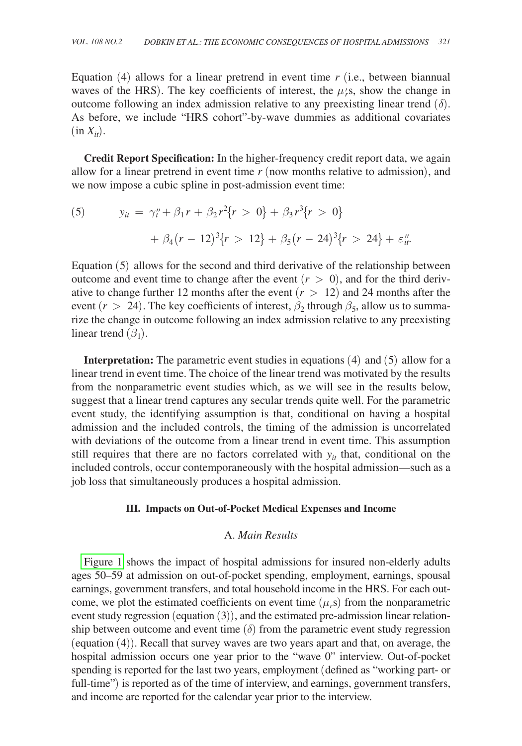Equation (4) allows for a linear pretrend in event time $r$ (i.e., between biannual waves of the HRS). The key coefficients of interest, the $\mu_r'$s, show the change in outcome following an index admission relative to any preexisting linear trend ($\delta$). As before, we include "HRS cohort"-by-wave dummies as additional covariates (in $X_{it}$).

**Credit Report Specification:** In the higher-frequency credit report data, we again allow for a linear pretrend in event time $r$ (now months relative to admission), and we now impose a cubic spline in post-admission event time:

$$
(5) \qquad y_{it} = \gamma_t'' + \beta_1 r + \beta_2 r^2\{r > 0\} + \beta_3 r^3\{r > 0\} + \beta_4 (r - 12)^3\{r > 12\} + \beta_5 (r - 24)^3\{r > 24\} + \varepsilon_{it}''.
$$

Equation (5) allows for the second and third derivative of the relationship between outcome and event time to change after the event ($r > 0$), and for the third derivative to change further 12 months after the event ($r > 12$) and 24 months after the event ($r > 24$). The key coefficients of interest, $\beta_2$ through $\beta_5$, allow us to summarize the change in outcome following an index admission relative to any preexisting linear trend ($\beta_1$).

**Interpretation:** The parametric event studies in equations (4) and (5) allow for a linear trend in event time. The choice of the linear trend was motivated by the results from the nonparametric event studies which, as we will see in the results below, suggest that a linear trend captures any secular trends quite well. For the parametric event study, the identifying assumption is that, conditional on having a hospital admission and the included controls, the timing of the admission is uncorrelated with deviations of the outcome from a linear trend in event time. This assumption still requires that there are no factors correlated with $y_{it}$ that, conditional on the included controls, occur contemporaneously with the hospital admission—such as a job loss that simultaneously produces a hospital admission.

## III. Impacts on Out-of-Pocket Medical Expenses and Income

### A. *Main Results*

Figure 1 shows the impact of hospital admissions for insured non-elderly adults ages 50–59 at admission on out-of-pocket spending, employment, earnings, spousal earnings, government transfers, and total household income in the HRS. For each outcome, we plot the estimated coefficients on event time ($\mu_r$s) from the nonparametric event study regression (equation (3)), and the estimated pre-admission linear relationship between outcome and event time ($\delta$) from the parametric event study regression (equation (4)). Recall that survey waves are two years apart and that, on average, the hospital admission occurs one year prior to the "wave 0" interview. Out-of-pocket spending is reported for the last two years, employment (defined as "working part- or full-time") is reported as of the time of interview, and earnings, government transfers, and income are reported for the calendar year prior to the interview.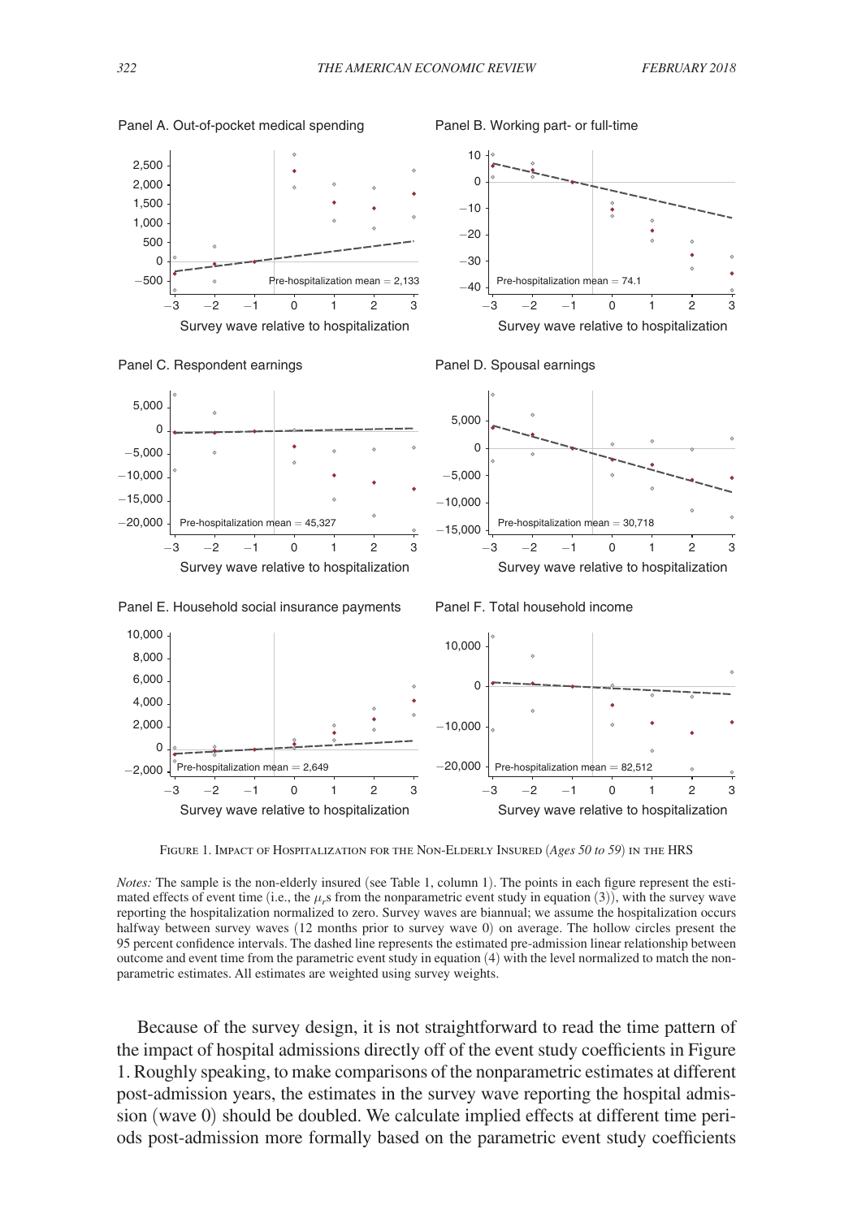Panel A. Out-of-pocket medical spending

2,500
2,000
1,500
1,000
500
0
−500

Pre-hospitalization mean = 2,133

−3 −2 −1 0 1 2 3

Survey wave relative to hospitalization

Panel B. Working part- or full-time

10
0
−10
−20
−30
−40

Pre-hospitalization mean = 74.1

−3 −2 −1 0 1 2 3

Survey wave relative to hospitalization

Panel C. Respondent earnings

5,000
0
−5,000
−10,000
−15,000
−20,000

Pre-hospitalization mean = 45,327

−3 −2 −1 0 1 2 3

Survey wave relative to hospitalization

Panel D. Spousal earnings

5,000
0
−5,000
−10,000
−15,000

Pre-hospitalization mean = 30,718

−3 −2 −1 0 1 2 3

Survey wave relative to hospitalization

Panel E. Household social insurance payments

10,000
8,000
6,000
4,000
2,000
0
−2,000

Pre-hospitalization mean = 2,649

−3 −2 −1 0 1 2 3

Survey wave relative to hospitalization

Panel F. Total household income

10,000
0
−10,000
−20,000

Pre-hospitalization mean = 82,512

−3 −2 −1 0 1 2 3

Survey wave relative to hospitalization

Figure 1. Impact of Hospitalization for the Non-Elderly Insured (*Ages 50 to 59*) in the HRS

*Notes:* The sample is the non-elderly insured (see Table 1, column 1). The points in each figure represent the estimated effects of event time (i.e., the $\mu_r$s from the nonparametric event study in equation (3)), with the survey wave reporting the hospitalization normalized to zero. Survey waves are biannual; we assume the hospitalization occurs halfway between survey waves (12 months prior to survey wave 0) on average. The hollow circles present the 95 percent confidence intervals. The dashed line represents the estimated pre-admission linear relationship between outcome and event time from the parametric event study in equation (4) with the level normalized to match the nonparametric estimates. All estimates are weighted using survey weights.

Because of the survey design, it is not straightforward to read the time pattern of the impact of hospital admissions directly off of the event study coefficients in Figure 1. Roughly speaking, to make comparisons of the nonparametric estimates at different post-admission years, the estimates in the survey wave reporting the hospital admission (wave 0) should be doubled. We calculate implied effects at different time periods post-admission more formally based on the parametric event study coefficients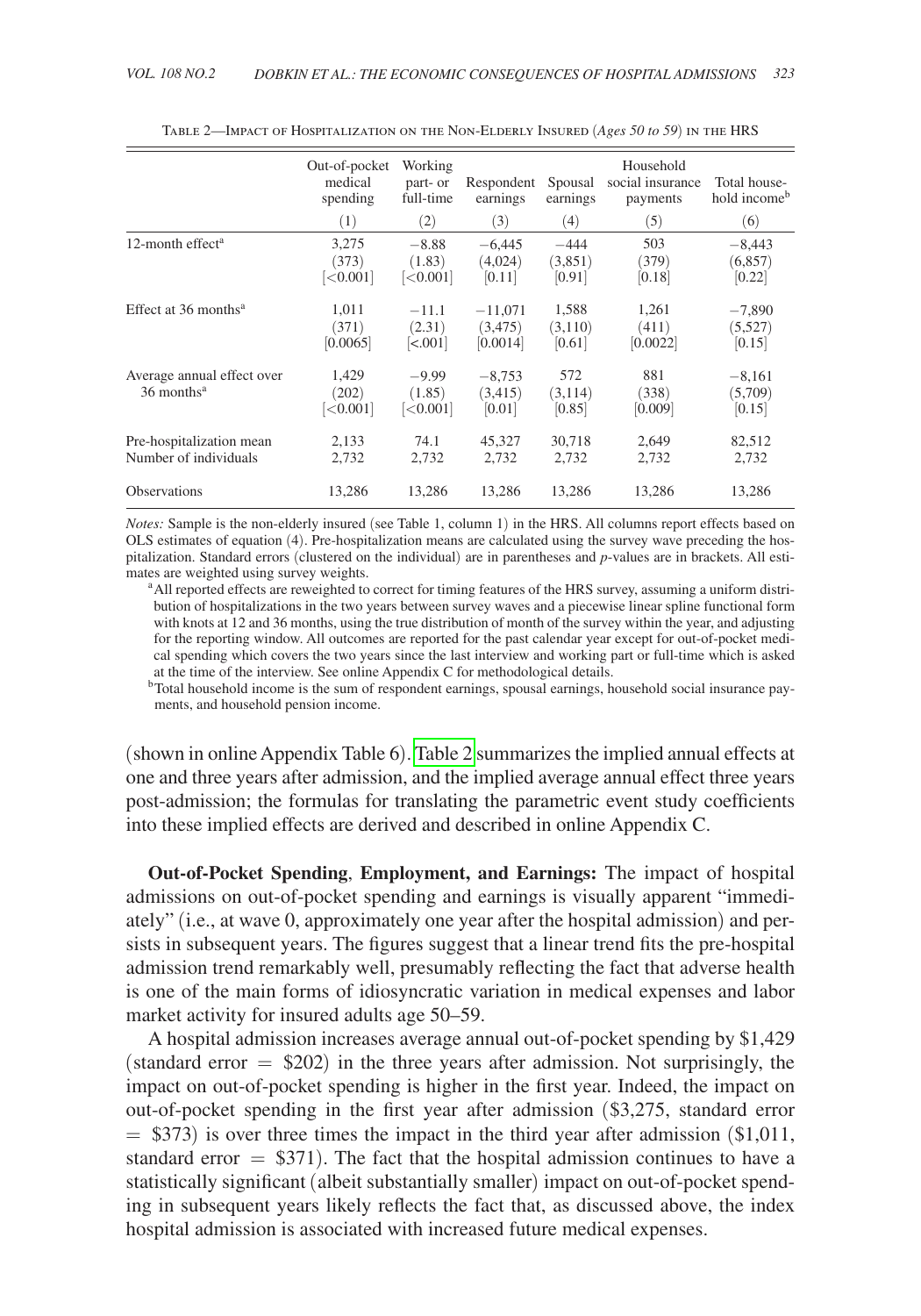Table 2—Impact of Hospitalization on the Non-Elderly Insured (*Ages 50 to 59*) in the HRS

| | Out-of-pocket medical spending | Working part- or full-time | Respondent earnings | Spousal earnings | Household social insurance payments | Total household income[b] |
|---|---|---|---|---|---|---|
| | (1) | (2) | (3) | (4) | (5) | (6) |
| 12-month effect[a] | 3,275 | −8.88 | −6,445 | −444 | 503 | −8,443 |
| | (373) | (1.83) | (4,024) | (3,851) | (379) | (6,857) |
| | [<0.001] | [<0.001] | [0.11] | [0.91] | [0.18] | [0.22] |
| Effect at 36 months[a] | 1,011 | −11.1 | −11,071 | 1,588 | 1,261 | −7,890 |
| | (371) | (2.31) | (3,475) | (3,110) | (411) | (5,527) |
| | [0.0065] | [<.001] | [0.0014] | [0.61] | [0.0022] | [0.15] |
| Average annual effect over 36 months[a] | 1,429 | −9.99 | −8,753 | 572 | 881 | −8,161 |
| | (202) | (1.85) | (3,415) | (3,114) | (338) | (5,709) |
| | [<0.001] | [<0.001] | [0.01] | [0.85] | [0.009] | [0.15] |
| Pre-hospitalization mean | 2,133 | 74.1 | 45,327 | 30,718 | 2,649 | 82,512 |
| Number of individuals | 2,732 | 2,732 | 2,732 | 2,732 | 2,732 | 2,732 |
| Observations | 13,286 | 13,286 | 13,286 | 13,286 | 13,286 | 13,286 |

*Notes:* Sample is the non-elderly insured (see Table 1, column 1) in the HRS. All columns report effects based on OLS estimates of equation (4). Pre-hospitalization means are calculated using the survey wave preceding the hospitalization. Standard errors (clustered on the individual) are in parentheses and *p*-values are in brackets. All estimates are weighted using survey weights.

[a] All reported effects are reweighted to correct for timing features of the HRS survey, assuming a uniform distribution of hospitalizations in the two years between survey waves and a piecewise linear spline functional form with knots at 12 and 36 months, using the true distribution of month of the survey within the year, and adjusting for the reporting window. All outcomes are reported for the past calendar year except for out-of-pocket medical spending which covers the two years since the last interview and working part or full-time which is asked at the time of the interview. See online Appendix C for methodological details.

[b] Total household income is the sum of respondent earnings, spousal earnings, household social insurance payments, and household pension income.

(shown in online Appendix Table 6). Table 2 summarizes the implied annual effects at one and three years after admission, and the implied average annual effect three years post-admission; the formulas for translating the parametric event study coefficients into these implied effects are derived and described in online Appendix C.

**Out-of-Pocket Spending**, **Employment, and Earnings:** The impact of hospital admissions on out-of-pocket spending and earnings is visually apparent "immediately" (i.e., at wave 0, approximately one year after the hospital admission) and persists in subsequent years. The figures suggest that a linear trend fits the pre-hospital admission trend remarkably well, presumably reflecting the fact that adverse health is one of the main forms of idiosyncratic variation in medical expenses and labor market activity for insured adults age 50–59.

A hospital admission increases average annual out-of-pocket spending by \$1,429 (standard error = \$202) in the three years after admission. Not surprisingly, the impact on out-of-pocket spending is higher in the first year. Indeed, the impact on out-of-pocket spending in the first year after admission (\$3,275, standard error = \$373) is over three times the impact in the third year after admission (\$1,011, standard error = \$371). The fact that the hospital admission continues to have a statistically significant (albeit substantially smaller) impact on out-of-pocket spending in subsequent years likely reflects the fact that, as discussed above, the index hospital admission is associated with increased future medical expenses.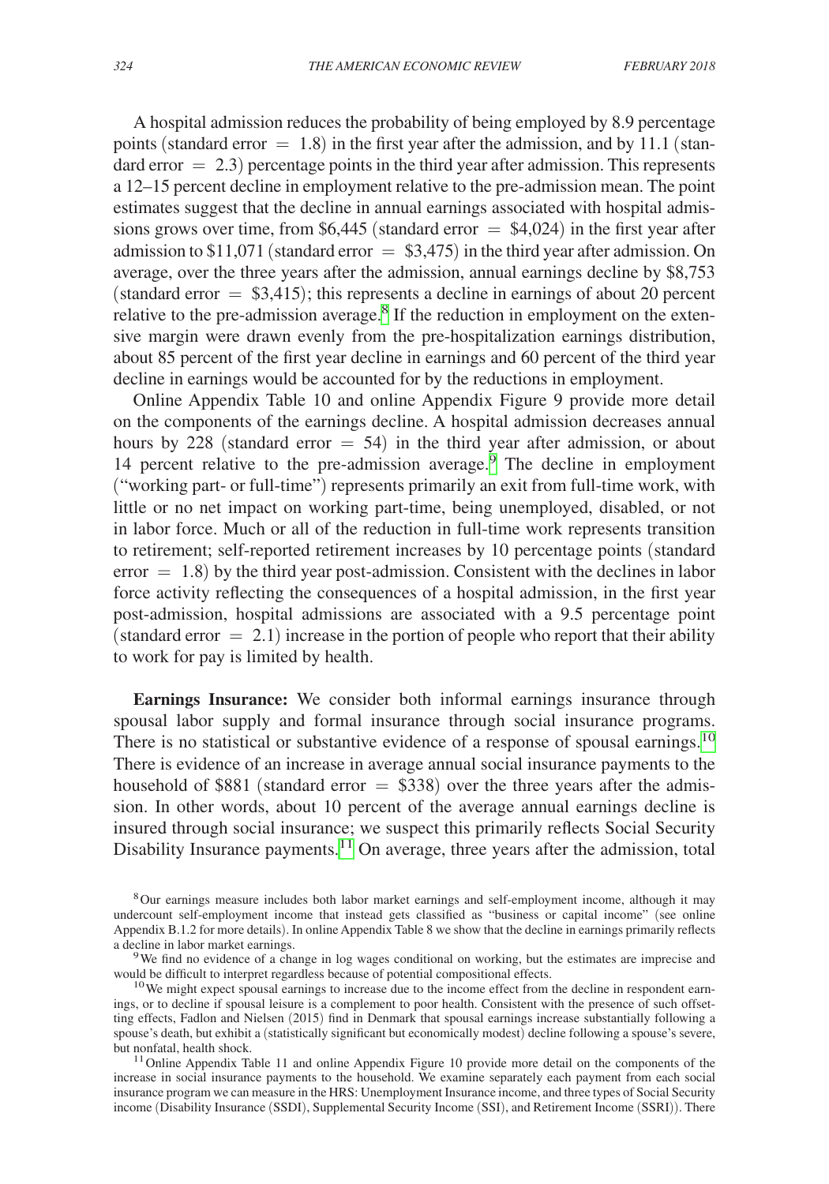A hospital admission reduces the probability of being employed by 8.9 percentage points (standard error = 1.8) in the first year after the admission, and by 11.1 (standard error = 2.3) percentage points in the third year after admission. This represents a 12–15 percent decline in employment relative to the pre-admission mean. The point estimates suggest that the decline in annual earnings associated with hospital admissions grows over time, from \$6,445 (standard error = \$4,024) in the first year after admission to \$11,071 (standard error = \$3,475) in the third year after admission. On average, over the three years after the admission, annual earnings decline by \$8,753 (standard error = \$3,415); this represents a decline in earnings of about 20 percent relative to the pre-admission average.[8] If the reduction in employment on the extensive margin were drawn evenly from the pre-hospitalization earnings distribution, about 85 percent of the first year decline in earnings and 60 percent of the third year decline in earnings would be accounted for by the reductions in employment.

Online Appendix Table 10 and online Appendix Figure 9 provide more detail on the components of the earnings decline. A hospital admission decreases annual hours by 228 (standard error = 54) in the third year after admission, or about 14 percent relative to the pre-admission average.[9] The decline in employment ("working part- or full-time") represents primarily an exit from full-time work, with little or no net impact on working part-time, being unemployed, disabled, or not in labor force. Much or all of the reduction in full-time work represents transition to retirement; self-reported retirement increases by 10 percentage points (standard error = 1.8) by the third year post-admission. Consistent with the declines in labor force activity reflecting the consequences of a hospital admission, in the first year post-admission, hospital admissions are associated with a 9.5 percentage point (standard error = 2.1) increase in the portion of people who report that their ability to work for pay is limited by health.

**Earnings Insurance:** We consider both informal earnings insurance through spousal labor supply and formal insurance through social insurance programs. There is no statistical or substantive evidence of a response of spousal earnings.[10] There is evidence of an increase in average annual social insurance payments to the household of \$881 (standard error = \$338) over the three years after the admission. In other words, about 10 percent of the average annual earnings decline is insured through social insurance; we suspect this primarily reflects Social Security Disability Insurance payments.[11] On average, three years after the admission, total

[8] Our earnings measure includes both labor market earnings and self-employment income, although it may undercount self-employment income that instead gets classified as "business or capital income" (see online Appendix B.1.2 for more details). In online Appendix Table 8 we show that the decline in earnings primarily reflects a decline in labor market earnings.

[9] We find no evidence of a change in log wages conditional on working, but the estimates are imprecise and would be difficult to interpret regardless because of potential compositional effects.

[10] We might expect spousal earnings to increase due to the income effect from the decline in respondent earnings, or to decline if spousal leisure is a complement to poor health. Consistent with the presence of such offsetting effects, Fadlon and Nielsen (2015) find in Denmark that spousal earnings increase substantially following a spouse's death, but exhibit a (statistically significant but economically modest) decline following a spouse's severe, but nonfatal, health shock.

[11] Online Appendix Table 11 and online Appendix Figure 10 provide more detail on the components of the increase in social insurance payments to the household. We examine separately each payment from each social insurance program we can measure in the HRS: Unemployment Insurance income, and three types of Social Security income (Disability Insurance (SSDI), Supplemental Security Income (SSI), and Retirement Income (SSRI)). There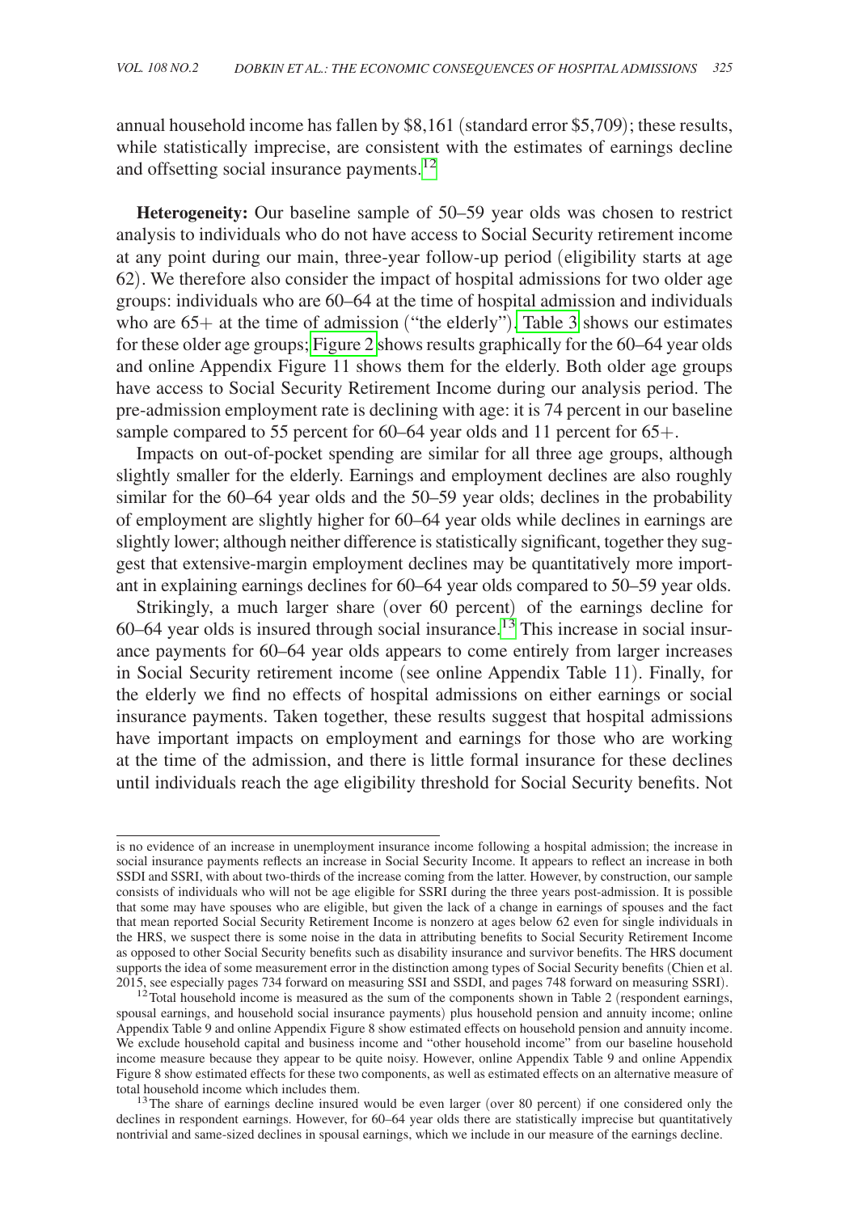annual household income has fallen by $8,161 (standard error $5,709); these results, while statistically imprecise, are consistent with the estimates of earnings decline and offsetting social insurance payments.[12]

**Heterogeneity:** Our baseline sample of 50–59 year olds was chosen to restrict analysis to individuals who do not have access to Social Security retirement income at any point during our main, three-year follow-up period (eligibility starts at age 62). We therefore also consider the impact of hospital admissions for two older age groups: individuals who are 60–64 at the time of hospital admission and individuals who are 65+ at the time of admission ("the elderly"). Table 3 shows our estimates for these older age groups; Figure 2 shows results graphically for the 60–64 year olds and online Appendix Figure 11 shows them for the elderly. Both older age groups have access to Social Security Retirement Income during our analysis period. The pre-admission employment rate is declining with age: it is 74 percent in our baseline sample compared to 55 percent for 60–64 year olds and 11 percent for 65+.

Impacts on out-of-pocket spending are similar for all three age groups, although slightly smaller for the elderly. Earnings and employment declines are also roughly similar for the 60–64 year olds and the 50–59 year olds; declines in the probability of employment are slightly higher for 60–64 year olds while declines in earnings are slightly lower; although neither difference is statistically significant, together they suggest that extensive-margin employment declines may be quantitatively more important in explaining earnings declines for 60–64 year olds compared to 50–59 year olds.

Strikingly, a much larger share (over 60 percent) of the earnings decline for 60–64 year olds is insured through social insurance.[13] This increase in social insurance payments for 60–64 year olds appears to come entirely from larger increases in Social Security retirement income (see online Appendix Table 11). Finally, for the elderly we find no effects of hospital admissions on either earnings or social insurance payments. Taken together, these results suggest that hospital admissions have important impacts on employment and earnings for those who are working at the time of the admission, and there is little formal insurance for these declines until individuals reach the age eligibility threshold for Social Security benefits. Not

is no evidence of an increase in unemployment insurance income following a hospital admission; the increase in social insurance payments reflects an increase in Social Security Income. It appears to reflect an increase in both SSDI and SSRI, with about two-thirds of the increase coming from the latter. However, by construction, our sample consists of individuals who will not be age eligible for SSRI during the three years post-admission. It is possible that some may have spouses who are eligible, but given the lack of a change in earnings of spouses and the fact that mean reported Social Security Retirement Income is nonzero at ages below 62 even for single individuals in the HRS, we suspect there is some noise in the data in attributing benefits to Social Security Retirement Income as opposed to other Social Security benefits such as disability insurance and survivor benefits. The HRS document supports the idea of some measurement error in the distinction among types of Social Security benefits (Chien et al. 2015, see especially pages 734 forward on measuring SSI and SSDI, and pages 748 forward on measuring SSRI).

[12] Total household income is measured as the sum of the components shown in Table 2 (respondent earnings, spousal earnings, and household social insurance payments) plus household pension and annuity income; online Appendix Table 9 and online Appendix Figure 8 show estimated effects on household pension and annuity income. We exclude household capital and business income and "other household income" from our baseline household income measure because they appear to be quite noisy. However, online Appendix Table 9 and online Appendix Figure 8 show estimated effects for these two components, as well as estimated effects on an alternative measure of total household income which includes them.

[13] The share of earnings decline insured would be even larger (over 80 percent) if one considered only the declines in respondent earnings. However, for 60–64 year olds there are statistically imprecise but quantitatively nontrivial and same-sized declines in spousal earnings, which we include in our measure of the earnings decline.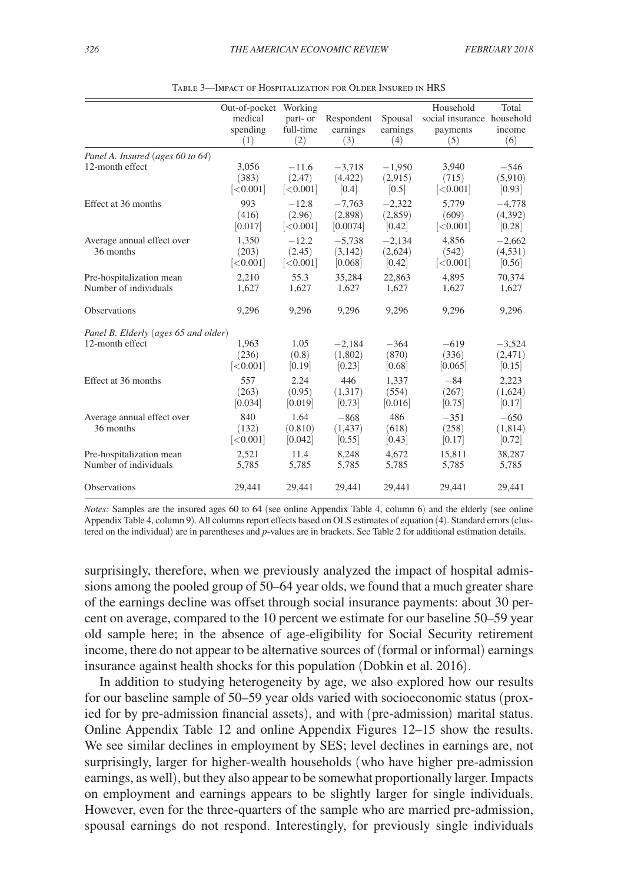Table 3—Impact of Hospitalization for Older Insured in HRS

| | Out-of-pocket medical spending (1) | Working part- or full-time (2) | Respondent earnings (3) | Spousal earnings (4) | Household social insurance payments (5) | Total household income (6) |
|---|---|---|---|---|---|---|
| *Panel A. Insured (ages 60 to 64)* | | | | | | |
| 12-month effect | 3,056 | −11.6 | −3,718 | −1,950 | 3,940 | −546 |
| | (383) | (2.47) | (4,422) | (2,915) | (715) | (5,910) |
| | [<0.001] | [<0.001] | [0.4] | [0.5] | [<0.001] | [0.93] |
| Effect at 36 months | 993 | −12.8 | −7,763 | −2,322 | 5,779 | −4,778 |
| | (416) | (2.96) | (2,898) | (2,859) | (609) | (4,392) |
| | [0.017] | [<0.001] | [0.0074] | [0.42] | [<0.001] | [0.28] |
| Average annual effect over 36 months | 1,350 | −12.2 | −5,738 | −2,134 | 4,856 | −2,662 |
| | (203) | (2.45) | (3,142) | (2,624) | (542) | (4,531) |
| | [<0.001] | [<0.001] | [0.068] | [0.42] | [<0.001] | [0.56] |
| Pre-hospitalization mean | 2,210 | 55.3 | 35,284 | 22,863 | 4,895 | 70,374 |
| Number of individuals | 1,627 | 1,627 | 1,627 | 1,627 | 1,627 | 1,627 |
| Observations | 9,296 | 9,296 | 9,296 | 9,296 | 9,296 | 9,296 |
| *Panel B. Elderly (ages 65 and older)* | | | | | | |
| 12-month effect | 1,963 | 1.05 | −2,184 | −364 | −619 | −3,524 |
| | (236) | (0.8) | (1,802) | (870) | (336) | (2,471) |
| | [<0.001] | [0.19] | [0.23] | [0.68] | [0.065] | [0.15] |
| Effect at 36 months | 557 | 2.24 | 446 | 1,337 | −84 | 2,223 |
| | (263) | (0.95) | (1,317) | (554) | (267) | (1,624) |
| | [0.034] | [0.019] | [0.73] | [0.016] | [0.75] | [0.17] |
| Average annual effect over 36 months | 840 | 1.64 | −868 | 486 | −351 | −650 |
| | (132) | (0.810) | (1,437) | (618) | (258) | (1,814) |
| | [<0.001] | [0.042] | [0.55] | [0.43] | [0.17] | [0.72] |
| Pre-hospitalization mean | 2,521 | 11.4 | 8,248 | 4,672 | 15,811 | 38,287 |
| Number of individuals | 5,785 | 5,785 | 5,785 | 5,785 | 5,785 | 5,785 |
| Observations | 29,441 | 29,441 | 29,441 | 29,441 | 29,441 | 29,441 |

*Notes:* Samples are the insured ages 60 to 64 (see online Appendix Table 4, column 6) and the elderly (see online Appendix Table 4, column 9). All columns report effects based on OLS estimates of equation (4). Standard errors (clustered on the individual) are in parentheses and *p*-values are in brackets. See Table 2 for additional estimation details.

surprisingly, therefore, when we previously analyzed the impact of hospital admissions among the pooled group of 50–64 year olds, we found that a much greater share of the earnings decline was offset through social insurance payments: about 30 percent on average, compared to the 10 percent we estimate for our baseline 50–59 year old sample here; in the absence of age-eligibility for Social Security retirement income, there do not appear to be alternative sources of (formal or informal) earnings insurance against health shocks for this population (Dobkin et al. 2016).

In addition to studying heterogeneity by age, we also explored how our results for our baseline sample of 50–59 year olds varied with socioeconomic status (proxied for by pre-admission financial assets), and with (pre-admission) marital status. Online Appendix Table 12 and online Appendix Figures 12–15 show the results. We see similar declines in employment by SES; level declines in earnings are, not surprisingly, larger for higher-wealth households (who have higher pre-admission earnings, as well), but they also appear to be somewhat proportionally larger. Impacts on employment and earnings appears to be slightly larger for single individuals. However, even for the three-quarters of the sample who are married pre-admission, spousal earnings do not respond. Interestingly, for previously single individuals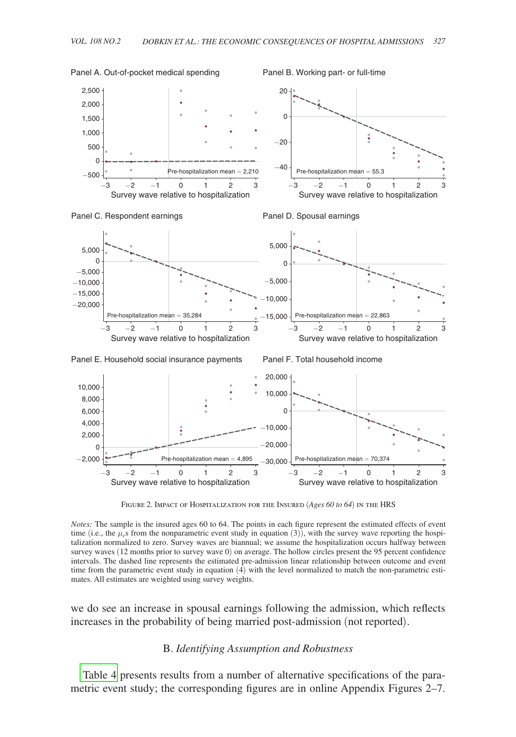Panel A. Out-of-pocket medical spending

Panel B. Working part- or full-time

Panel C. Respondent earnings

Panel D. Spousal earnings

Panel E. Household social insurance payments

Panel F. Total household income

Figure 2. Impact of Hospitalization for the Insured (*Ages 60 to 64*) in the HRS

*Notes:* The sample is the insured ages 60 to 64. The points in each figure represent the estimated effects of event time (i.e., the $\mu_r$s from the nonparametric event study in equation (3)), with the survey wave reporting the hospitalization normalized to zero. Survey waves are biannual; we assume the hospitalization occurs halfway between survey waves (12 months prior to survey wave 0) on average. The hollow circles present the 95 percent confidence intervals. The dashed line represents the estimated pre-admission linear relationship between outcome and event time from the parametric event study in equation (4) with the level normalized to match the non-parametric estimates. All estimates are weighted using survey weights.

we do see an increase in spousal earnings following the admission, which reflects increases in the probability of being married post-admission (not reported).

## B. *Identifying Assumption and Robustness*

Table 4 presents results from a number of alternative specifications of the parametric event study; the corresponding figures are in online Appendix Figures 2–7.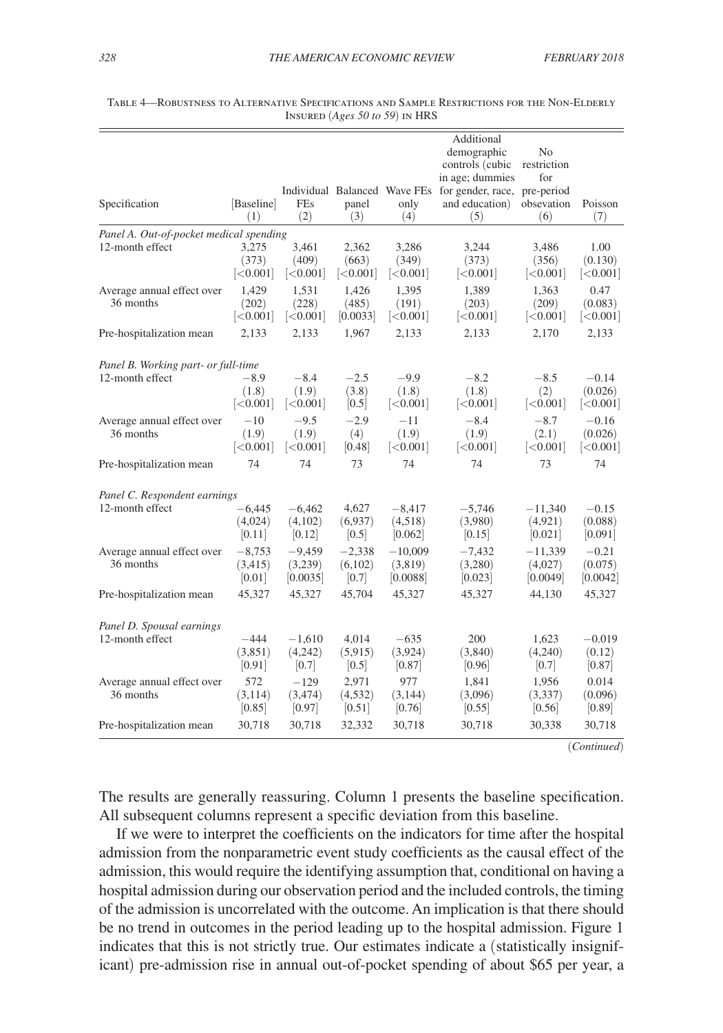Table 4—Robustness to Alternative Specifications and Sample Restrictions for the Non-Elderly Insured (*Ages 50 to 59*) in HRS

| Specification | [Baseline] (1) | Individual FEs (2) | Balanced panel (3) | Wave FEs only (4) | Additional demographic controls (cubic in age; dummies for gender, race, and education) (5) | No restriction for pre-period obsevation (6) | Poisson (7) |
|---|---|---|---|---|---|---|---|
| *Panel A. Out-of-pocket medical spending* | | | | | | | |
| 12-month effect | 3,275 | 3,461 | 2,362 | 3,286 | 3,244 | 3,486 | 1.00 |
| | (373) | (409) | (663) | (349) | (373) | (356) | (0.130) |
| | [<0.001] | [<0.001] | [<0.001] | [<0.001] | [<0.001] | [<0.001] | [<0.001] |
| Average annual effect over 36 months | 1,429 | 1,531 | 1,426 | 1,395 | 1,389 | 1,363 | 0.47 |
| | (202) | (228) | (485) | (191) | (203) | (209) | (0.083) |
| | [<0.001] | [<0.001] | [0.0033] | [<0.001] | [<0.001] | [<0.001] | [<0.001] |
| Pre-hospitalization mean | 2,133 | 2,133 | 1,967 | 2,133 | 2,133 | 2,170 | 2,133 |
| *Panel B. Working part- or full-time* | | | | | | | |
| 12-month effect | −8.9 | −8.4 | −2.5 | −9.9 | −8.2 | −8.5 | −0.14 |
| | (1.8) | (1.9) | (3.8) | (1.8) | (1.8) | (2) | (0.026) |
| | [<0.001] | [<0.001] | [0.5] | [<0.001] | [<0.001] | [<0.001] | [<0.001] |
| Average annual effect over 36 months | −10 | −9.5 | −2.9 | −11 | −8.4 | −8.7 | −0.16 |
| | (1.9) | (1.9) | (4) | (1.9) | (1.9) | (2.1) | (0.026) |
| | [<0.001] | [<0.001] | [0.48] | [<0.001] | [<0.001] | [<0.001] | [<0.001] |
| Pre-hospitalization mean | 74 | 74 | 73 | 74 | 74 | 73 | 74 |
| *Panel C. Respondent earnings* | | | | | | | |
| 12-month effect | −6,445 | −6,462 | 4,627 | −8,417 | −5,746 | −11,340 | −0.15 |
| | (4,024) | (4,102) | (6,937) | (4,518) | (3,980) | (4,921) | (0.088) |
| | [0.11] | [0.12] | [0.5] | [0.062] | [0.15] | [0.021] | [0.091] |
| Average annual effect over 36 months | −8,753 | −9,459 | −2,338 | −10,009 | −7,432 | −11,339 | −0.21 |
| | (3,415) | (3,239) | (6,102) | (3,819) | (3,280) | (4,027) | (0.075) |
| | [0.01] | [0.0035] | [0.7] | [0.0088] | [0.023] | [0.0049] | [0.0042] |
| Pre-hospitalization mean | 45,327 | 45,327 | 45,704 | 45,327 | 45,327 | 44,130 | 45,327 |
| *Panel D. Spousal earnings* | | | | | | | |
| 12-month effect | −444 | −1,610 | 4,014 | −635 | 200 | 1,623 | −0.019 |
| | (3,851) | (4,242) | (5,915) | (3,924) | (3,840) | (4,240) | (0.12) |
| | [0.91] | [0.7] | [0.5] | [0.87] | [0.96] | [0.7] | [0.87] |
| Average annual effect over 36 months | 572 | −129 | 2,971 | 977 | 1,841 | 1,956 | 0.014 |
| | (3,114) | (3,474) | (4,532) | (3,144) | (3,096) | (3,337) | (0.096) |
| | [0.85] | [0.97] | [0.51] | [0.76] | [0.55] | [0.56] | [0.89] |
| Pre-hospitalization mean | 30,718 | 30,718 | 32,332 | 30,718 | 30,718 | 30,338 | 30,718 |

(*Continued*)

The results are generally reassuring. Column 1 presents the baseline specification. All subsequent columns represent a specific deviation from this baseline.

If we were to interpret the coefficients on the indicators for time after the hospital admission from the nonparametric event study coefficients as the causal effect of the admission, this would require the identifying assumption that, conditional on having a hospital admission during our observation period and the included controls, the timing of the admission is uncorrelated with the outcome. An implication is that there should be no trend in outcomes in the period leading up to the hospital admission. Figure 1 indicates that this is not strictly true. Our estimates indicate a (statistically insignificant) pre-admission rise in annual out-of-pocket spending of about \$65 per year, a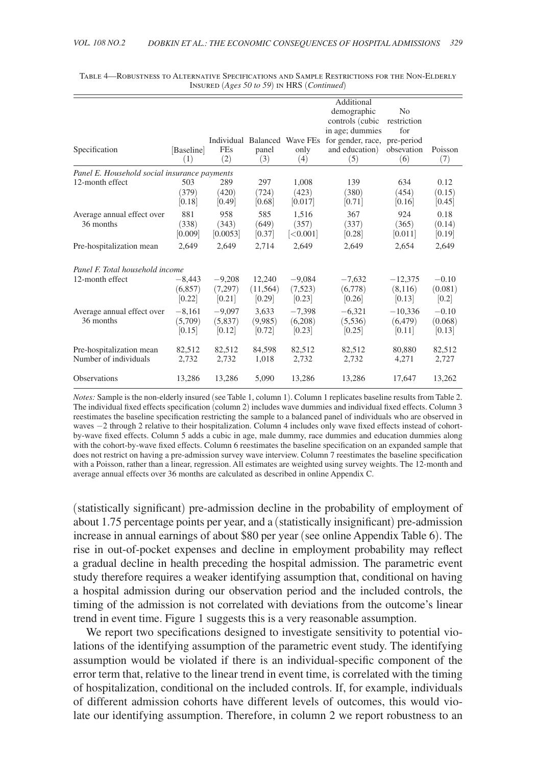Table 4—Robustness to Alternative Specifications and Sample Restrictions for the Non-Elderly Insured (*Ages 50 to 59*) in HRS (*Continued*)

| Specification | [Baseline] (1) | Individual FEs (2) | Balanced panel (3) | Wave FEs only (4) | Additional demographic controls (cubic in age; dummies for gender, race, and education) (5) | No restriction for pre-period obsevation (6) | Poisson (7) |
|---|---|---|---|---|---|---|---|
| *Panel E. Household social insurance payments* | | | | | | | |
| 12-month effect | 503 | 289 | 297 | 1,008 | 139 | 634 | 0.12 |
| | (379) | (420) | (724) | (423) | (380) | (454) | (0.15) |
| | [0.18] | [0.49] | [0.68] | [0.017] | [0.71] | [0.16] | [0.45] |
| Average annual effect over 36 months | 881 | 958 | 585 | 1,516 | 367 | 924 | 0.18 |
| | (338) | (343) | (649) | (357) | (337) | (365) | (0.14) |
| | [0.009] | [0.0053] | [0.37] | [<0.001] | [0.28] | [0.011] | [0.19] |
| Pre-hospitalization mean | 2,649 | 2,649 | 2,714 | 2,649 | 2,649 | 2,654 | 2,649 |
| *Panel F. Total household income* | | | | | | | |
| 12-month effect | −8,443 | −9,208 | 12,240 | −9,084 | −7,632 | −12,375 | −0.10 |
| | (6,857) | (7,297) | (11,564) | (7,523) | (6,778) | (8,116) | (0.081) |
| | [0.22] | [0.21] | [0.29] | [0.23] | [0.26] | [0.13] | [0.2] |
| Average annual effect over 36 months | −8,161 | −9,097 | 3,633 | −7,398 | −6,321 | −10,336 | −0.10 |
| | (5,709) | (5,837) | (9,985) | (6,208) | (5,536) | (6,479) | (0.068) |
| | [0.15] | [0.12] | [0.72] | [0.23] | [0.25] | [0.11] | [0.13] |
| Pre-hospitalization mean | 82,512 | 82,512 | 84,598 | 82,512 | 82,512 | 80,880 | 82,512 |
| Number of individuals | 2,732 | 2,732 | 1,018 | 2,732 | 2,732 | 4,271 | 2,727 |
| Observations | 13,286 | 13,286 | 5,090 | 13,286 | 13,286 | 17,647 | 13,262 |

*Notes:* Sample is the non-elderly insured (see Table 1, column 1). Column 1 replicates baseline results from Table 2. The individual fixed effects specification (column 2) includes wave dummies and individual fixed effects. Column 3 reestimates the baseline specification restricting the sample to a balanced panel of individuals who are observed in waves −2 through 2 relative to their hospitalization. Column 4 includes only wave fixed effects instead of cohort-by-wave fixed effects. Column 5 adds a cubic in age, male dummy, race dummies and education dummies along with the cohort-by-wave fixed effects. Column 6 reestimates the baseline specification on an expanded sample that does not restrict on having a pre-admission survey wave interview. Column 7 reestimates the baseline specification with a Poisson, rather than a linear, regression. All estimates are weighted using survey weights. The 12-month and average annual effects over 36 months are calculated as described in online Appendix C.

(statistically significant) pre-admission decline in the probability of employment of about 1.75 percentage points per year, and a (statistically insignificant) pre-admission increase in annual earnings of about \$80 per year (see online Appendix Table 6). The rise in out-of-pocket expenses and decline in employment probability may reflect a gradual decline in health preceding the hospital admission. The parametric event study therefore requires a weaker identifying assumption that, conditional on having a hospital admission during our observation period and the included controls, the timing of the admission is not correlated with deviations from the outcome's linear trend in event time. Figure 1 suggests this is a very reasonable assumption.

We report two specifications designed to investigate sensitivity to potential violations of the identifying assumption of the parametric event study. The identifying assumption would be violated if there is an individual-specific component of the error term that, relative to the linear trend in event time, is correlated with the timing of hospitalization, conditional on the included controls. If, for example, individuals of different admission cohorts have different levels of outcomes, this would violate our identifying assumption. Therefore, in column 2 we report robustness to an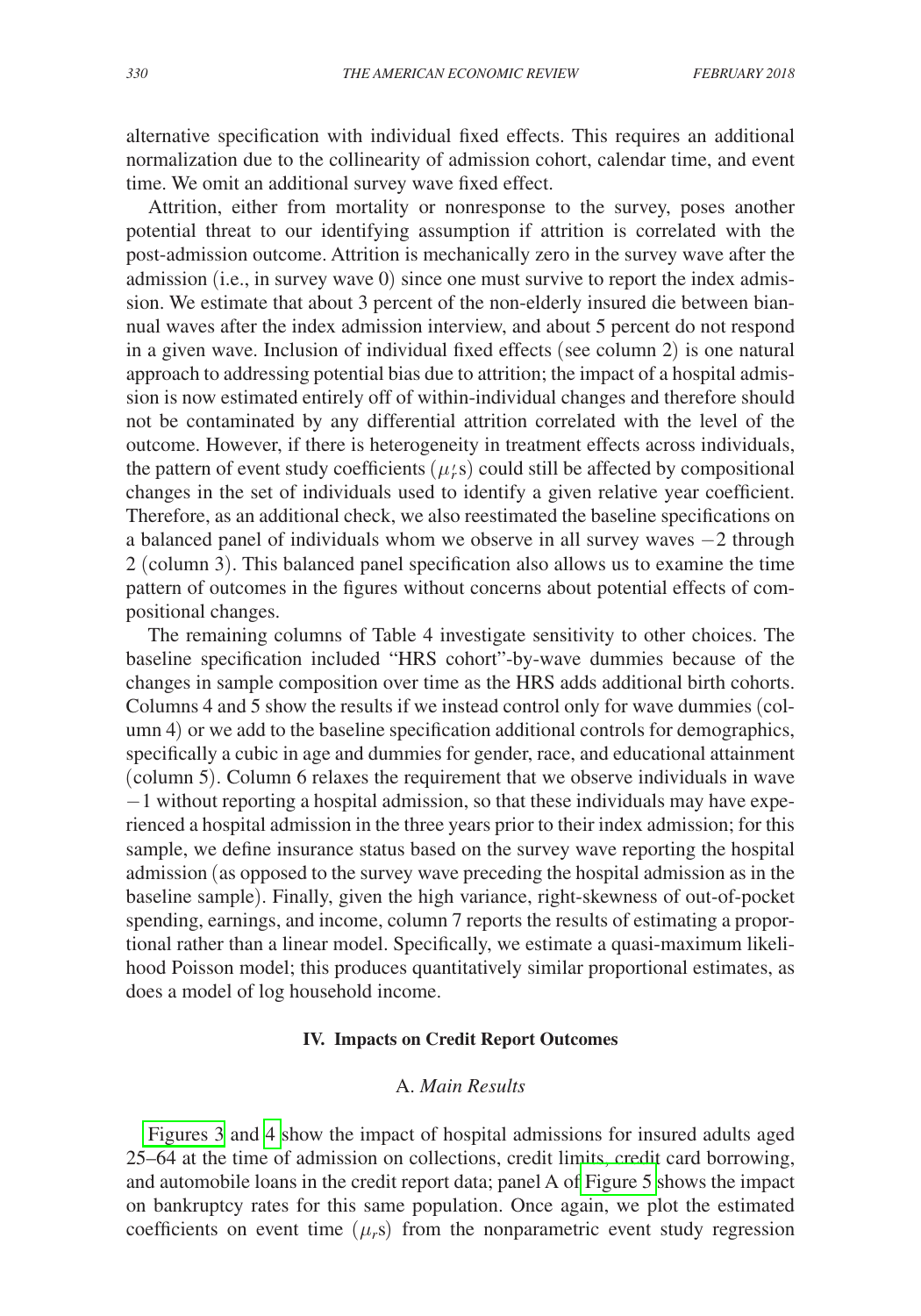alternative specification with individual fixed effects. This requires an additional normalization due to the collinearity of admission cohort, calendar time, and event time. We omit an additional survey wave fixed effect.

Attrition, either from mortality or nonresponse to the survey, poses another potential threat to our identifying assumption if attrition is correlated with the post-admission outcome. Attrition is mechanically zero in the survey wave after the admission (i.e., in survey wave 0) since one must survive to report the index admission. We estimate that about 3 percent of the non-elderly insured die between biannual waves after the index admission interview, and about 5 percent do not respond in a given wave. Inclusion of individual fixed effects (see column 2) is one natural approach to addressing potential bias due to attrition; the impact of a hospital admission is now estimated entirely off of within-individual changes and therefore should not be contaminated by any differential attrition correlated with the level of the outcome. However, if there is heterogeneity in treatment effects across individuals, the pattern of event study coefficients ($\mu_r$s) could still be affected by compositional changes in the set of individuals used to identify a given relative year coefficient. Therefore, as an additional check, we also reestimated the baseline specifications on a balanced panel of individuals whom we observe in all survey waves $-2$ through 2 (column 3). This balanced panel specification also allows us to examine the time pattern of outcomes in the figures without concerns about potential effects of compositional changes.

The remaining columns of Table 4 investigate sensitivity to other choices. The baseline specification included "HRS cohort"-by-wave dummies because of the changes in sample composition over time as the HRS adds additional birth cohorts. Columns 4 and 5 show the results if we instead control only for wave dummies (column 4) or we add to the baseline specification additional controls for demographics, specifically a cubic in age and dummies for gender, race, and educational attainment (column 5). Column 6 relaxes the requirement that we observe individuals in wave $-1$ without reporting a hospital admission, so that these individuals may have experienced a hospital admission in the three years prior to their index admission; for this sample, we define insurance status based on the survey wave reporting the hospital admission (as opposed to the survey wave preceding the hospital admission as in the baseline sample). Finally, given the high variance, right-skewness of out-of-pocket spending, earnings, and income, column 7 reports the results of estimating a proportional rather than a linear model. Specifically, we estimate a quasi-maximum likelihood Poisson model; this produces quantitatively similar proportional estimates, as does a model of log household income.

## IV. Impacts on Credit Report Outcomes

### A. *Main Results*

Figures 3 and 4 show the impact of hospital admissions for insured adults aged 25–64 at the time of admission on collections, credit limits, credit card borrowing, and automobile loans in the credit report data; panel A of Figure 5 shows the impact on bankruptcy rates for this same population. Once again, we plot the estimated coefficients on event time ($\mu_r$s) from the nonparametric event study regression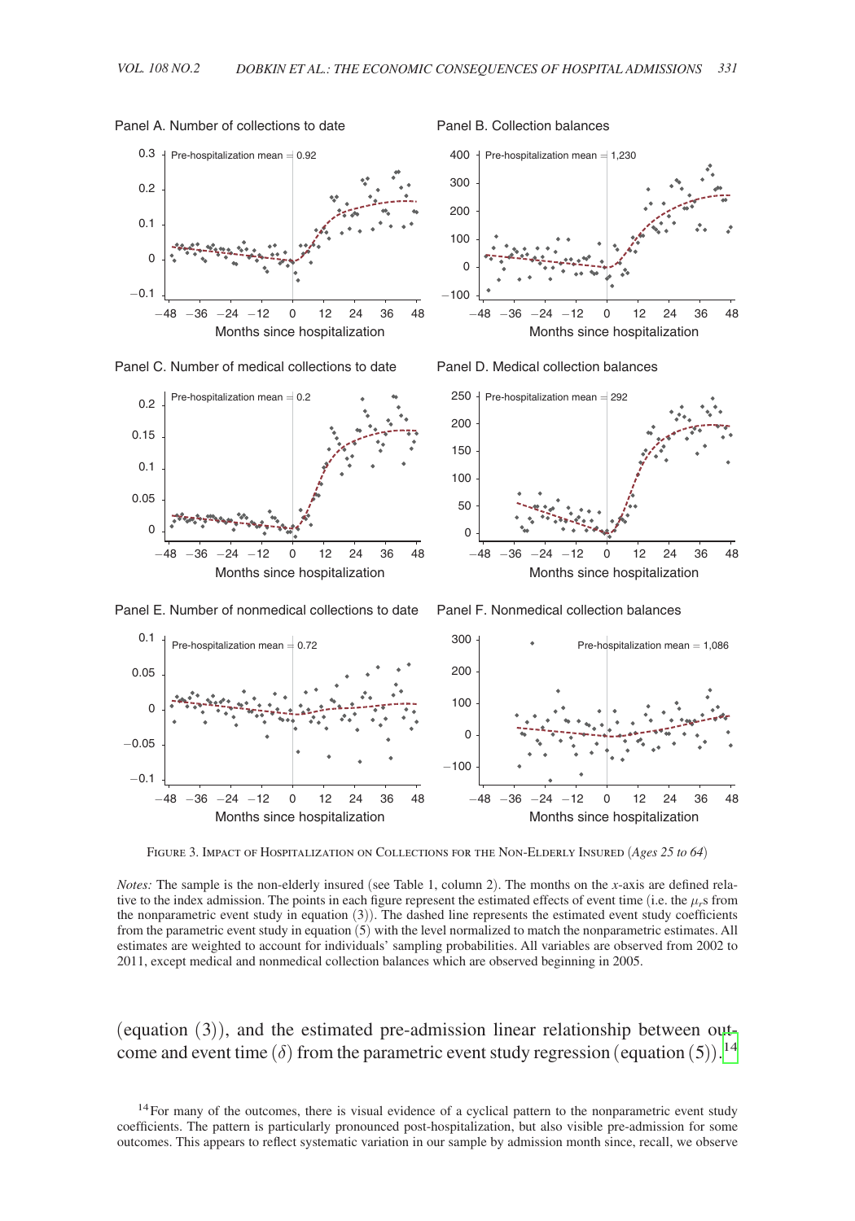Panel A. Number of collections to date

Pre-hospitalization mean = 0.92

0.3
0.2
0.1
0
−0.1

−48 −36 −24 −12 0 12 24 36 48

Months since hospitalization

Panel B. Collection balances

Pre-hospitalization mean = 1,230

400
300
200
100
0
−100

−48 −36 −24 −12 0 12 24 36 48

Months since hospitalization

Panel C. Number of medical collections to date

Pre-hospitalization mean = 0.2

0.2
0.15
0.1
0.05
0

−48 −36 −24 −12 0 12 24 36 48

Months since hospitalization

Panel D. Medical collection balances

Pre-hospitalization mean = 292

250
200
150
100
50
0

−48 −36 −24 −12 0 12 24 36 48

Months since hospitalization

Panel E. Number of nonmedical collections to date

Pre-hospitalization mean = 0.72

0.1
0.05
0
−0.05
−0.1

−48 −36 −24 −12 0 12 24 36 48

Months since hospitalization

Panel F. Nonmedical collection balances

Pre-hospitalization mean = 1,086

300
200
100
0
−100

−48 −36 −24 −12 0 12 24 36 48

Months since hospitalization

Figure 3. Impact of Hospitalization on Collections for the Non-Elderly Insured (*Ages 25 to 64*)

*Notes:* The sample is the non-elderly insured (see Table 1, column 2). The months on the *x*-axis are defined relative to the index admission. The points in each figure represent the estimated effects of event time (i.e. the $\mu_r$s from the nonparametric event study in equation (3)). The dashed line represents the estimated event study coefficients from the parametric event study in equation (5) with the level normalized to match the nonparametric estimates. All estimates are weighted to account for individuals' sampling probabilities. All variables are observed from 2002 to 2011, except medical and nonmedical collection balances which are observed beginning in 2005.

(equation (3)), and the estimated pre-admission linear relationship between outcome and event time ($\delta$) from the parametric event study regression (equation (5)).[14]

[14] For many of the outcomes, there is visual evidence of a cyclical pattern to the nonparametric event study coefficients. The pattern is particularly pronounced post-hospitalization, but also visible pre-admission for some outcomes. This appears to reflect systematic variation in our sample by admission month since, recall, we observe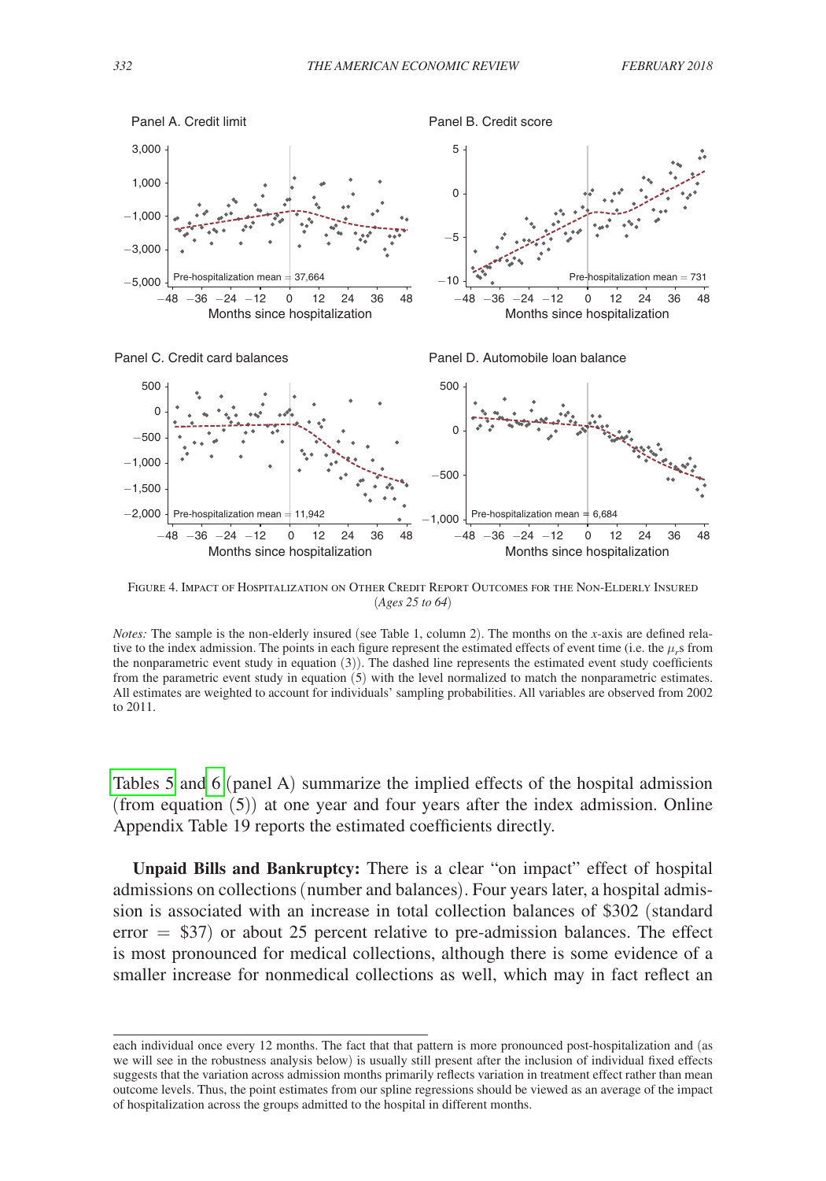Panel A. Credit limit

3,000
1,000
−1,000
−3,000
−5,000

Pre-hospitalization mean = 37,664

−48 −36 −24 −12 0 12 24 36 48

Months since hospitalization

Panel B. Credit score

5
0
−5
−10

Pre-hospitalization mean = 731

−48 −36 −24 −12 0 12 24 36 48

Months since hospitalization

Panel C. Credit card balances

500
0
−500
−1,000
−1,500
−2,000

Pre-hospitalization mean = 11,942

−48 −36 −24 −12 0 12 24 36 48

Months since hospitalization

Panel D. Automobile loan balance

500
0
−500
−1,000

Pre-hospitalization mean = 6,684

−48 −36 −24 −12 0 12 24 36 48

Months since hospitalization

Figure 4. Impact of Hospitalization on Other Credit Report Outcomes for the Non-Elderly Insured (*Ages 25 to 64*)

*Notes:* The sample is the non-elderly insured (see Table 1, column 2). The months on the *x*-axis are defined relative to the index admission. The points in each figure represent the estimated effects of event time (i.e. the $\mu_r$s from the nonparametric event study in equation (3)). The dashed line represents the estimated event study coefficients from the parametric event study in equation (5) with the level normalized to match the nonparametric estimates. All estimates are weighted to account for individuals' sampling probabilities. All variables are observed from 2002 to 2011.

Tables 5 and 6 (panel A) summarize the implied effects of the hospital admission (from equation (5)) at one year and four years after the index admission. Online Appendix Table 19 reports the estimated coefficients directly.

**Unpaid Bills and Bankruptcy:** There is a clear "on impact" effect of hospital admissions on collections (number and balances). Four years later, a hospital admission is associated with an increase in total collection balances of \$302 (standard error = \$37) or about 25 percent relative to pre-admission balances. The effect is most pronounced for medical collections, although there is some evidence of a smaller increase for nonmedical collections as well, which may in fact reflect an

each individual once every 12 months. The fact that that pattern is more pronounced post-hospitalization and (as we will see in the robustness analysis below) is usually still present after the inclusion of individual fixed effects suggests that the variation across admission months primarily reflects variation in treatment effect rather than mean outcome levels. Thus, the point estimates from our spline regressions should be viewed as an average of the impact of hospitalization across the groups admitted to the hospital in different months.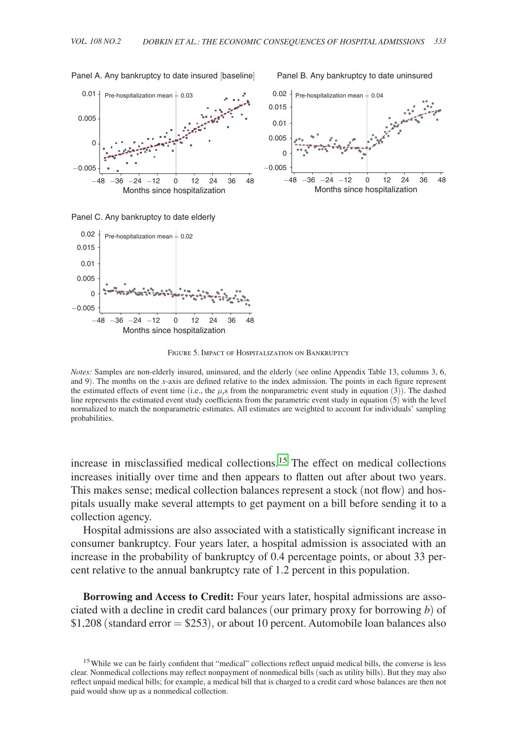Panel A. Any bankruptcy to date insured [baseline]

Pre-hospitalization mean = 0.03

0.01
0.005
0
−0.005

−48 −36 −24 −12 0 12 24 36 48

Months since hospitalization

Panel B. Any bankruptcy to date uninsured

Pre-hospitalization mean = 0.04

0.02
0.015
0.01
0.005
0
−0.005

−48 −36 −24 −12 0 12 24 36 48

Months since hospitalization

Panel C. Any bankruptcy to date elderly

Pre-hospitalization mean = 0.02

0.02
0.015
0.01
0.005
0
−0.005

−48 −36 −24 −12 0 12 24 36 48

Months since hospitalization

Figure 5. Impact of Hospitalization on Bankruptcy

*Notes:* Samples are non-elderly insured, uninsured, and the elderly (see online Appendix Table 13, columns 3, 6, and 9). The months on the *x*-axis are defined relative to the index admission. The points in each figure represent the estimated effects of event time (i.e., the $\mu_r$s from the nonparametric event study in equation (3)). The dashed line represents the estimated event study coefficients from the parametric event study in equation (5) with the level normalized to match the nonparametric estimates. All estimates are weighted to account for individuals' sampling probabilities.

increase in misclassified medical collections.[15] The effect on medical collections increases initially over time and then appears to flatten out after about two years. This makes sense; medical collection balances represent a stock (not flow) and hospitals usually make several attempts to get payment on a bill before sending it to a collection agency.

Hospital admissions are also associated with a statistically significant increase in consumer bankruptcy. Four years later, a hospital admission is associated with an increase in the probability of bankruptcy of 0.4 percentage points, or about 33 percent relative to the annual bankruptcy rate of 1.2 percent in this population.

**Borrowing and Access to Credit:** Four years later, hospital admissions are associated with a decline in credit card balances (our primary proxy for borrowing $b$) of \$1,208 (standard error = \$253), or about 10 percent. Automobile loan balances also

[15] While we can be fairly confident that "medical" collections reflect unpaid medical bills, the converse is less clear. Nonmedical collections may reflect nonpayment of nonmedical bills (such as utility bills). But they may also reflect unpaid medical bills; for example, a medical bill that is charged to a credit card whose balances are then not paid would show up as a nonmedical collection.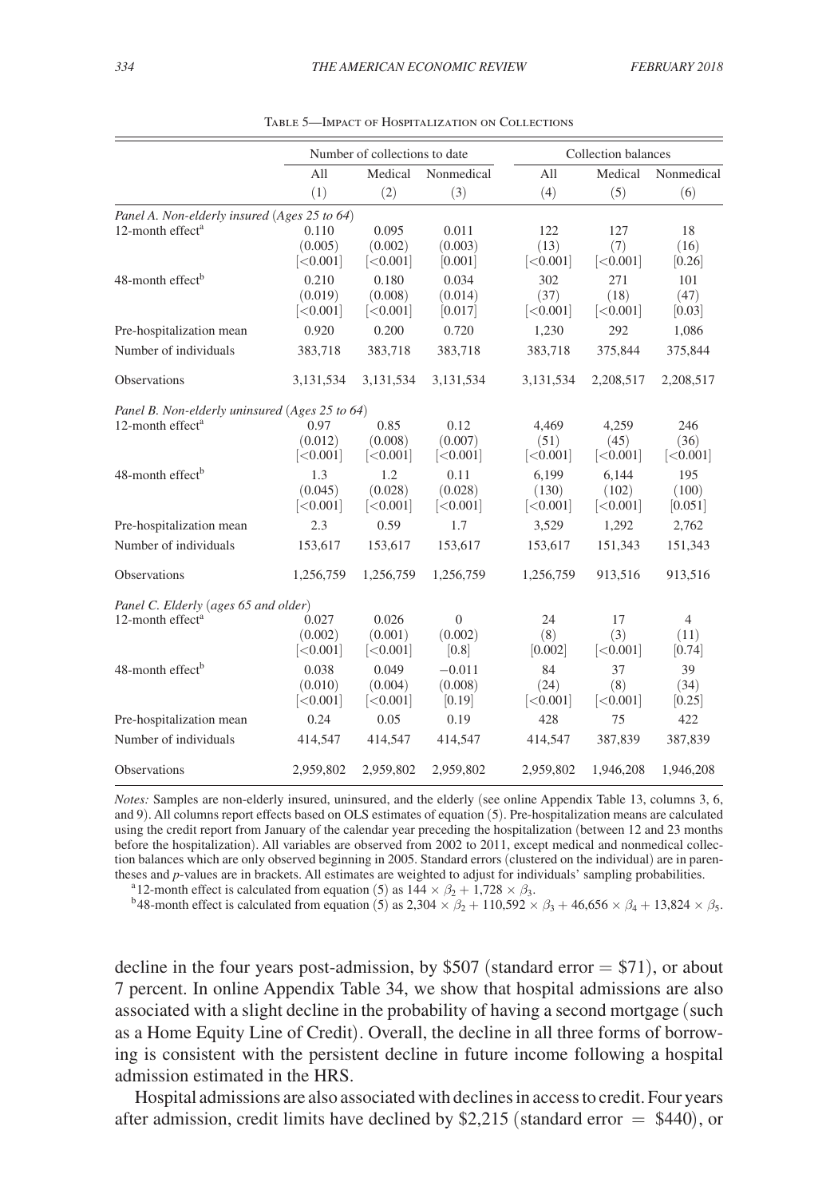Table 5—Impact of Hospitalization on Collections

| | Number of collections to date | | | Collection balances | | |
|---|---|---|---|---|---|---|
| | All | Medical | Nonmedical | All | Medical | Nonmedical |
| | (1) | (2) | (3) | (4) | (5) | (6) |
| *Panel A. Non-elderly insured (Ages 25 to 64)* | | | | | | |
| 12-month effect[a] | 0.110 | 0.095 | 0.011 | 122 | 127 | 18 |
| | (0.005) | (0.002) | (0.003) | (13) | (7) | (16) |
| | [<0.001] | [<0.001] | [0.001] | [<0.001] | [<0.001] | [0.26] |
| 48-month effect[b] | 0.210 | 0.180 | 0.034 | 302 | 271 | 101 |
| | (0.019) | (0.008) | (0.014) | (37) | (18) | (47) |
| | [<0.001] | [<0.001] | [0.017] | [<0.001] | [<0.001] | [0.03] |
| Pre-hospitalization mean | 0.920 | 0.200 | 0.720 | 1,230 | 292 | 1,086 |
| Number of individuals | 383,718 | 383,718 | 383,718 | 383,718 | 375,844 | 375,844 |
| Observations | 3,131,534 | 3,131,534 | 3,131,534 | 3,131,534 | 2,208,517 | 2,208,517 |
| *Panel B. Non-elderly uninsured (Ages 25 to 64)* | | | | | | |
| 12-month effect[a] | 0.97 | 0.85 | 0.12 | 4,469 | 4,259 | 246 |
| | (0.012) | (0.008) | (0.007) | (51) | (45) | (36) |
| | [<0.001] | [<0.001] | [<0.001] | [<0.001] | [<0.001] | [<0.001] |
| 48-month effect[b] | 1.3 | 1.2 | 0.11 | 6,199 | 6,144 | 195 |
| | (0.045) | (0.028) | (0.028) | (130) | (102) | (100) |
| | [<0.001] | [<0.001] | [<0.001] | [<0.001] | [<0.001] | [0.051] |
| Pre-hospitalization mean | 2.3 | 0.59 | 1.7 | 3,529 | 1,292 | 2,762 |
| Number of individuals | 153,617 | 153,617 | 153,617 | 153,617 | 151,343 | 151,343 |
| Observations | 1,256,759 | 1,256,759 | 1,256,759 | 1,256,759 | 913,516 | 913,516 |
| *Panel C. Elderly (ages 65 and older)* | | | | | | |
| 12-month effect[a] | 0.027 | 0.026 | 0 | 24 | 17 | 4 |
| | (0.002) | (0.001) | (0.002) | (8) | (3) | (11) |
| | [<0.001] | [<0.001] | [0.8] | [0.002] | [<0.001] | [0.74] |
| 48-month effect[b] | 0.038 | 0.049 | −0.011 | 84 | 37 | 39 |
| | (0.010) | (0.004) | (0.008) | (24) | (8) | (34) |
| | [<0.001] | [<0.001] | [0.19] | [<0.001] | [<0.001] | [0.25] |
| Pre-hospitalization mean | 0.24 | 0.05 | 0.19 | 428 | 75 | 422 |
| Number of individuals | 414,547 | 414,547 | 414,547 | 414,547 | 387,839 | 387,839 |
| Observations | 2,959,802 | 2,959,802 | 2,959,802 | 2,959,802 | 1,946,208 | 1,946,208 |

*Notes:* Samples are non-elderly insured, uninsured, and the elderly (see online Appendix Table 13, columns 3, 6, and 9). All columns report effects based on OLS estimates of equation (5). Pre-hospitalization means are calculated using the credit report from January of the calendar year preceding the hospitalization (between 12 and 23 months before the hospitalization). All variables are observed from 2002 to 2011, except medical and nonmedical collection balances which are only observed beginning in 2005. Standard errors (clustered on the individual) are in parentheses and *p*-values are in brackets. All estimates are weighted to adjust for individuals' sampling probabilities.

[a]12-month effect is calculated from equation (5) as $144 \times \beta_2 + 1{,}728 \times \beta_3$.

[b]48-month effect is calculated from equation (5) as $2{,}304 \times \beta_2 + 110{,}592 \times \beta_3 + 46{,}656 \times \beta_4 + 13{,}824 \times \beta_5$.

decline in the four years post-admission, by \$507 (standard error = \$71), or about 7 percent. In online Appendix Table 34, we show that hospital admissions are also associated with a slight decline in the probability of having a second mortgage (such as a Home Equity Line of Credit). Overall, the decline in all three forms of borrowing is consistent with the persistent decline in future income following a hospital admission estimated in the HRS.

Hospital admissions are also associated with declines in access to credit. Four years after admission, credit limits have declined by \$2,215 (standard error = \$440), or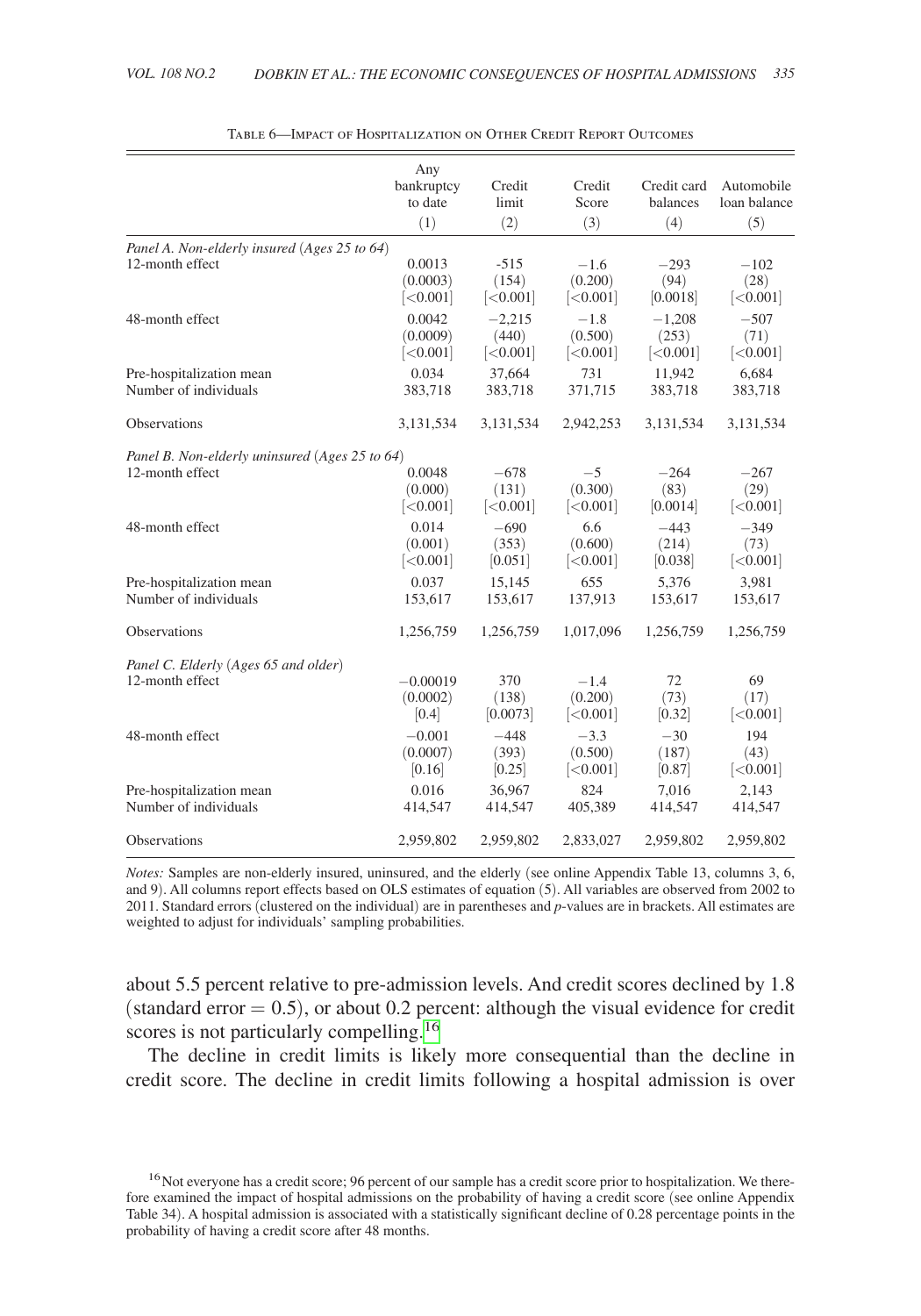Table 6—Impact of Hospitalization on Other Credit Report Outcomes

| | Any bankruptcy to date (1) | Credit limit (2) | Credit Score (3) | Credit card balances (4) | Automobile loan balance (5) |
|---|---|---|---|---|---|
| *Panel A. Non-elderly insured (Ages 25 to 64)* | | | | | |
| 12-month effect | 0.0013 | -515 | −1.6 | −293 | −102 |
| | (0.0003) | (154) | (0.200) | (94) | (28) |
| | [<0.001] | [<0.001] | [<0.001] | [0.0018] | [<0.001] |
| 48-month effect | 0.0042 | −2,215 | −1.8 | −1,208 | −507 |
| | (0.0009) | (440) | (0.500) | (253) | (71) |
| | [<0.001] | [<0.001] | [<0.001] | [<0.001] | [<0.001] |
| Pre-hospitalization mean | 0.034 | 37,664 | 731 | 11,942 | 6,684 |
| Number of individuals | 383,718 | 383,718 | 371,715 | 383,718 | 383,718 |
| Observations | 3,131,534 | 3,131,534 | 2,942,253 | 3,131,534 | 3,131,534 |
| *Panel B. Non-elderly uninsured (Ages 25 to 64)* | | | | | |
| 12-month effect | 0.0048 | −678 | −5 | −264 | −267 |
| | (0.000) | (131) | (0.300) | (83) | (29) |
| | [<0.001] | [<0.001] | [<0.001] | [0.0014] | [<0.001] |
| 48-month effect | 0.014 | −690 | 6.6 | −443 | −349 |
| | (0.001) | (353) | (0.600) | (214) | (73) |
| | [<0.001] | [0.051] | [<0.001] | [0.038] | [<0.001] |
| Pre-hospitalization mean | 0.037 | 15,145 | 655 | 5,376 | 3,981 |
| Number of individuals | 153,617 | 153,617 | 137,913 | 153,617 | 153,617 |
| Observations | 1,256,759 | 1,256,759 | 1,017,096 | 1,256,759 | 1,256,759 |
| *Panel C. Elderly (Ages 65 and older)* | | | | | |
| 12-month effect | −0.00019 | 370 | −1.4 | 72 | 69 |
| | (0.0002) | (138) | (0.200) | (73) | (17) |
| | [0.4] | [0.0073] | [<0.001] | [0.32] | [<0.001] |
| 48-month effect | −0.001 | −448 | −3.3 | −30 | 194 |
| | (0.0007) | (393) | (0.500) | (187) | (43) |
| | [0.16] | [0.25] | [<0.001] | [0.87] | [<0.001] |
| Pre-hospitalization mean | 0.016 | 36,967 | 824 | 7,016 | 2,143 |
| Number of individuals | 414,547 | 414,547 | 405,389 | 414,547 | 414,547 |
| Observations | 2,959,802 | 2,959,802 | 2,833,027 | 2,959,802 | 2,959,802 |

*Notes:* Samples are non-elderly insured, uninsured, and the elderly (see online Appendix Table 13, columns 3, 6, and 9). All columns report effects based on OLS estimates of equation (5). All variables are observed from 2002 to 2011. Standard errors (clustered on the individual) are in parentheses and *p*-values are in brackets. All estimates are weighted to adjust for individuals' sampling probabilities.

about 5.5 percent relative to pre-admission levels. And credit scores declined by 1.8 (standard error = 0.5), or about 0.2 percent: although the visual evidence for credit scores is not particularly compelling.[16]

The decline in credit limits is likely more consequential than the decline in credit score. The decline in credit limits following a hospital admission is over

[16] Not everyone has a credit score; 96 percent of our sample has a credit score prior to hospitalization. We therefore examined the impact of hospital admissions on the probability of having a credit score (see online Appendix Table 34). A hospital admission is associated with a statistically significant decline of 0.28 percentage points in the probability of having a credit score after 48 months.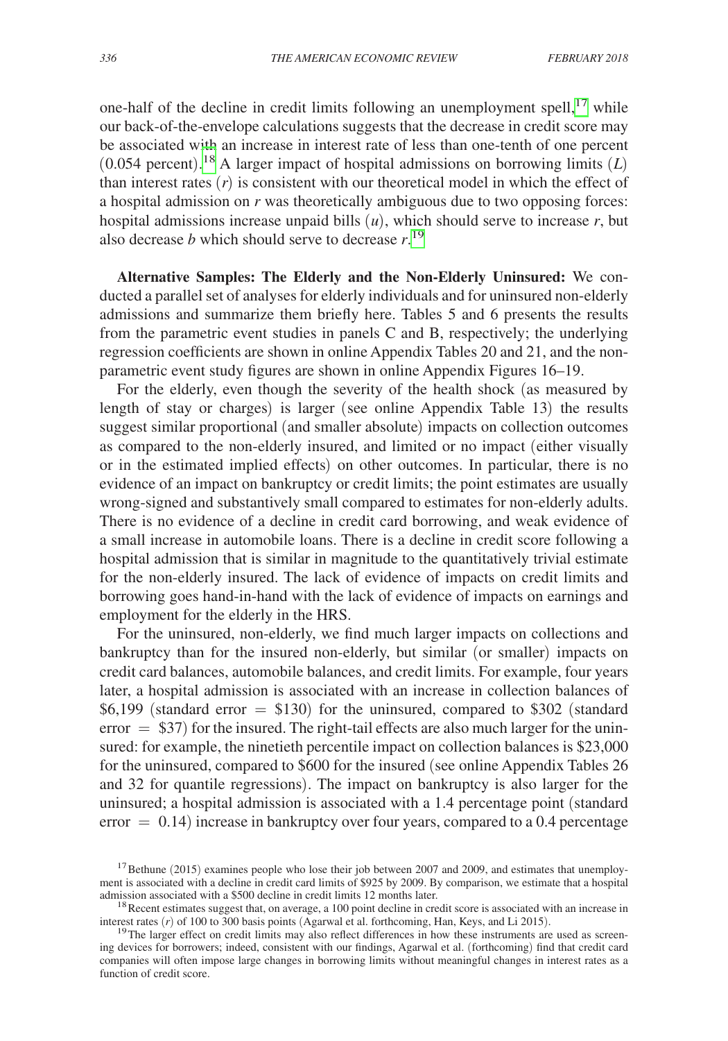one-half of the decline in credit limits following an unemployment spell,[17] while our back-of-the-envelope calculations suggests that the decrease in credit score may be associated with an increase in interest rate of less than one-tenth of one percent (0.054 percent).[18] A larger impact of hospital admissions on borrowing limits ($L$) than interest rates ($r$) is consistent with our theoretical model in which the effect of a hospital admission on $r$ was theoretically ambiguous due to two opposing forces: hospital admissions increase unpaid bills ($u$), which should serve to increase $r$, but also decrease $b$ which should serve to decrease $r$.[19]

**Alternative Samples: The Elderly and the Non-Elderly Uninsured:** We conducted a parallel set of analyses for elderly individuals and for uninsured non-elderly admissions and summarize them briefly here. Tables 5 and 6 presents the results from the parametric event studies in panels C and B, respectively; the underlying regression coefficients are shown in online Appendix Tables 20 and 21, and the nonparametric event study figures are shown in online Appendix Figures 16–19.

For the elderly, even though the severity of the health shock (as measured by length of stay or charges) is larger (see online Appendix Table 13) the results suggest similar proportional (and smaller absolute) impacts on collection outcomes as compared to the non-elderly insured, and limited or no impact (either visually or in the estimated implied effects) on other outcomes. In particular, there is no evidence of an impact on bankruptcy or credit limits; the point estimates are usually wrong-signed and substantively small compared to estimates for non-elderly adults. There is no evidence of a decline in credit card borrowing, and weak evidence of a small increase in automobile loans. There is a decline in credit score following a hospital admission that is similar in magnitude to the quantitatively trivial estimate for the non-elderly insured. The lack of evidence of impacts on credit limits and borrowing goes hand-in-hand with the lack of evidence of impacts on earnings and employment for the elderly in the HRS.

For the uninsured, non-elderly, we find much larger impacts on collections and bankruptcy than for the insured non-elderly, but similar (or smaller) impacts on credit card balances, automobile balances, and credit limits. For example, four years later, a hospital admission is associated with an increase in collection balances of \$6,199 (standard error = \$130) for the uninsured, compared to \$302 (standard error = \$37) for the insured. The right-tail effects are also much larger for the uninsured: for example, the ninetieth percentile impact on collection balances is \$23,000 for the uninsured, compared to \$600 for the insured (see online Appendix Tables 26 and 32 for quantile regressions). The impact on bankruptcy is also larger for the uninsured; a hospital admission is associated with a 1.4 percentage point (standard error = 0.14) increase in bankruptcy over four years, compared to a 0.4 percentage

[17] Bethune (2015) examines people who lose their job between 2007 and 2009, and estimates that unemployment is associated with a decline in credit card limits of \$925 by 2009. By comparison, we estimate that a hospital admission associated with a \$500 decline in credit limits 12 months later.

[18] Recent estimates suggest that, on average, a 100 point decline in credit score is associated with an increase in interest rates ($r$) of 100 to 300 basis points (Agarwal et al. forthcoming, Han, Keys, and Li 2015).

[19] The larger effect on credit limits may also reflect differences in how these instruments are used as screening devices for borrowers; indeed, consistent with our findings, Agarwal et al. (forthcoming) find that credit card companies will often impose large changes in borrowing limits without meaningful changes in interest rates as a function of credit score.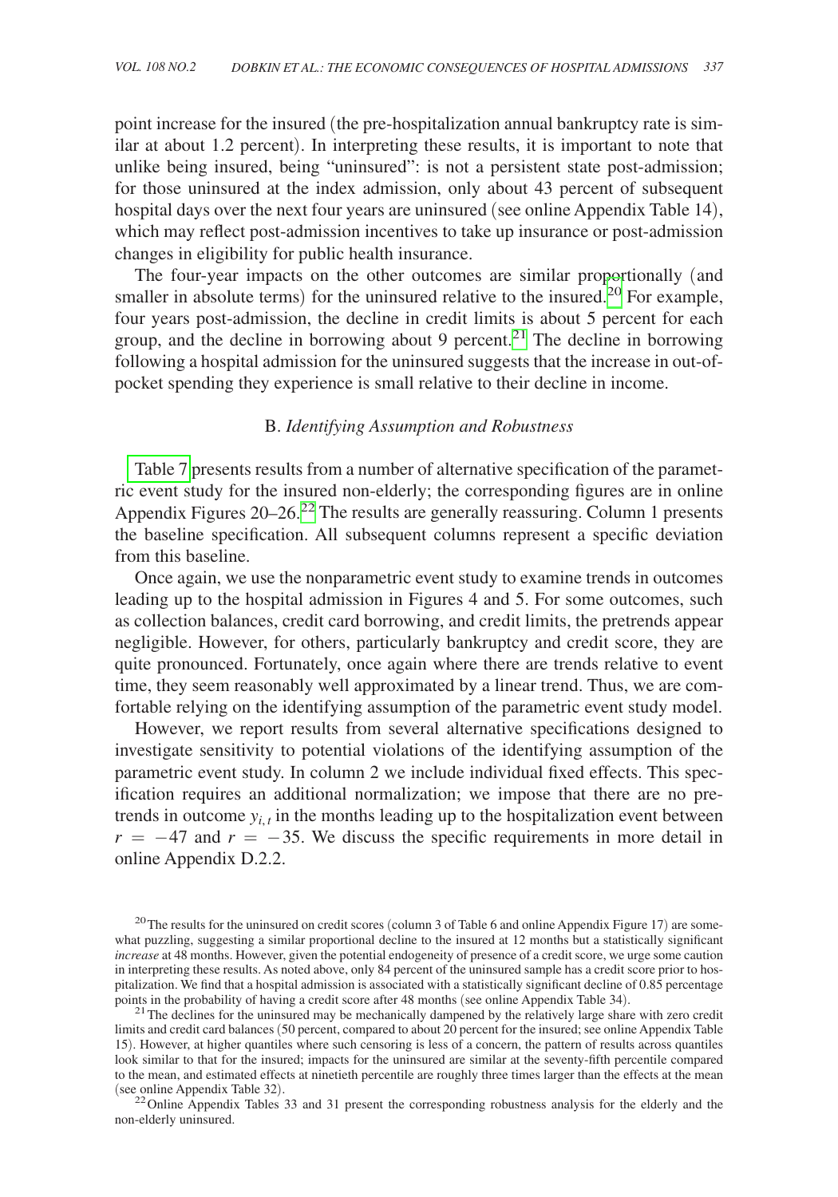point increase for the insured (the pre-hospitalization annual bankruptcy rate is similar at about 1.2 percent). In interpreting these results, it is important to note that unlike being insured, being "uninsured": is not a persistent state post-admission; for those uninsured at the index admission, only about 43 percent of subsequent hospital days over the next four years are uninsured (see online Appendix Table 14), which may reflect post-admission incentives to take up insurance or post-admission changes in eligibility for public health insurance.

The four-year impacts on the other outcomes are similar proportionally (and smaller in absolute terms) for the uninsured relative to the insured.[20] For example, four years post-admission, the decline in credit limits is about 5 percent for each group, and the decline in borrowing about 9 percent.[21] The decline in borrowing following a hospital admission for the uninsured suggests that the increase in out-of-pocket spending they experience is small relative to their decline in income.

### B. *Identifying Assumption and Robustness*

Table 7 presents results from a number of alternative specification of the parametric event study for the insured non-elderly; the corresponding figures are in online Appendix Figures 20–26.[22] The results are generally reassuring. Column 1 presents the baseline specification. All subsequent columns represent a specific deviation from this baseline.

Once again, we use the nonparametric event study to examine trends in outcomes leading up to the hospital admission in Figures 4 and 5. For some outcomes, such as collection balances, credit card borrowing, and credit limits, the pretrends appear negligible. However, for others, particularly bankruptcy and credit score, they are quite pronounced. Fortunately, once again where there are trends relative to event time, they seem reasonably well approximated by a linear trend. Thus, we are comfortable relying on the identifying assumption of the parametric event study model.

However, we report results from several alternative specifications designed to investigate sensitivity to potential violations of the identifying assumption of the parametric event study. In column 2 we include individual fixed effects. This specification requires an additional normalization; we impose that there are no pretrends in outcome $y_{i,t}$ in the months leading up to the hospitalization event between $r = -47$ and $r = -35$. We discuss the specific requirements in more detail in online Appendix D.2.2.

[20] The results for the uninsured on credit scores (column 3 of Table 6 and online Appendix Figure 17) are somewhat puzzling, suggesting a similar proportional decline to the insured at 12 months but a statistically significant *increase* at 48 months. However, given the potential endogeneity of presence of a credit score, we urge some caution in interpreting these results. As noted above, only 84 percent of the uninsured sample has a credit score prior to hospitalization. We find that a hospital admission is associated with a statistically significant decline of 0.85 percentage points in the probability of having a credit score after 48 months (see online Appendix Table 34).

[21] The declines for the uninsured may be mechanically dampened by the relatively large share with zero credit limits and credit card balances (50 percent, compared to about 20 percent for the insured; see online Appendix Table 15). However, at higher quantiles where such censoring is less of a concern, the pattern of results across quantiles look similar to that for the insured; impacts for the uninsured are similar at the seventy-fifth percentile compared to the mean, and estimated effects at ninetieth percentile are roughly three times larger than the effects at the mean (see online Appendix Table 32).

[22] Online Appendix Tables 33 and 31 present the corresponding robustness analysis for the elderly and the non-elderly uninsured.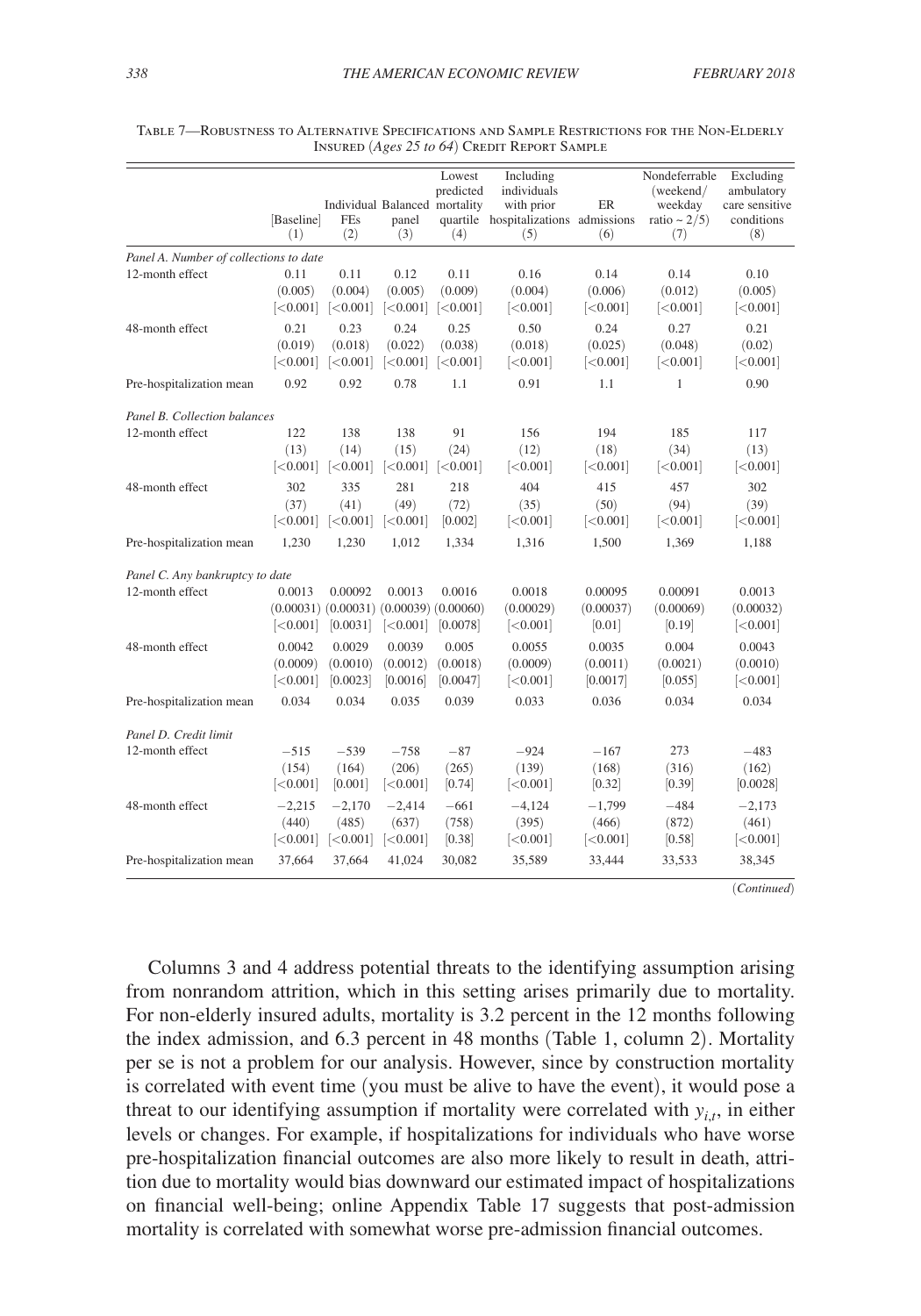Table 7—Robustness to Alternative Specifications and Sample Restrictions for the Non-Elderly Insured (*Ages 25 to 64*) Credit Report Sample

| | [Baseline] (1) | Individual FEs (2) | Balanced panel (3) | Lowest predicted mortality quartile (4) | Including individuals with prior hospitalizations (5) | ER admissions (6) | Nondeferrable (weekend/ weekday ratio ~ 2/5) (7) | Excluding ambulatory care sensitive conditions (8) |
|---|---|---|---|---|---|---|---|---|
| *Panel A. Number of collections to date* | | | | | | | | |
| 12-month effect | 0.11 | 0.11 | 0.12 | 0.11 | 0.16 | 0.14 | 0.14 | 0.10 |
| | (0.005) | (0.004) | (0.005) | (0.009) | (0.004) | (0.006) | (0.012) | (0.005) |
| | [<0.001] | [<0.001] | [<0.001] | [<0.001] | [<0.001] | [<0.001] | [<0.001] | [<0.001] |
| 48-month effect | 0.21 | 0.23 | 0.24 | 0.25 | 0.50 | 0.24 | 0.27 | 0.21 |
| | (0.019) | (0.018) | (0.022) | (0.038) | (0.018) | (0.025) | (0.048) | (0.02) |
| | [<0.001] | [<0.001] | [<0.001] | [<0.001] | [<0.001] | [<0.001] | [<0.001] | [<0.001] |
| Pre-hospitalization mean | 0.92 | 0.92 | 0.78 | 1.1 | 0.91 | 1.1 | 1 | 0.90 |
| *Panel B. Collection balances* | | | | | | | | |
| 12-month effect | 122 | 138 | 138 | 91 | 156 | 194 | 185 | 117 |
| | (13) | (14) | (15) | (24) | (12) | (18) | (34) | (13) |
| | [<0.001] | [<0.001] | [<0.001] | [<0.001] | [<0.001] | [<0.001] | [<0.001] | [<0.001] |
| 48-month effect | 302 | 335 | 281 | 218 | 404 | 415 | 457 | 302 |
| | (37) | (41) | (49) | (72) | (35) | (50) | (94) | (39) |
| | [<0.001] | [<0.001] | [<0.001] | [0.002] | [<0.001] | [<0.001] | [<0.001] | [<0.001] |
| Pre-hospitalization mean | 1,230 | 1,230 | 1,012 | 1,334 | 1,316 | 1,500 | 1,369 | 1,188 |
| *Panel C. Any bankruptcy to date* | | | | | | | | |
| 12-month effect | 0.0013 | 0.00092 | 0.0013 | 0.0016 | 0.0018 | 0.00095 | 0.00091 | 0.0013 |
| | (0.00031) | (0.00031) | (0.00039) | (0.00060) | (0.00029) | (0.00037) | (0.00069) | (0.00032) |
| | [<0.001] | [0.0031] | [<0.001] | [0.0078] | [<0.001] | [0.01] | [0.19] | [<0.001] |
| 48-month effect | 0.0042 | 0.0029 | 0.0039 | 0.005 | 0.0055 | 0.0035 | 0.004 | 0.0043 |
| | (0.0009) | (0.0010) | (0.0012) | (0.0018) | (0.0009) | (0.0011) | (0.0021) | (0.0010) |
| | [<0.001] | [0.0023] | [0.0016] | [0.0047] | [<0.001] | [0.0017] | [0.055] | [<0.001] |
| Pre-hospitalization mean | 0.034 | 0.034 | 0.035 | 0.039 | 0.033 | 0.036 | 0.034 | 0.034 |
| *Panel D. Credit limit* | | | | | | | | |
| 12-month effect | −515 | −539 | −758 | −87 | −924 | −167 | 273 | −483 |
| | (154) | (164) | (206) | (265) | (139) | (168) | (316) | (162) |
| | [<0.001] | [0.001] | [<0.001] | [0.74] | [<0.001] | [0.32] | [0.39] | [0.0028] |
| 48-month effect | −2,215 | −2,170 | −2,414 | −661 | −4,124 | −1,799 | −484 | −2,173 |
| | (440) | (485) | (637) | (758) | (395) | (466) | (872) | (461) |
| | [<0.001] | [<0.001] | [<0.001] | [0.38] | [<0.001] | [<0.001] | [0.58] | [<0.001] |
| Pre-hospitalization mean | 37,664 | 37,664 | 41,024 | 30,082 | 35,589 | 33,444 | 33,533 | 38,345 |

(*Continued*)

Columns 3 and 4 address potential threats to the identifying assumption arising from nonrandom attrition, which in this setting arises primarily due to mortality. For non-elderly insured adults, mortality is 3.2 percent in the 12 months following the index admission, and 6.3 percent in 48 months (Table 1, column 2). Mortality per se is not a problem for our analysis. However, since by construction mortality is correlated with event time (you must be alive to have the event), it would pose a threat to our identifying assumption if mortality were correlated with $y_{i,t}$, in either levels or changes. For example, if hospitalizations for individuals who have worse pre-hospitalization financial outcomes are also more likely to result in death, attrition due to mortality would bias downward our estimated impact of hospitalizations on financial well-being; online Appendix Table 17 suggests that post-admission mortality is correlated with somewhat worse pre-admission financial outcomes.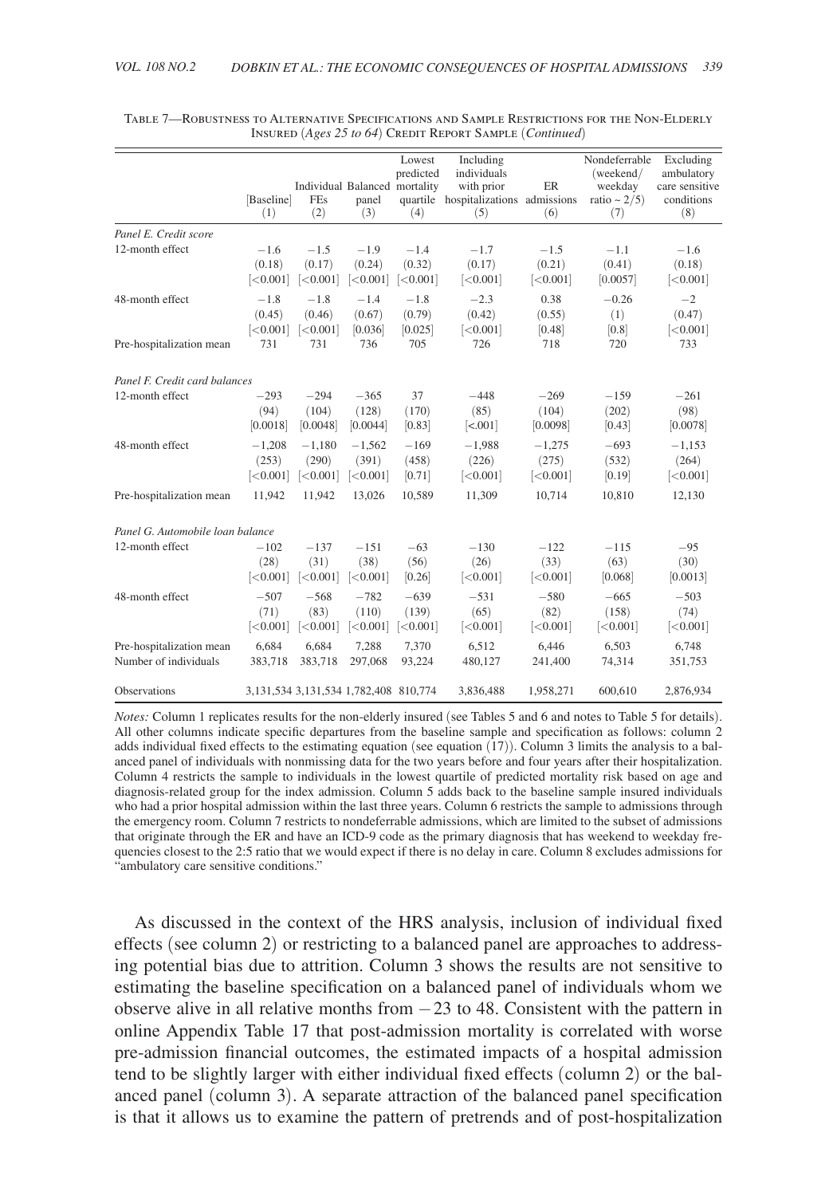Table 7—Robustness to Alternative Specifications and Sample Restrictions for the Non-Elderly Insured (*Ages 25 to 64*) Credit Report Sample (*Continued*)

| | [Baseline] (1) | Individual FEs (2) | Balanced panel (3) | Lowest predicted mortality quartile (4) | Including individuals with prior hospitalizations (5) | ER admissions (6) | Nondeferrable (weekend/ weekday ratio ~ 2/5) (7) | Excluding ambulatory care sensitive conditions (8) |
|---|---|---|---|---|---|---|---|---|
| *Panel E. Credit score* | | | | | | | | |
| 12-month effect | −1.6 | −1.5 | −1.9 | −1.4 | −1.7 | −1.5 | −1.1 | −1.6 |
| | (0.18) | (0.17) | (0.24) | (0.32) | (0.17) | (0.21) | (0.41) | (0.18) |
| | [<0.001] | [<0.001] | [<0.001] | [<0.001] | [<0.001] | [<0.001] | [0.0057] | [<0.001] |
| 48-month effect | −1.8 | −1.8 | −1.4 | −1.8 | −2.3 | 0.38 | −0.26 | −2 |
| | (0.45) | (0.46) | (0.67) | (0.79) | (0.42) | (0.55) | (1) | (0.47) |
| | [<0.001] | [<0.001] | [0.036] | [0.025] | [<0.001] | [0.48] | [0.8] | [<0.001] |
| Pre-hospitalization mean | 731 | 731 | 736 | 705 | 726 | 718 | 720 | 733 |
| *Panel F. Credit card balances* | | | | | | | | |
| 12-month effect | −293 | −294 | −365 | 37 | −448 | −269 | −159 | −261 |
| | (94) | (104) | (128) | (170) | (85) | (104) | (202) | (98) |
| | [0.0018] | [0.0048] | [0.0044] | [0.83] | [<.001] | [0.0098] | [0.43] | [0.0078] |
| 48-month effect | −1,208 | −1,180 | −1,562 | −169 | −1,988 | −1,275 | −693 | −1,153 |
| | (253) | (290) | (391) | (458) | (226) | (275) | (532) | (264) |
| | [<0.001] | [<0.001] | [<0.001] | [0.71] | [<0.001] | [<0.001] | [0.19] | [<0.001] |
| Pre-hospitalization mean | 11,942 | 11,942 | 13,026 | 10,589 | 11,309 | 10,714 | 10,810 | 12,130 |
| *Panel G. Automobile loan balance* | | | | | | | | |
| 12-month effect | −102 | −137 | −151 | −63 | −130 | −122 | −115 | −95 |
| | (28) | (31) | (38) | (56) | (26) | (33) | (63) | (30) |
| | [<0.001] | [<0.001] | [<0.001] | [0.26] | [<0.001] | [<0.001] | [0.068] | [0.0013] |
| 48-month effect | −507 | −568 | −782 | −639 | −531 | −580 | −665 | −503 |
| | (71) | (83) | (110) | (139) | (65) | (82) | (158) | (74) |
| | [<0.001] | [<0.001] | [<0.001] | [<0.001] | [<0.001] | [<0.001] | [<0.001] | [<0.001] |
| Pre-hospitalization mean | 6,684 | 6,684 | 7,288 | 7,370 | 6,512 | 6,446 | 6,503 | 6,748 |
| Number of individuals | 383,718 | 383,718 | 297,068 | 93,224 | 480,127 | 241,400 | 74,314 | 351,753 |
| Observations | 3,131,534 | 3,131,534 | 1,782,488 | 810,774 | 3,836,488 | 1,958,271 | 600,610 | 2,876,934 |

*Notes:* Column 1 replicates results for the non-elderly insured (see Tables 5 and 6 and notes to Table 5 for details). All other columns indicate specific departures from the baseline sample and specification as follows: column 2 adds individual fixed effects to the estimating equation (see equation (17)). Column 3 limits the analysis to a balanced panel of individuals with nonmissing data for the two years before and four years after their hospitalization. Column 4 restricts the sample to individuals in the lowest quartile of predicted mortality risk based on age and diagnosis-related group for the index admission. Column 5 adds back to the baseline sample insured individuals who had a prior hospital admission within the last three years. Column 6 restricts the sample to admissions through the emergency room. Column 7 restricts to nondeferrable admissions, which are limited to the subset of admissions that originate through the ER and have an ICD-9 code as the primary diagnosis that has weekend to weekday frequencies closest to the 2:5 ratio that we would expect if there is no delay in care. Column 8 excludes admissions for "ambulatory care sensitive conditions."

As discussed in the context of the HRS analysis, inclusion of individual fixed effects (see column 2) or restricting to a balanced panel are approaches to addressing potential bias due to attrition. Column 3 shows the results are not sensitive to estimating the baseline specification on a balanced panel of individuals whom we observe alive in all relative months from $-23$ to 48. Consistent with the pattern in online Appendix Table 17 that post-admission mortality is correlated with worse pre-admission financial outcomes, the estimated impacts of a hospital admission tend to be slightly larger with either individual fixed effects (column 2) or the balanced panel (column 3). A separate attraction of the balanced panel specification is that it allows us to examine the pattern of pretrends and of post-hospitalization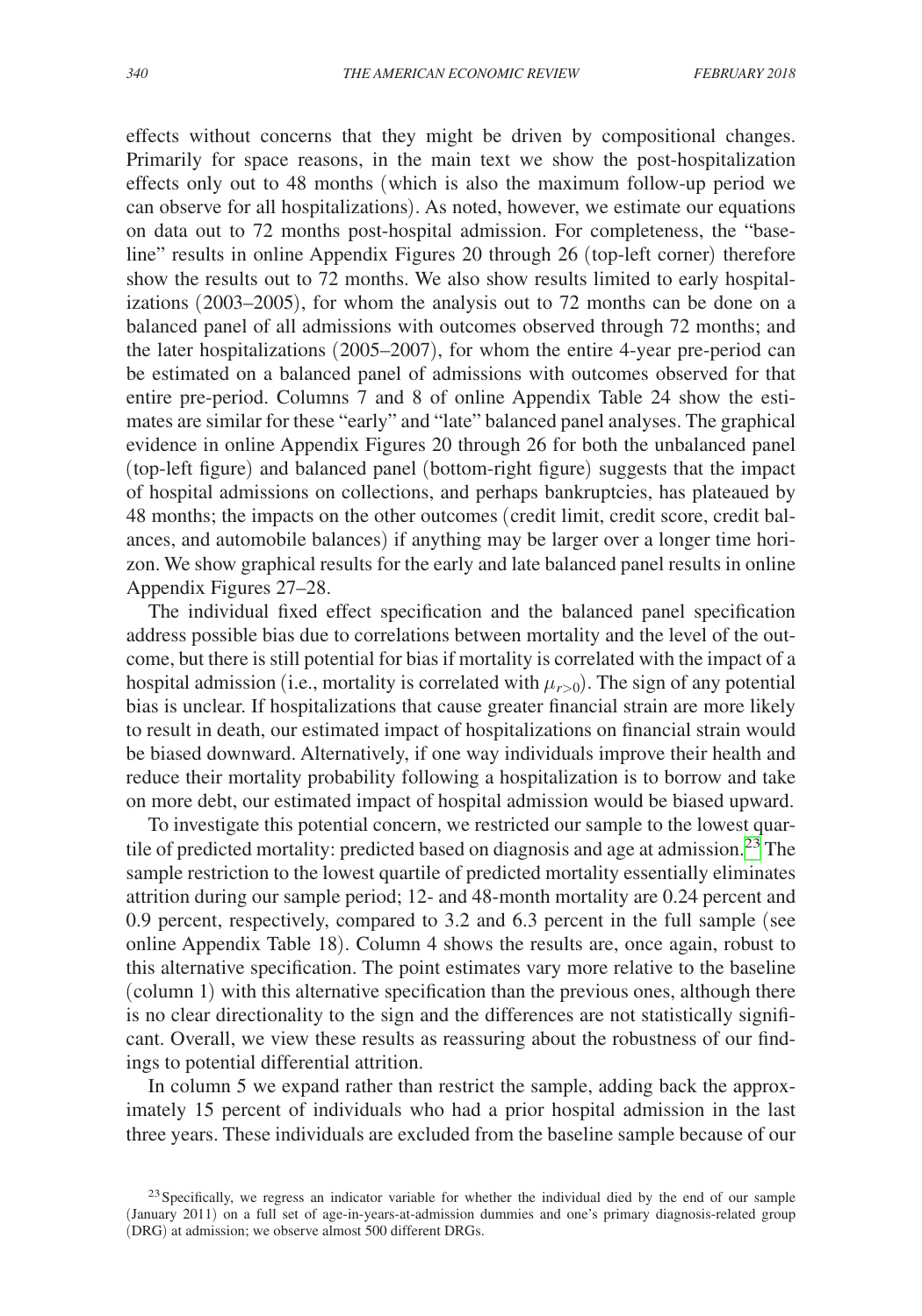effects without concerns that they might be driven by compositional changes. Primarily for space reasons, in the main text we show the post-hospitalization effects only out to 48 months (which is also the maximum follow-up period we can observe for all hospitalizations). As noted, however, we estimate our equations on data out to 72 months post-hospital admission. For completeness, the "baseline" results in online Appendix Figures 20 through 26 (top-left corner) therefore show the results out to 72 months. We also show results limited to early hospitalizations (2003–2005), for whom the analysis out to 72 months can be done on a balanced panel of all admissions with outcomes observed through 72 months; and the later hospitalizations (2005–2007), for whom the entire 4-year pre-period can be estimated on a balanced panel of admissions with outcomes observed for that entire pre-period. Columns 7 and 8 of online Appendix Table 24 show the estimates are similar for these "early" and "late" balanced panel analyses. The graphical evidence in online Appendix Figures 20 through 26 for both the unbalanced panel (top-left figure) and balanced panel (bottom-right figure) suggests that the impact of hospital admissions on collections, and perhaps bankruptcies, has plateaued by 48 months; the impacts on the other outcomes (credit limit, credit score, credit balances, and automobile balances) if anything may be larger over a longer time horizon. We show graphical results for the early and late balanced panel results in online Appendix Figures 27–28.

The individual fixed effect specification and the balanced panel specification address possible bias due to correlations between mortality and the level of the outcome, but there is still potential for bias if mortality is correlated with the impact of a hospital admission (i.e., mortality is correlated with $\mu_{r>0}$). The sign of any potential bias is unclear. If hospitalizations that cause greater financial strain are more likely to result in death, our estimated impact of hospitalizations on financial strain would be biased downward. Alternatively, if one way individuals improve their health and reduce their mortality probability following a hospitalization is to borrow and take on more debt, our estimated impact of hospital admission would be biased upward.

To investigate this potential concern, we restricted our sample to the lowest quartile of predicted mortality: predicted based on diagnosis and age at admission.[23] The sample restriction to the lowest quartile of predicted mortality essentially eliminates attrition during our sample period; 12- and 48-month mortality are 0.24 percent and 0.9 percent, respectively, compared to 3.2 and 6.3 percent in the full sample (see online Appendix Table 18). Column 4 shows the results are, once again, robust to this alternative specification. The point estimates vary more relative to the baseline (column 1) with this alternative specification than the previous ones, although there is no clear directionality to the sign and the differences are not statistically significant. Overall, we view these results as reassuring about the robustness of our findings to potential differential attrition.

In column 5 we expand rather than restrict the sample, adding back the approximately 15 percent of individuals who had a prior hospital admission in the last three years. These individuals are excluded from the baseline sample because of our

[23] Specifically, we regress an indicator variable for whether the individual died by the end of our sample (January 2011) on a full set of age-in-years-at-admission dummies and one's primary diagnosis-related group (DRG) at admission; we observe almost 500 different DRGs.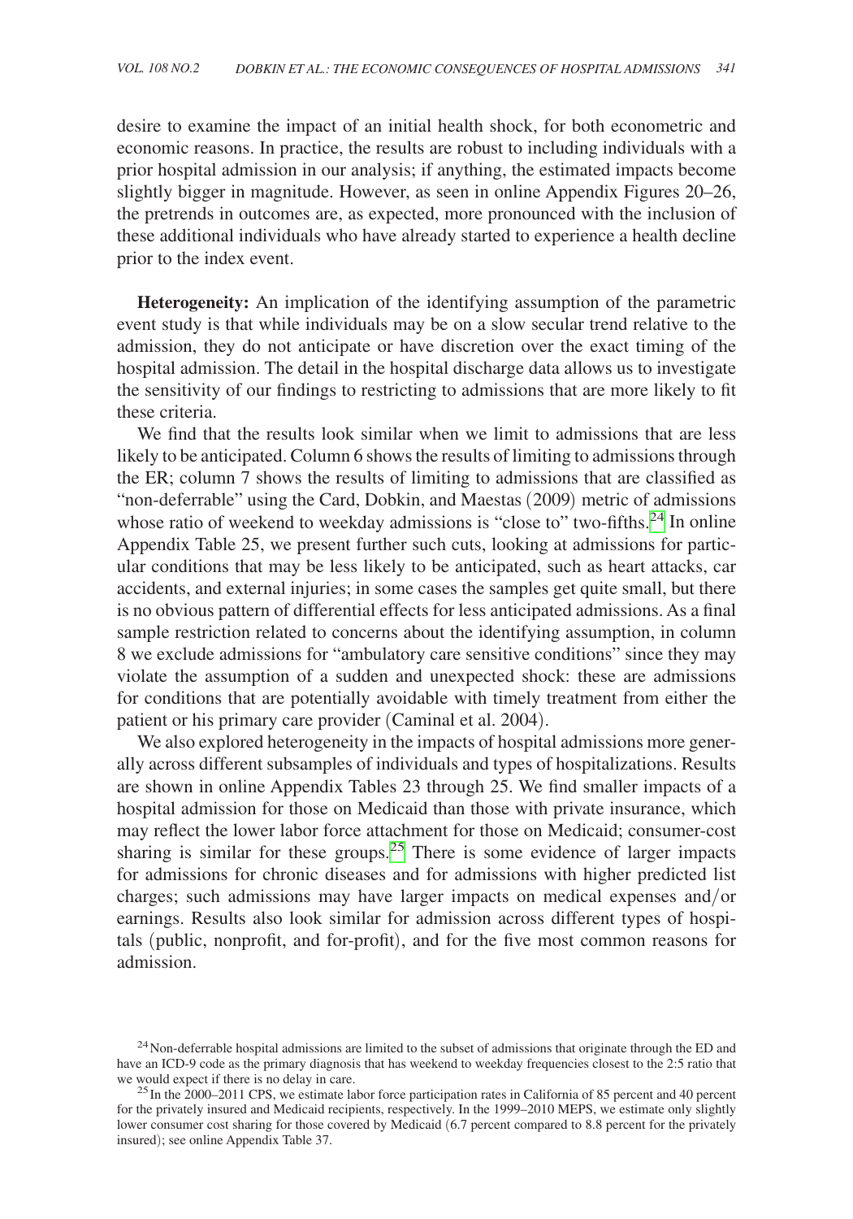desire to examine the impact of an initial health shock, for both econometric and economic reasons. In practice, the results are robust to including individuals with a prior hospital admission in our analysis; if anything, the estimated impacts become slightly bigger in magnitude. However, as seen in online Appendix Figures 20–26, the pretrends in outcomes are, as expected, more pronounced with the inclusion of these additional individuals who have already started to experience a health decline prior to the index event.

**Heterogeneity:** An implication of the identifying assumption of the parametric event study is that while individuals may be on a slow secular trend relative to the admission, they do not anticipate or have discretion over the exact timing of the hospital admission. The detail in the hospital discharge data allows us to investigate the sensitivity of our findings to restricting to admissions that are more likely to fit these criteria.

We find that the results look similar when we limit to admissions that are less likely to be anticipated. Column 6 shows the results of limiting to admissions through the ER; column 7 shows the results of limiting to admissions that are classified as "non-deferrable" using the Card, Dobkin, and Maestas (2009) metric of admissions whose ratio of weekend to weekday admissions is "close to" two-fifths.[24] In online Appendix Table 25, we present further such cuts, looking at admissions for particular conditions that may be less likely to be anticipated, such as heart attacks, car accidents, and external injuries; in some cases the samples get quite small, but there is no obvious pattern of differential effects for less anticipated admissions. As a final sample restriction related to concerns about the identifying assumption, in column 8 we exclude admissions for "ambulatory care sensitive conditions" since they may violate the assumption of a sudden and unexpected shock: these are admissions for conditions that are potentially avoidable with timely treatment from either the patient or his primary care provider (Caminal et al. 2004).

We also explored heterogeneity in the impacts of hospital admissions more generally across different subsamples of individuals and types of hospitalizations. Results are shown in online Appendix Tables 23 through 25. We find smaller impacts of a hospital admission for those on Medicaid than those with private insurance, which may reflect the lower labor force attachment for those on Medicaid; consumer-cost sharing is similar for these groups.[25] There is some evidence of larger impacts for admissions for chronic diseases and for admissions with higher predicted list charges; such admissions may have larger impacts on medical expenses and/or earnings. Results also look similar for admission across different types of hospitals (public, nonprofit, and for-profit), and for the five most common reasons for admission.

[24] Non-deferrable hospital admissions are limited to the subset of admissions that originate through the ED and have an ICD-9 code as the primary diagnosis that has weekend to weekday frequencies closest to the 2:5 ratio that we would expect if there is no delay in care.

[25] In the 2000–2011 CPS, we estimate labor force participation rates in California of 85 percent and 40 percent for the privately insured and Medicaid recipients, respectively. In the 1999–2010 MEPS, we estimate only slightly lower consumer cost sharing for those covered by Medicaid (6.7 percent compared to 8.8 percent for the privately insured); see online Appendix Table 37.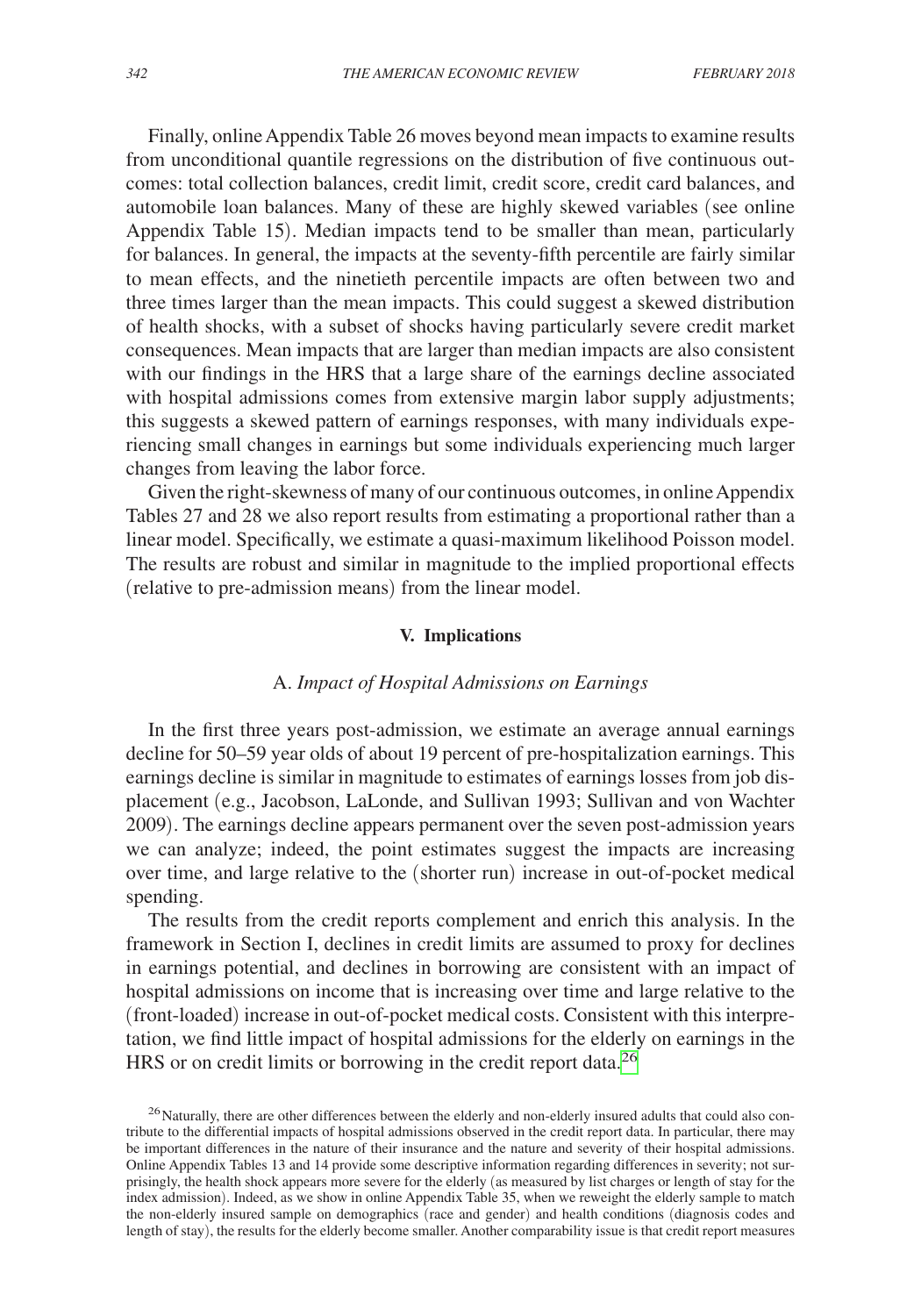Finally, online Appendix Table 26 moves beyond mean impacts to examine results from unconditional quantile regressions on the distribution of five continuous outcomes: total collection balances, credit limit, credit score, credit card balances, and automobile loan balances. Many of these are highly skewed variables (see online Appendix Table 15). Median impacts tend to be smaller than mean, particularly for balances. In general, the impacts at the seventy-fifth percentile are fairly similar to mean effects, and the ninetieth percentile impacts are often between two and three times larger than the mean impacts. This could suggest a skewed distribution of health shocks, with a subset of shocks having particularly severe credit market consequences. Mean impacts that are larger than median impacts are also consistent with our findings in the HRS that a large share of the earnings decline associated with hospital admissions comes from extensive margin labor supply adjustments; this suggests a skewed pattern of earnings responses, with many individuals experiencing small changes in earnings but some individuals experiencing much larger changes from leaving the labor force.

Given the right-skewness of many of our continuous outcomes, in online Appendix Tables 27 and 28 we also report results from estimating a proportional rather than a linear model. Specifically, we estimate a quasi-maximum likelihood Poisson model. The results are robust and similar in magnitude to the implied proportional effects (relative to pre-admission means) from the linear model.

## V. Implications

### A. *Impact of Hospital Admissions on Earnings*

In the first three years post-admission, we estimate an average annual earnings decline for 50–59 year olds of about 19 percent of pre-hospitalization earnings. This earnings decline is similar in magnitude to estimates of earnings losses from job displacement (e.g., Jacobson, LaLonde, and Sullivan 1993; Sullivan and von Wachter 2009). The earnings decline appears permanent over the seven post-admission years we can analyze; indeed, the point estimates suggest the impacts are increasing over time, and large relative to the (shorter run) increase in out-of-pocket medical spending.

The results from the credit reports complement and enrich this analysis. In the framework in Section I, declines in credit limits are assumed to proxy for declines in earnings potential, and declines in borrowing are consistent with an impact of hospital admissions on income that is increasing over time and large relative to the (front-loaded) increase in out-of-pocket medical costs. Consistent with this interpretation, we find little impact of hospital admissions for the elderly on earnings in the HRS or on credit limits or borrowing in the credit report data.[26]

[26] Naturally, there are other differences between the elderly and non-elderly insured adults that could also contribute to the differential impacts of hospital admissions observed in the credit report data. In particular, there may be important differences in the nature of their insurance and the nature and severity of their hospital admissions. Online Appendix Tables 13 and 14 provide some descriptive information regarding differences in severity; not surprisingly, the health shock appears more severe for the elderly (as measured by list charges or length of stay for the index admission). Indeed, as we show in online Appendix Table 35, when we reweight the elderly sample to match the non-elderly insured sample on demographics (race and gender) and health conditions (diagnosis codes and length of stay), the results for the elderly become smaller. Another comparability issue is that credit report measures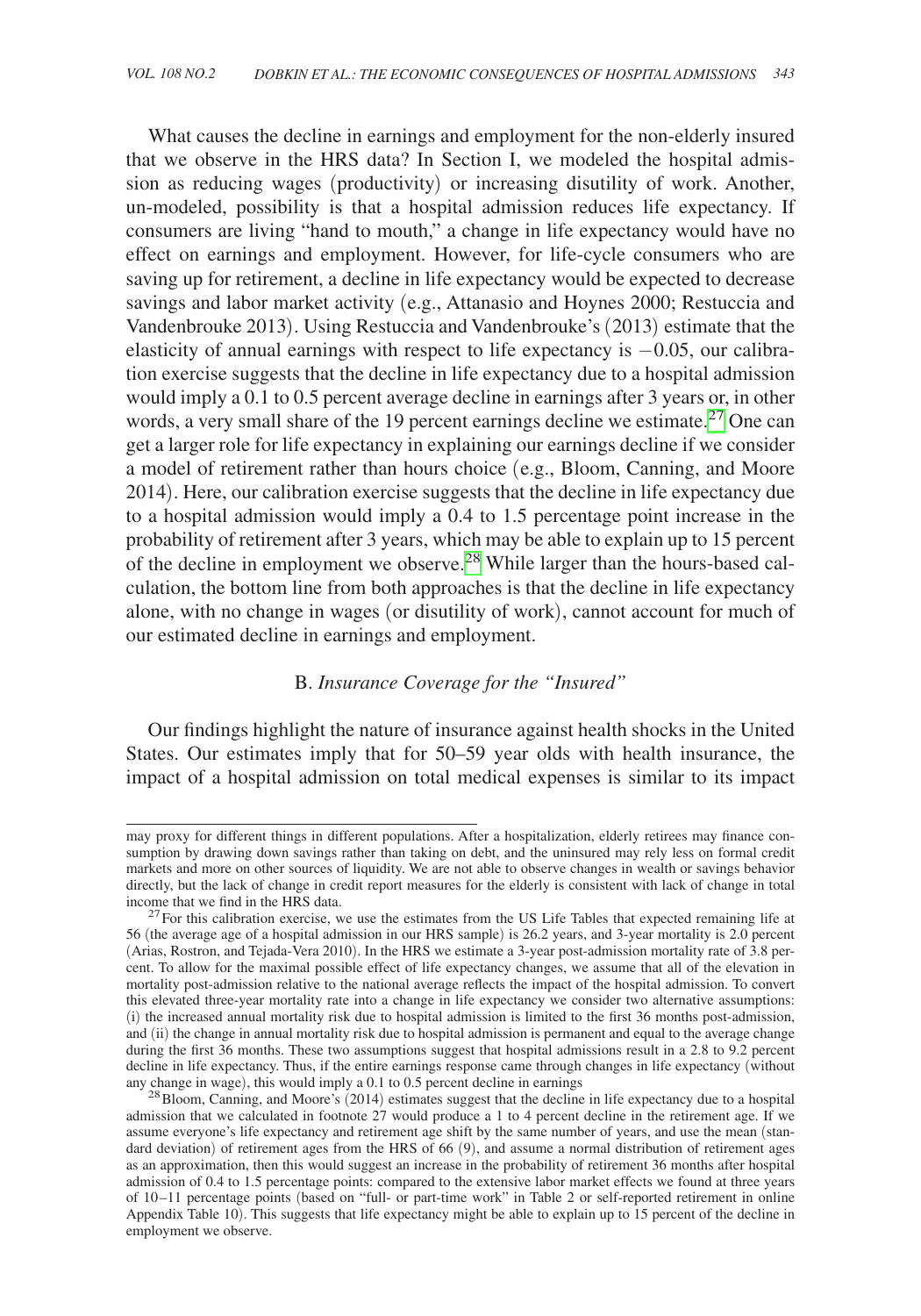What causes the decline in earnings and employment for the non-elderly insured that we observe in the HRS data? In Section I, we modeled the hospital admission as reducing wages (productivity) or increasing disutility of work. Another, un-modeled, possibility is that a hospital admission reduces life expectancy. If consumers are living "hand to mouth," a change in life expectancy would have no effect on earnings and employment. However, for life-cycle consumers who are saving up for retirement, a decline in life expectancy would be expected to decrease savings and labor market activity (e.g., Attanasio and Hoynes 2000; Restuccia and Vandenbrouke 2013). Using Restuccia and Vandenbrouke's (2013) estimate that the elasticity of annual earnings with respect to life expectancy is $-0.05$, our calibration exercise suggests that the decline in life expectancy due to a hospital admission would imply a 0.1 to 0.5 percent average decline in earnings after 3 years or, in other words, a very small share of the 19 percent earnings decline we estimate.[27] One can get a larger role for life expectancy in explaining our earnings decline if we consider a model of retirement rather than hours choice (e.g., Bloom, Canning, and Moore 2014). Here, our calibration exercise suggests that the decline in life expectancy due to a hospital admission would imply a 0.4 to 1.5 percentage point increase in the probability of retirement after 3 years, which may be able to explain up to 15 percent of the decline in employment we observe.[28] While larger than the hours-based calculation, the bottom line from both approaches is that the decline in life expectancy alone, with no change in wages (or disutility of work), cannot account for much of our estimated decline in earnings and employment.

## B. *Insurance Coverage for the "Insured"*

Our findings highlight the nature of insurance against health shocks in the United States. Our estimates imply that for 50–59 year olds with health insurance, the impact of a hospital admission on total medical expenses is similar to its impact

---

may proxy for different things in different populations. After a hospitalization, elderly retirees may finance consumption by drawing down savings rather than taking on debt, and the uninsured may rely less on formal credit markets and more on other sources of liquidity. We are not able to observe changes in wealth or savings behavior directly, but the lack of change in credit report measures for the elderly is consistent with lack of change in total income that we find in the HRS data.

[27] For this calibration exercise, we use the estimates from the US Life Tables that expected remaining life at 56 (the average age of a hospital admission in our HRS sample) is 26.2 years, and 3-year mortality is 2.0 percent (Arias, Rostron, and Tejada-Vera 2010). In the HRS we estimate a 3-year post-admission mortality rate of 3.8 percent. To allow for the maximal possible effect of life expectancy changes, we assume that all of the elevation in mortality post-admission relative to the national average reflects the impact of the hospital admission. To convert this elevated three-year mortality rate into a change in life expectancy we consider two alternative assumptions: (i) the increased annual mortality risk due to hospital admission is limited to the first 36 months post-admission, and (ii) the change in annual mortality risk due to hospital admission is permanent and equal to the average change during the first 36 months. These two assumptions suggest that hospital admissions result in a 2.8 to 9.2 percent decline in life expectancy. Thus, if the entire earnings response came through changes in life expectancy (without any change in wage), this would imply a 0.1 to 0.5 percent decline in earnings

[28] Bloom, Canning, and Moore's (2014) estimates suggest that the decline in life expectancy due to a hospital admission that we calculated in footnote 27 would produce a 1 to 4 percent decline in the retirement age. If we assume everyone's life expectancy and retirement age shift by the same number of years, and use the mean (standard deviation) of retirement ages from the HRS of 66 (9), and assume a normal distribution of retirement ages as an approximation, then this would suggest an increase in the probability of retirement 36 months after hospital admission of 0.4 to 1.5 percentage points: compared to the extensive labor market effects we found at three years of 10–11 percentage points (based on "full- or part-time work" in Table 2 or self-reported retirement in online Appendix Table 10). This suggests that life expectancy might be able to explain up to 15 percent of the decline in employment we observe.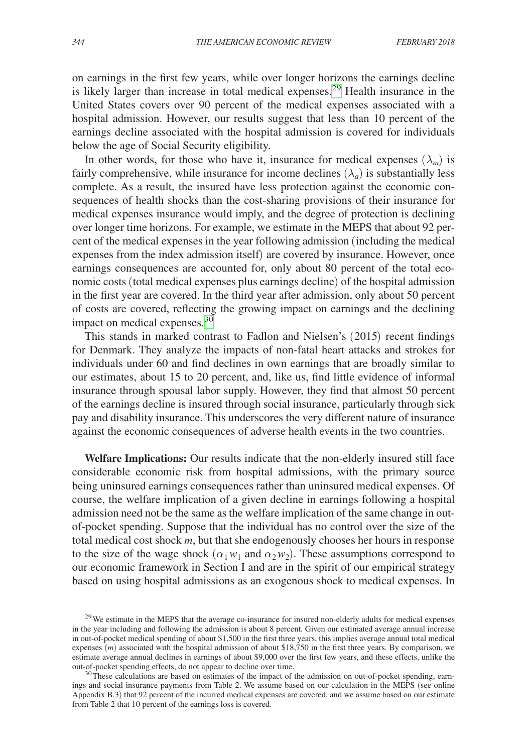on earnings in the first few years, while over longer horizons the earnings decline is likely larger than increase in total medical expenses.[29] Health insurance in the United States covers over 90 percent of the medical expenses associated with a hospital admission. However, our results suggest that less than 10 percent of the earnings decline associated with the hospital admission is covered for individuals below the age of Social Security eligibility.

In other words, for those who have it, insurance for medical expenses ($\lambda_m$) is fairly comprehensive, while insurance for income declines ($\lambda_a$) is substantially less complete. As a result, the insured have less protection against the economic consequences of health shocks than the cost-sharing provisions of their insurance for medical expenses insurance would imply, and the degree of protection is declining over longer time horizons. For example, we estimate in the MEPS that about 92 percent of the medical expenses in the year following admission (including the medical expenses from the index admission itself) are covered by insurance. However, once earnings consequences are accounted for, only about 80 percent of the total economic costs (total medical expenses plus earnings decline) of the hospital admission in the first year are covered. In the third year after admission, only about 50 percent of costs are covered, reflecting the growing impact on earnings and the declining impact on medical expenses.[30]

This stands in marked contrast to Fadlon and Nielsen's (2015) recent findings for Denmark. They analyze the impacts of non-fatal heart attacks and strokes for individuals under 60 and find declines in own earnings that are broadly similar to our estimates, about 15 to 20 percent, and, like us, find little evidence of informal insurance through spousal labor supply. However, they find that almost 50 percent of the earnings decline is insured through social insurance, particularly through sick pay and disability insurance. This underscores the very different nature of insurance against the economic consequences of adverse health events in the two countries.

**Welfare Implications:** Our results indicate that the non-elderly insured still face considerable economic risk from hospital admissions, with the primary source being uninsured earnings consequences rather than uninsured medical expenses. Of course, the welfare implication of a given decline in earnings following a hospital admission need not be the same as the welfare implication of the same change in out-of-pocket spending. Suppose that the individual has no control over the size of the total medical cost shock $m$, but that she endogenously chooses her hours in response to the size of the wage shock ($\alpha_1 w_1$ and $\alpha_2 w_2$). These assumptions correspond to our economic framework in Section I and are in the spirit of our empirical strategy based on using hospital admissions as an exogenous shock to medical expenses. In

[29] We estimate in the MEPS that the average co-insurance for insured non-elderly adults for medical expenses in the year including and following the admission is about 8 percent. Given our estimated average annual increase in out-of-pocket medical spending of about \$1,500 in the first three years, this implies average annual total medical expenses ($m$) associated with the hospital admission of about \$18,750 in the first three years. By comparison, we estimate average annual declines in earnings of about \$9,000 over the first few years, and these effects, unlike the out-of-pocket spending effects, do not appear to decline over time.

[30] These calculations are based on estimates of the impact of the admission on out-of-pocket spending, earnings and social insurance payments from Table 2. We assume based on our calculation in the MEPS (see online Appendix B.3) that 92 percent of the incurred medical expenses are covered, and we assume based on our estimate from Table 2 that 10 percent of the earnings loss is covered.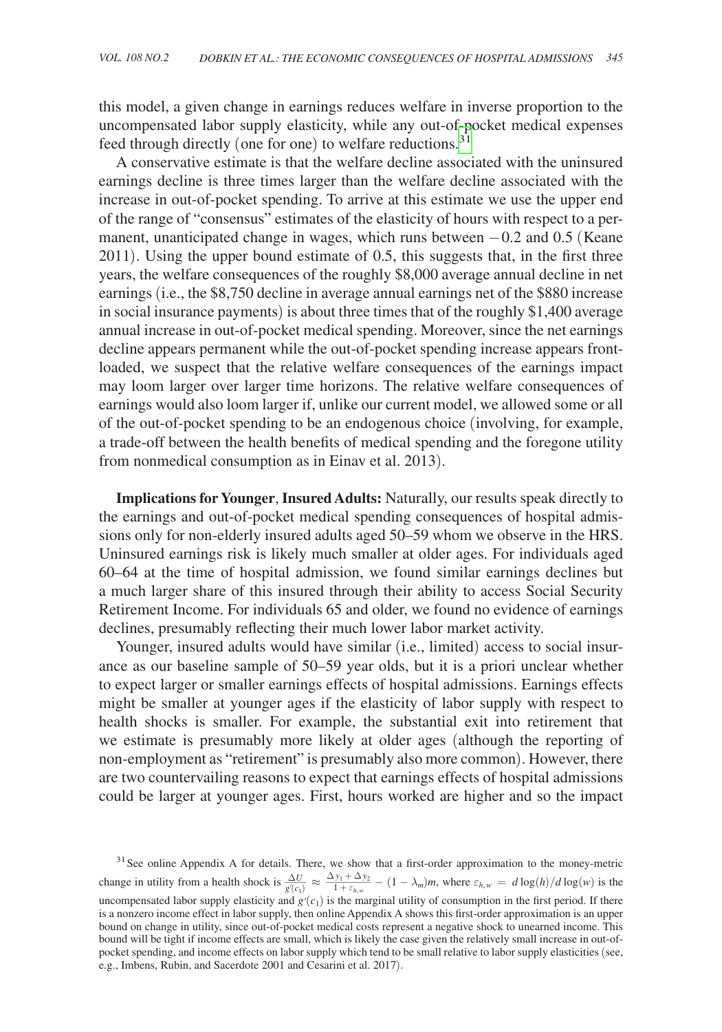this model, a given change in earnings reduces welfare in inverse proportion to the uncompensated labor supply elasticity, while any out-of-pocket medical expenses feed through directly (one for one) to welfare reductions.[31]

A conservative estimate is that the welfare decline associated with the uninsured earnings decline is three times larger than the welfare decline associated with the increase in out-of-pocket spending. To arrive at this estimate we use the upper end of the range of "consensus" estimates of the elasticity of hours with respect to a permanent, unanticipated change in wages, which runs between $-0.2$ and 0.5 (Keane 2011). Using the upper bound estimate of 0.5, this suggests that, in the first three years, the welfare consequences of the roughly \$8,000 average annual decline in net earnings (i.e., the \$8,750 decline in average annual earnings net of the \$880 increase in social insurance payments) is about three times that of the roughly \$1,400 average annual increase in out-of-pocket medical spending. Moreover, since the net earnings decline appears permanent while the out-of-pocket spending increase appears front-loaded, we suspect that the relative welfare consequences of the earnings impact may loom larger over larger time horizons. The relative welfare consequences of earnings would also loom larger if, unlike our current model, we allowed some or all of the out-of-pocket spending to be an endogenous choice (involving, for example, a trade-off between the health benefits of medical spending and the foregone utility from nonmedical consumption as in Einav et al. 2013).

**Implications for Younger, Insured Adults:** Naturally, our results speak directly to the earnings and out-of-pocket medical spending consequences of hospital admissions only for non-elderly insured adults aged 50–59 whom we observe in the HRS. Uninsured earnings risk is likely much smaller at older ages. For individuals aged 60–64 at the time of hospital admission, we found similar earnings declines but a much larger share of this insured through their ability to access Social Security Retirement Income. For individuals 65 and older, we found no evidence of earnings declines, presumably reflecting their much lower labor market activity.

Younger, insured adults would have similar (i.e., limited) access to social insurance as our baseline sample of 50–59 year olds, but it is a priori unclear whether to expect larger or smaller earnings effects of hospital admissions. Earnings effects might be smaller at younger ages if the elasticity of labor supply with respect to health shocks is smaller. For example, the substantial exit into retirement that we estimate is presumably more likely at older ages (although the reporting of non-employment as "retirement" is presumably also more common). However, there are two countervailing reasons to expect that earnings effects of hospital admissions could be larger at younger ages. First, hours worked are higher and so the impact

[31] See online Appendix A for details. There, we show that a first-order approximation to the money-metric change in utility from a health shock is $\frac{\Delta U}{g'(c_1)} \approx \frac{\Delta y_1 + \Delta y_2}{1 + \varepsilon_{h,w}} - (1 - \lambda_m)m$, where $\varepsilon_{h,w} = d\log(h)/d\log(w)$ is the uncompensated labor supply elasticity and $g'(c_1)$ is the marginal utility of consumption in the first period. If there is a nonzero income effect in labor supply, then online Appendix A shows this first-order approximation is an upper bound on change in utility, since out-of-pocket medical costs represent a negative shock to unearned income. This bound will be tight if income effects are small, which is likely the case given the relatively small increase in out-of-pocket spending, and income effects on labor supply which tend to be small relative to labor supply elasticities (see, e.g., Imbens, Rubin, and Sacerdote 2001 and Cesarini et al. 2017).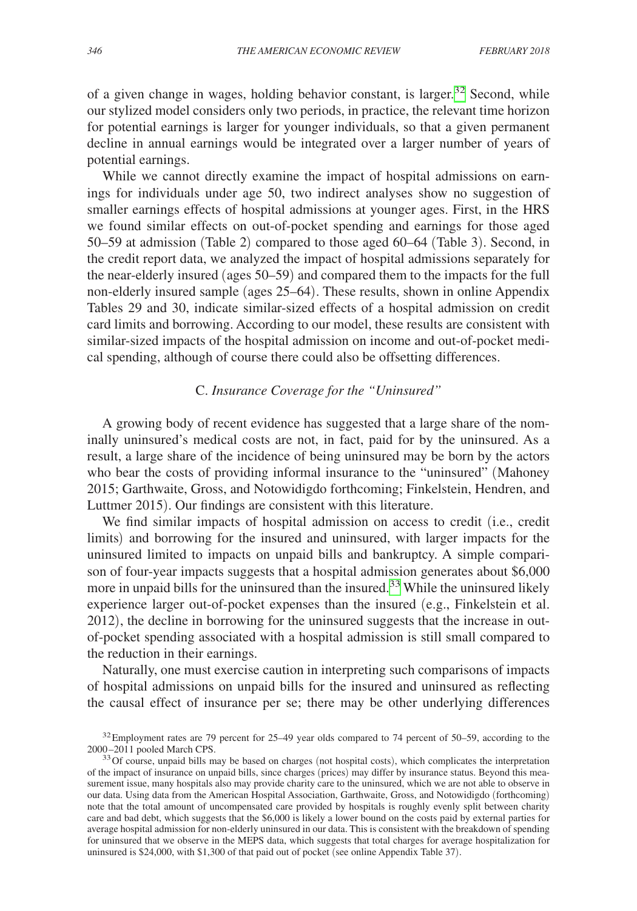of a given change in wages, holding behavior constant, is larger.[32] Second, while our stylized model considers only two periods, in practice, the relevant time horizon for potential earnings is larger for younger individuals, so that a given permanent decline in annual earnings would be integrated over a larger number of years of potential earnings.

While we cannot directly examine the impact of hospital admissions on earnings for individuals under age 50, two indirect analyses show no suggestion of smaller earnings effects of hospital admissions at younger ages. First, in the HRS we found similar effects on out-of-pocket spending and earnings for those aged 50–59 at admission (Table 2) compared to those aged 60–64 (Table 3). Second, in the credit report data, we analyzed the impact of hospital admissions separately for the near-elderly insured (ages 50–59) and compared them to the impacts for the full non-elderly insured sample (ages 25–64). These results, shown in online Appendix Tables 29 and 30, indicate similar-sized effects of a hospital admission on credit card limits and borrowing. According to our model, these results are consistent with similar-sized impacts of the hospital admission on income and out-of-pocket medical spending, although of course there could also be offsetting differences.

### C. *Insurance Coverage for the "Uninsured"*

A growing body of recent evidence has suggested that a large share of the nominally uninsured's medical costs are not, in fact, paid for by the uninsured. As a result, a large share of the incidence of being uninsured may be born by the actors who bear the costs of providing informal insurance to the "uninsured" (Mahoney 2015; Garthwaite, Gross, and Notowidigdo forthcoming; Finkelstein, Hendren, and Luttmer 2015). Our findings are consistent with this literature.

We find similar impacts of hospital admission on access to credit (i.e., credit limits) and borrowing for the insured and uninsured, with larger impacts for the uninsured limited to impacts on unpaid bills and bankruptcy. A simple comparison of four-year impacts suggests that a hospital admission generates about $6,000 more in unpaid bills for the uninsured than the insured.[33] While the uninsured likely experience larger out-of-pocket expenses than the insured (e.g., Finkelstein et al. 2012), the decline in borrowing for the uninsured suggests that the increase in out-of-pocket spending associated with a hospital admission is still small compared to the reduction in their earnings.

Naturally, one must exercise caution in interpreting such comparisons of impacts of hospital admissions on unpaid bills for the insured and uninsured as reflecting the causal effect of insurance per se; there may be other underlying differences

[32] Employment rates are 79 percent for 25–49 year olds compared to 74 percent of 50–59, according to the 2000–2011 pooled March CPS.

[33] Of course, unpaid bills may be based on charges (not hospital costs), which complicates the interpretation of the impact of insurance on unpaid bills, since charges (prices) may differ by insurance status. Beyond this measurement issue, many hospitals also may provide charity care to the uninsured, which we are not able to observe in our data. Using data from the American Hospital Association, Garthwaite, Gross, and Notowidigdo (forthcoming) note that the total amount of uncompensated care provided by hospitals is roughly evenly split between charity care and bad debt, which suggests that the $6,000 is likely a lower bound on the costs paid by external parties for average hospital admission for non-elderly uninsured in our data. This is consistent with the breakdown of spending for uninsured that we observe in the MEPS data, which suggests that total charges for average hospitalization for uninsured is $24,000, with $1,300 of that paid out of pocket (see online Appendix Table 37).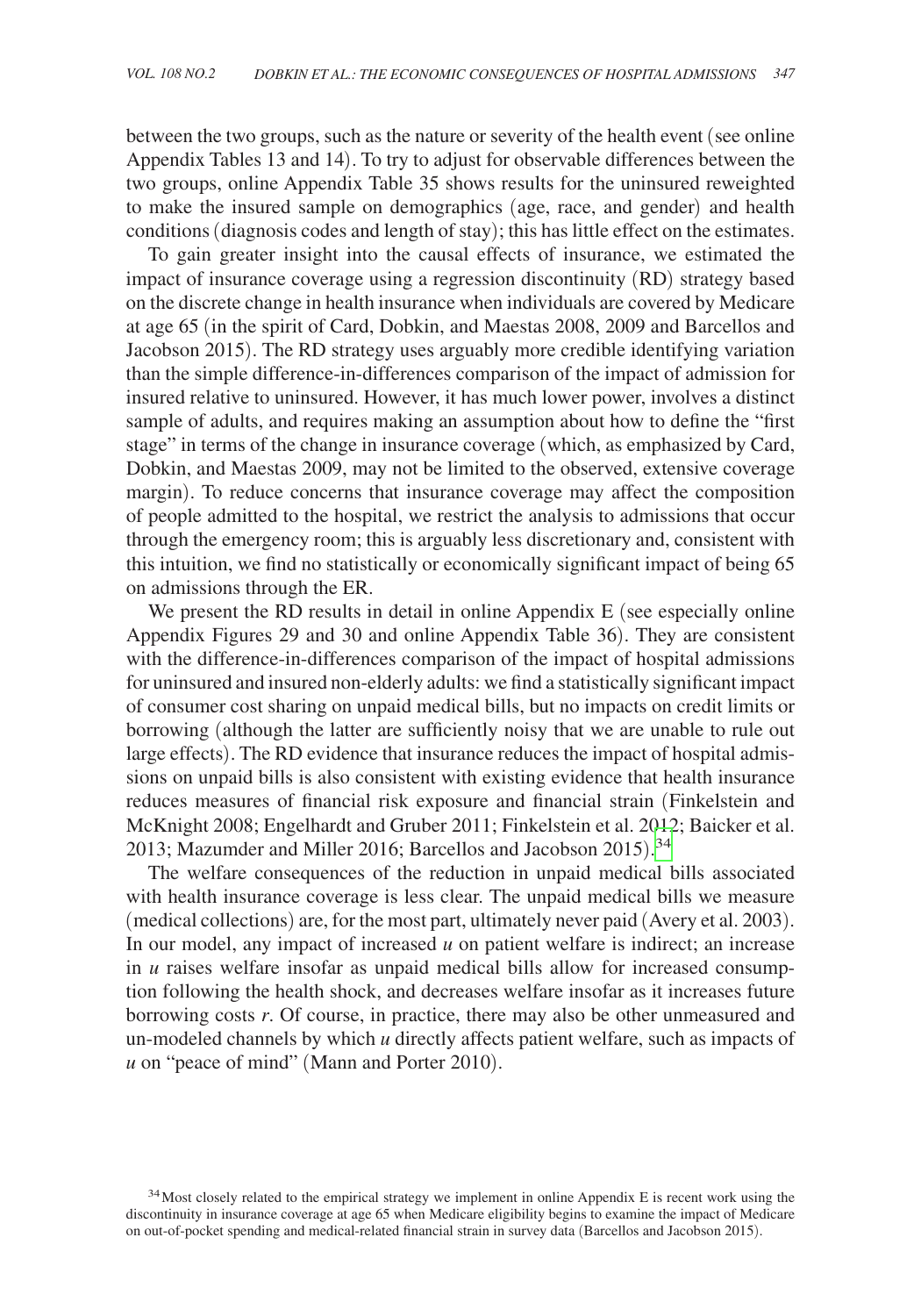between the two groups, such as the nature or severity of the health event (see online Appendix Tables 13 and 14). To try to adjust for observable differences between the two groups, online Appendix Table 35 shows results for the uninsured reweighted to make the insured sample on demographics (age, race, and gender) and health conditions (diagnosis codes and length of stay); this has little effect on the estimates.

To gain greater insight into the causal effects of insurance, we estimated the impact of insurance coverage using a regression discontinuity (RD) strategy based on the discrete change in health insurance when individuals are covered by Medicare at age 65 (in the spirit of Card, Dobkin, and Maestas 2008, 2009 and Barcellos and Jacobson 2015). The RD strategy uses arguably more credible identifying variation than the simple difference-in-differences comparison of the impact of admission for insured relative to uninsured. However, it has much lower power, involves a distinct sample of adults, and requires making an assumption about how to define the "first stage" in terms of the change in insurance coverage (which, as emphasized by Card, Dobkin, and Maestas 2009, may not be limited to the observed, extensive coverage margin). To reduce concerns that insurance coverage may affect the composition of people admitted to the hospital, we restrict the analysis to admissions that occur through the emergency room; this is arguably less discretionary and, consistent with this intuition, we find no statistically or economically significant impact of being 65 on admissions through the ER.

We present the RD results in detail in online Appendix E (see especially online Appendix Figures 29 and 30 and online Appendix Table 36). They are consistent with the difference-in-differences comparison of the impact of hospital admissions for uninsured and insured non-elderly adults: we find a statistically significant impact of consumer cost sharing on unpaid medical bills, but no impacts on credit limits or borrowing (although the latter are sufficiently noisy that we are unable to rule out large effects). The RD evidence that insurance reduces the impact of hospital admissions on unpaid bills is also consistent with existing evidence that health insurance reduces measures of financial risk exposure and financial strain (Finkelstein and McKnight 2008; Engelhardt and Gruber 2011; Finkelstein et al. 2012; Baicker et al. 2013; Mazumder and Miller 2016; Barcellos and Jacobson 2015).[34]

The welfare consequences of the reduction in unpaid medical bills associated with health insurance coverage is less clear. The unpaid medical bills we measure (medical collections) are, for the most part, ultimately never paid (Avery et al. 2003). In our model, any impact of increased $u$ on patient welfare is indirect; an increase in $u$ raises welfare insofar as unpaid medical bills allow for increased consumption following the health shock, and decreases welfare insofar as it increases future borrowing costs $r$. Of course, in practice, there may also be other unmeasured and un-modeled channels by which $u$ directly affects patient welfare, such as impacts of $u$ on "peace of mind" (Mann and Porter 2010).

[34] Most closely related to the empirical strategy we implement in online Appendix E is recent work using the discontinuity in insurance coverage at age 65 when Medicare eligibility begins to examine the impact of Medicare on out-of-pocket spending and medical-related financial strain in survey data (Barcellos and Jacobson 2015).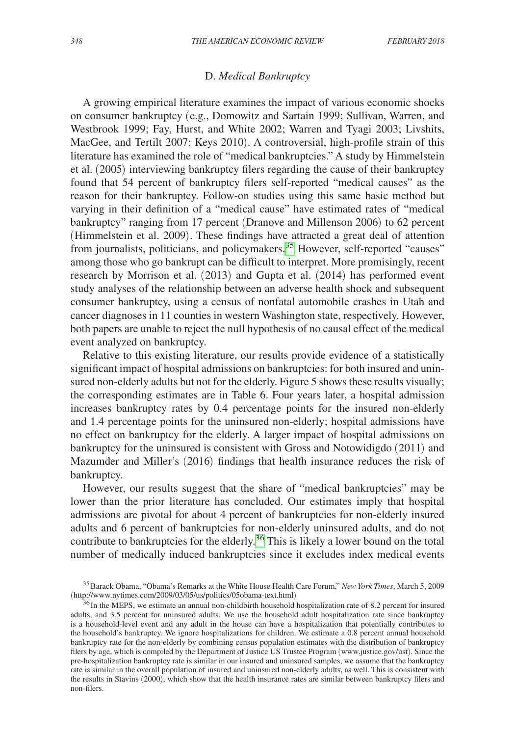### D. *Medical Bankruptcy*

A growing empirical literature examines the impact of various economic shocks on consumer bankruptcy (e.g., Domowitz and Sartain 1999; Sullivan, Warren, and Westbrook 1999; Fay, Hurst, and White 2002; Warren and Tyagi 2003; Livshits, MacGee, and Tertilt 2007; Keys 2010). A controversial, high-profile strain of this literature has examined the role of "medical bankruptcies." A study by Himmelstein et al. (2005) interviewing bankruptcy filers regarding the cause of their bankruptcy found that 54 percent of bankruptcy filers self-reported "medical causes" as the reason for their bankruptcy. Follow-on studies using this same basic method but varying in their definition of a "medical cause" have estimated rates of "medical bankruptcy" ranging from 17 percent (Dranove and Millenson 2006) to 62 percent (Himmelstein et al. 2009). These findings have attracted a great deal of attention from journalists, politicians, and policymakers.[35] However, self-reported "causes" among those who go bankrupt can be difficult to interpret. More promisingly, recent research by Morrison et al. (2013) and Gupta et al. (2014) has performed event study analyses of the relationship between an adverse health shock and subsequent consumer bankruptcy, using a census of nonfatal automobile crashes in Utah and cancer diagnoses in 11 counties in western Washington state, respectively. However, both papers are unable to reject the null hypothesis of no causal effect of the medical event analyzed on bankruptcy.

Relative to this existing literature, our results provide evidence of a statistically significant impact of hospital admissions on bankruptcies: for both insured and uninsured non-elderly adults but not for the elderly. Figure 5 shows these results visually; the corresponding estimates are in Table 6. Four years later, a hospital admission increases bankruptcy rates by 0.4 percentage points for the insured non-elderly and 1.4 percentage points for the uninsured non-elderly; hospital admissions have no effect on bankruptcy for the elderly. A larger impact of hospital admissions on bankruptcy for the uninsured is consistent with Gross and Notowidigdo (2011) and Mazumder and Miller's (2016) findings that health insurance reduces the risk of bankruptcy.

However, our results suggest that the share of "medical bankruptcies" may be lower than the prior literature has concluded. Our estimates imply that hospital admissions are pivotal for about 4 percent of bankruptcies for non-elderly insured adults and 6 percent of bankruptcies for non-elderly uninsured adults, and do not contribute to bankruptcies for the elderly.[36] This is likely a lower bound on the total number of medically induced bankruptcies since it excludes index medical events

[35] Barack Obama, "Obama's Remarks at the White House Health Care Forum," *New York Times*, March 5, 2009 (http://www.nytimes.com/2009/03/05/us/politics/05obama-text.html)

[36] In the MEPS, we estimate an annual non-childbirth household hospitalization rate of 8.2 percent for insured adults, and 3.5 percent for uninsured adults. We use the household adult hospitalization rate since bankruptcy is a household-level event and any adult in the house can have a hospitalization that potentially contributes to the household's bankruptcy. We ignore hospitalizations for children. We estimate a 0.8 percent annual household bankruptcy rate for the non-elderly by combining census population estimates with the distribution of bankruptcy filers by age, which is compiled by the Department of Justice US Trustee Program (www.justice.gov/ust). Since the pre-hospitalization bankruptcy rate is similar in our insured and uninsured samples, we assume that the bankruptcy rate is similar in the overall population of insured and uninsured non-elderly adults, as well. This is consistent with the results in Stavins (2000), which show that the health insurance rates are similar between bankruptcy filers and non-filers.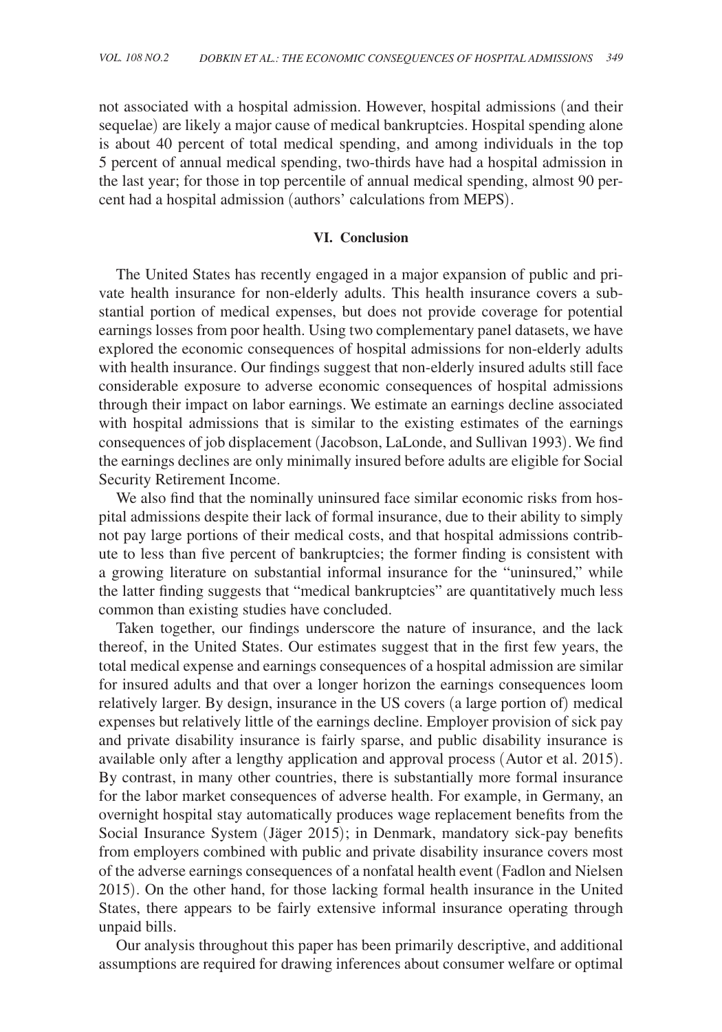not associated with a hospital admission. However, hospital admissions (and their sequelae) are likely a major cause of medical bankruptcies. Hospital spending alone is about 40 percent of total medical spending, and among individuals in the top 5 percent of annual medical spending, two-thirds have had a hospital admission in the last year; for those in top percentile of annual medical spending, almost 90 percent had a hospital admission (authors' calculations from MEPS).

## VI. Conclusion

The United States has recently engaged in a major expansion of public and private health insurance for non-elderly adults. This health insurance covers a substantial portion of medical expenses, but does not provide coverage for potential earnings losses from poor health. Using two complementary panel datasets, we have explored the economic consequences of hospital admissions for non-elderly adults with health insurance. Our findings suggest that non-elderly insured adults still face considerable exposure to adverse economic consequences of hospital admissions through their impact on labor earnings. We estimate an earnings decline associated with hospital admissions that is similar to the existing estimates of the earnings consequences of job displacement (Jacobson, LaLonde, and Sullivan 1993). We find the earnings declines are only minimally insured before adults are eligible for Social Security Retirement Income.

We also find that the nominally uninsured face similar economic risks from hospital admissions despite their lack of formal insurance, due to their ability to simply not pay large portions of their medical costs, and that hospital admissions contribute to less than five percent of bankruptcies; the former finding is consistent with a growing literature on substantial informal insurance for the "uninsured," while the latter finding suggests that "medical bankruptcies" are quantitatively much less common than existing studies have concluded.

Taken together, our findings underscore the nature of insurance, and the lack thereof, in the United States. Our estimates suggest that in the first few years, the total medical expense and earnings consequences of a hospital admission are similar for insured adults and that over a longer horizon the earnings consequences loom relatively larger. By design, insurance in the US covers (a large portion of) medical expenses but relatively little of the earnings decline. Employer provision of sick pay and private disability insurance is fairly sparse, and public disability insurance is available only after a lengthy application and approval process (Autor et al. 2015). By contrast, in many other countries, there is substantially more formal insurance for the labor market consequences of adverse health. For example, in Germany, an overnight hospital stay automatically produces wage replacement benefits from the Social Insurance System (Jäger 2015); in Denmark, mandatory sick-pay benefits from employers combined with public and private disability insurance covers most of the adverse earnings consequences of a nonfatal health event (Fadlon and Nielsen 2015). On the other hand, for those lacking formal health insurance in the United States, there appears to be fairly extensive informal insurance operating through unpaid bills.

Our analysis throughout this paper has been primarily descriptive, and additional assumptions are required for drawing inferences about consumer welfare or optimal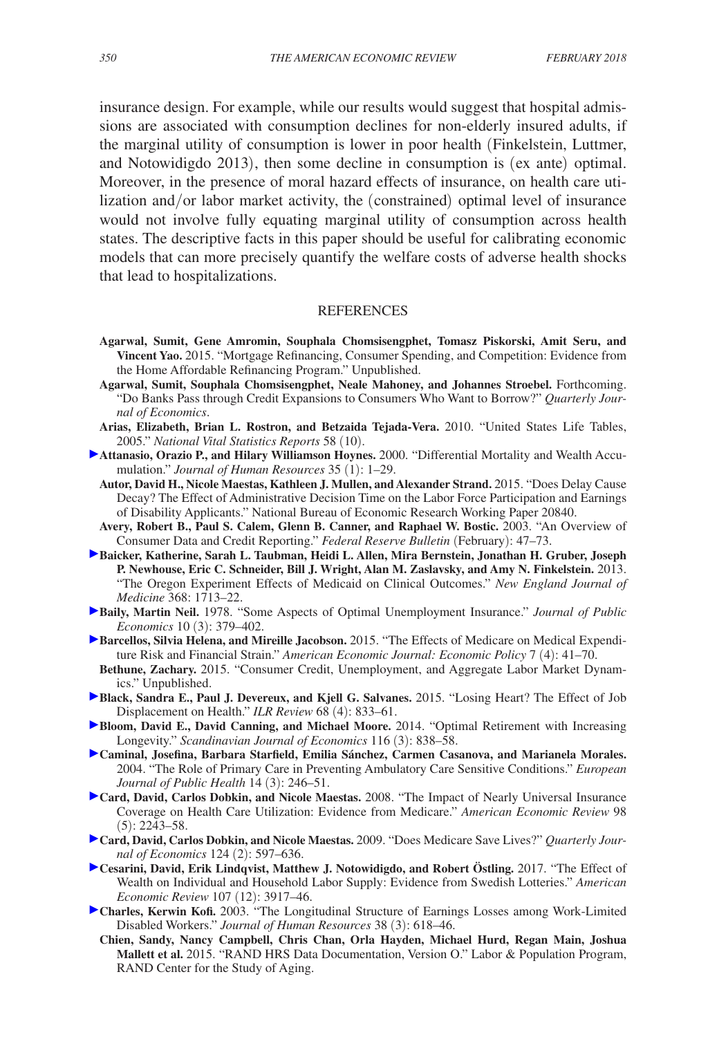insurance design. For example, while our results would suggest that hospital admissions are associated with consumption declines for non-elderly insured adults, if the marginal utility of consumption is lower in poor health (Finkelstein, Luttmer, and Notowidigdo 2013), then some decline in consumption is (ex ante) optimal. Moreover, in the presence of moral hazard effects of insurance, on health care utilization and/or labor market activity, the (constrained) optimal level of insurance would not involve fully equating marginal utility of consumption across health states. The descriptive facts in this paper should be useful for calibrating economic models that can more precisely quantify the welfare costs of adverse health shocks that lead to hospitalizations.

## REFERENCES

**Agarwal, Sumit, Gene Amromin, Souphala Chomsisengphet, Tomasz Piskorski, Amit Seru, and Vincent Yao.** 2015. "Mortgage Refinancing, Consumer Spending, and Competition: Evidence from the Home Affordable Refinancing Program." Unpublished.

**Agarwal, Sumit, Souphala Chomsisengphet, Neale Mahoney, and Johannes Stroebel.** Forthcoming. "Do Banks Pass through Credit Expansions to Consumers Who Want to Borrow?" *Quarterly Journal of Economics*.

**Arias, Elizabeth, Brian L. Rostron, and Betzaida Tejada-Vera.** 2010. "United States Life Tables, 2005." *National Vital Statistics Reports* 58 (10).

**Attanasio, Orazio P., and Hilary Williamson Hoynes.** 2000. "Differential Mortality and Wealth Accumulation." *Journal of Human Resources* 35 (1): 1–29.

**Autor, David H., Nicole Maestas, Kathleen J. Mullen, and Alexander Strand.** 2015. "Does Delay Cause Decay? The Effect of Administrative Decision Time on the Labor Force Participation and Earnings of Disability Applicants." National Bureau of Economic Research Working Paper 20840.

**Avery, Robert B., Paul S. Calem, Glenn B. Canner, and Raphael W. Bostic.** 2003. "An Overview of Consumer Data and Credit Reporting." *Federal Reserve Bulletin* (February): 47–73.

**Baicker, Katherine, Sarah L. Taubman, Heidi L. Allen, Mira Bernstein, Jonathan H. Gruber, Joseph P. Newhouse, Eric C. Schneider, Bill J. Wright, Alan M. Zaslavsky, and Amy N. Finkelstein.** 2013. "The Oregon Experiment Effects of Medicaid on Clinical Outcomes." *New England Journal of Medicine* 368: 1713–22.

**Baily, Martin Neil.** 1978. "Some Aspects of Optimal Unemployment Insurance." *Journal of Public Economics* 10 (3): 379–402.

**Barcellos, Silvia Helena, and Mireille Jacobson.** 2015. "The Effects of Medicare on Medical Expenditure Risk and Financial Strain." *American Economic Journal: Economic Policy* 7 (4): 41–70.

**Bethune, Zachary.** 2015. "Consumer Credit, Unemployment, and Aggregate Labor Market Dynamics." Unpublished.

**Black, Sandra E., Paul J. Devereux, and Kjell G. Salvanes.** 2015. "Losing Heart? The Effect of Job Displacement on Health." *ILR Review* 68 (4): 833–61.

**Bloom, David E., David Canning, and Michael Moore.** 2014. "Optimal Retirement with Increasing Longevity." *Scandinavian Journal of Economics* 116 (3): 838–58.

**Caminal, Josefina, Barbara Starfield, Emilia Sánchez, Carmen Casanova, and Marianela Morales.** 2004. "The Role of Primary Care in Preventing Ambulatory Care Sensitive Conditions." *European Journal of Public Health* 14 (3): 246–51.

**Card, David, Carlos Dobkin, and Nicole Maestas.** 2008. "The Impact of Nearly Universal Insurance Coverage on Health Care Utilization: Evidence from Medicare." *American Economic Review* 98 (5): 2243–58.

**Card, David, Carlos Dobkin, and Nicole Maestas.** 2009. "Does Medicare Save Lives?" *Quarterly Journal of Economics* 124 (2): 597–636.

**Cesarini, David, Erik Lindqvist, Matthew J. Notowidigdo, and Robert Östling.** 2017. "The Effect of Wealth on Individual and Household Labor Supply: Evidence from Swedish Lotteries." *American Economic Review* 107 (12): 3917–46.

**Charles, Kerwin Kofi.** 2003. "The Longitudinal Structure of Earnings Losses among Work-Limited Disabled Workers." *Journal of Human Resources* 38 (3): 618–46.

**Chien, Sandy, Nancy Campbell, Chris Chan, Orla Hayden, Michael Hurd, Regan Main, Joshua Mallett et al.** 2015. "RAND HRS Data Documentation, Version O." Labor & Population Program, RAND Center for the Study of Aging.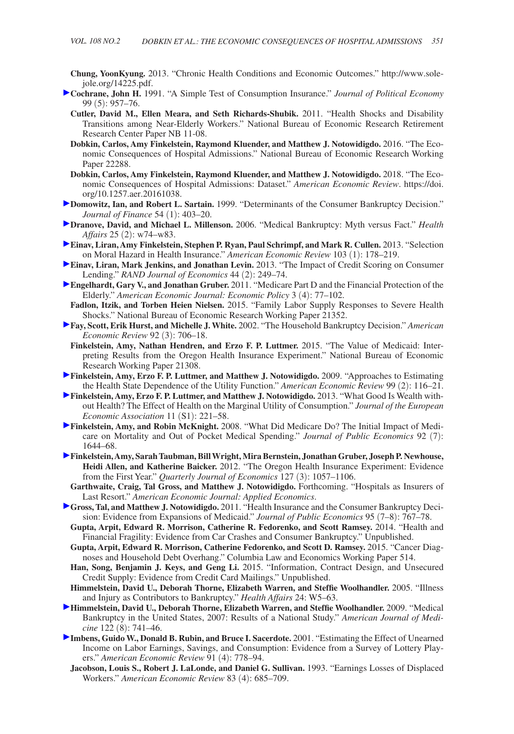**Chung, YoonKyung.** 2013. "Chronic Health Conditions and Economic Outcomes." http://www.sole-jole.org/14225.pdf.

**Cochrane, John H.** 1991. "A Simple Test of Consumption Insurance." *Journal of Political Economy* 99 (5): 957–76.

**Cutler, David M., Ellen Meara, and Seth Richards-Shubik.** 2011. "Health Shocks and Disability Transitions among Near-Elderly Workers." National Bureau of Economic Research Retirement Research Center Paper NB 11-08.

**Dobkin, Carlos, Amy Finkelstein, Raymond Kluender, and Matthew J. Notowidigdo.** 2016. "The Economic Consequences of Hospital Admissions." National Bureau of Economic Research Working Paper 22288.

**Dobkin, Carlos, Amy Finkelstein, Raymond Kluender, and Matthew J. Notowidigdo.** 2018. "The Economic Consequences of Hospital Admissions: Dataset." *American Economic Review*. https://doi.org/10.1257.aer.20161038.

**Domowitz, Ian, and Robert L. Sartain.** 1999. "Determinants of the Consumer Bankruptcy Decision." *Journal of Finance* 54 (1): 403–20.

**Dranove, David, and Michael L. Millenson.** 2006. "Medical Bankruptcy: Myth versus Fact." *Health Affairs* 25 (2): w74–w83.

**Einav, Liran, Amy Finkelstein, Stephen P. Ryan, Paul Schrimpf, and Mark R. Cullen.** 2013. "Selection on Moral Hazard in Health Insurance." *American Economic Review* 103 (1): 178–219.

**Einav, Liran, Mark Jenkins, and Jonathan Levin.** 2013. "The Impact of Credit Scoring on Consumer Lending." *RAND Journal of Economics* 44 (2): 249–74.

**Engelhardt, Gary V., and Jonathan Gruber.** 2011. "Medicare Part D and the Financial Protection of the Elderly." *American Economic Journal: Economic Policy* 3 (4): 77–102.

**Fadlon, Itzik, and Torben Heien Nielsen.** 2015. "Family Labor Supply Responses to Severe Health Shocks." National Bureau of Economic Research Working Paper 21352.

**Fay, Scott, Erik Hurst, and Michelle J. White.** 2002. "The Household Bankruptcy Decision." *American Economic Review* 92 (3): 706–18.

**Finkelstein, Amy, Nathan Hendren, and Erzo F. P. Luttmer.** 2015. "The Value of Medicaid: Interpreting Results from the Oregon Health Insurance Experiment." National Bureau of Economic Research Working Paper 21308.

**Finkelstein, Amy, Erzo F. P. Luttmer, and Matthew J. Notowidigdo.** 2009. "Approaches to Estimating the Health State Dependence of the Utility Function." *American Economic Review* 99 (2): 116–21.

**Finkelstein, Amy, Erzo F. P. Luttmer, and Matthew J. Notowidigdo.** 2013. "What Good Is Wealth without Health? The Effect of Health on the Marginal Utility of Consumption." *Journal of the European Economic Association* 11 (S1): 221–58.

**Finkelstein, Amy, and Robin McKnight.** 2008. "What Did Medicare Do? The Initial Impact of Medicare on Mortality and Out of Pocket Medical Spending." *Journal of Public Economics* 92 (7): 1644–68.

**Finkelstein, Amy, Sarah Taubman, Bill Wright, Mira Bernstein, Jonathan Gruber, Joseph P. Newhouse, Heidi Allen, and Katherine Baicker.** 2012. "The Oregon Health Insurance Experiment: Evidence from the First Year." *Quarterly Journal of Economics* 127 (3): 1057–1106.

**Garthwaite, Craig, Tal Gross, and Matthew J. Notowidigdo.** Forthcoming. "Hospitals as Insurers of Last Resort." *American Economic Journal: Applied Economics*.

**Gross, Tal, and Matthew J. Notowidigdo.** 2011. "Health Insurance and the Consumer Bankruptcy Decision: Evidence from Expansions of Medicaid." *Journal of Public Economics* 95 (7–8): 767–78.

**Gupta, Arpit, Edward R. Morrison, Catherine R. Fedorenko, and Scott Ramsey.** 2014. "Health and Financial Fragility: Evidence from Car Crashes and Consumer Bankruptcy." Unpublished.

**Gupta, Arpit, Edward R. Morrison, Catherine Fedorenko, and Scott D. Ramsey.** 2015. "Cancer Diagnoses and Household Debt Overhang." Columbia Law and Economics Working Paper 514.

**Han, Song, Benjamin J. Keys, and Geng Li.** 2015. "Information, Contract Design, and Unsecured Credit Supply: Evidence from Credit Card Mailings." Unpublished.

**Himmelstein, David U., Deborah Thorne, Elizabeth Warren, and Steffie Woolhandler.** 2005. "Illness and Injury as Contributors to Bankruptcy." *Health Affairs* 24: W5–63.

**Himmelstein, David U., Deborah Thorne, Elizabeth Warren, and Steffie Woolhandler.** 2009. "Medical Bankruptcy in the United States, 2007: Results of a National Study." *American Journal of Medicine* 122 (8): 741–46.

**Imbens, Guido W., Donald B. Rubin, and Bruce I. Sacerdote.** 2001. "Estimating the Effect of Unearned Income on Labor Earnings, Savings, and Consumption: Evidence from a Survey of Lottery Players." *American Economic Review* 91 (4): 778–94.

**Jacobson, Louis S., Robert J. LaLonde, and Daniel G. Sullivan.** 1993. "Earnings Losses of Displaced Workers." *American Economic Review* 83 (4): 685–709.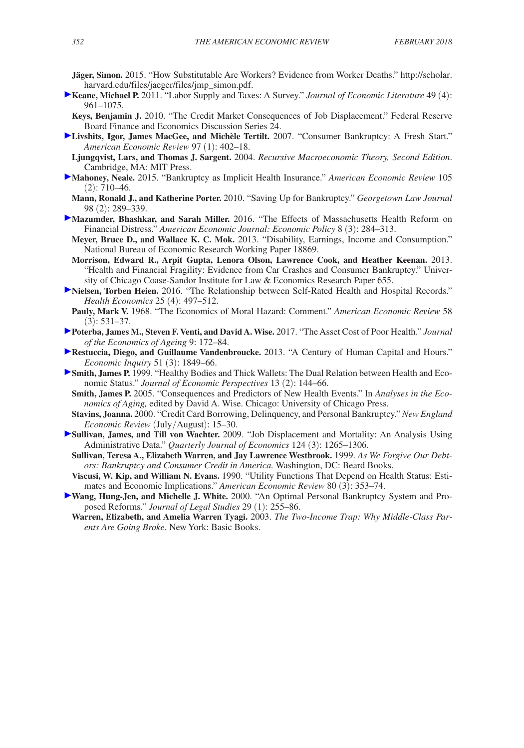**Jäger, Simon.** 2015. "How Substitutable Are Workers? Evidence from Worker Deaths." http://scholar.harvard.edu/files/jaeger/files/jmp_simon.pdf.

**Keane, Michael P.** 2011. "Labor Supply and Taxes: A Survey." *Journal of Economic Literature* 49 (4): 961–1075.

**Keys, Benjamin J.** 2010. "The Credit Market Consequences of Job Displacement." Federal Reserve Board Finance and Economics Discussion Series 24.

**Livshits, Igor, James MacGee, and Michèle Tertilt.** 2007. "Consumer Bankruptcy: A Fresh Start." *American Economic Review* 97 (1): 402–18.

**Ljungqvist, Lars, and Thomas J. Sargent.** 2004. *Recursive Macroeconomic Theory, Second Edition*. Cambridge, MA: MIT Press.

**Mahoney, Neale.** 2015. "Bankruptcy as Implicit Health Insurance." *American Economic Review* 105 (2): 710–46.

**Mann, Ronald J., and Katherine Porter.** 2010. "Saving Up for Bankruptcy." *Georgetown Law Journal* 98 (2): 289–339.

**Mazumder, Bhashkar, and Sarah Miller.** 2016. "The Effects of Massachusetts Health Reform on Financial Distress." *American Economic Journal: Economic Policy* 8 (3): 284–313.

**Meyer, Bruce D., and Wallace K. C. Mok.** 2013. "Disability, Earnings, Income and Consumption." National Bureau of Economic Research Working Paper 18869.

**Morrison, Edward R., Arpit Gupta, Lenora Olson, Lawrence Cook, and Heather Keenan.** 2013. "Health and Financial Fragility: Evidence from Car Crashes and Consumer Bankruptcy." University of Chicago Coase-Sandor Institute for Law & Economics Research Paper 655.

**Nielsen, Torben Heien.** 2016. "The Relationship between Self-Rated Health and Hospital Records." *Health Economics* 25 (4): 497–512.

**Pauly, Mark V.** 1968. "The Economics of Moral Hazard: Comment." *American Economic Review* 58 (3): 531–37.

**Poterba, James M., Steven F. Venti, and David A. Wise.** 2017. "The Asset Cost of Poor Health." *Journal of the Economics of Ageing* 9: 172–84.

**Restuccia, Diego, and Guillaume Vandenbroucke.** 2013. "A Century of Human Capital and Hours." *Economic Inquiry* 51 (3): 1849–66.

**Smith, James P.** 1999. "Healthy Bodies and Thick Wallets: The Dual Relation between Health and Economic Status." *Journal of Economic Perspectives* 13 (2): 144–66.

**Smith, James P.** 2005. "Consequences and Predictors of New Health Events." In *Analyses in the Economics of Aging,* edited by David A. Wise. Chicago: University of Chicago Press.

**Stavins, Joanna.** 2000. "Credit Card Borrowing, Delinquency, and Personal Bankruptcy." *New England Economic Review* (July/August): 15–30.

**Sullivan, James, and Till von Wachter.** 2009. "Job Displacement and Mortality: An Analysis Using Administrative Data." *Quarterly Journal of Economics* 124 (3): 1265–1306.

**Sullivan, Teresa A., Elizabeth Warren, and Jay Lawrence Westbrook.** 1999. *As We Forgive Our Debtors: Bankruptcy and Consumer Credit in America.* Washington, DC: Beard Books.

**Viscusi, W. Kip, and William N. Evans.** 1990. "Utility Functions That Depend on Health Status: Estimates and Economic Implications." *American Economic Review* 80 (3): 353–74.

**Wang, Hung-Jen, and Michelle J. White.** 2000. "An Optimal Personal Bankruptcy System and Proposed Reforms." *Journal of Legal Studies* 29 (1): 255–86.

**Warren, Elizabeth, and Amelia Warren Tyagi.** 2003. *The Two-Income Trap: Why Middle-Class Parents Are Going Broke*. New York: Basic Books.